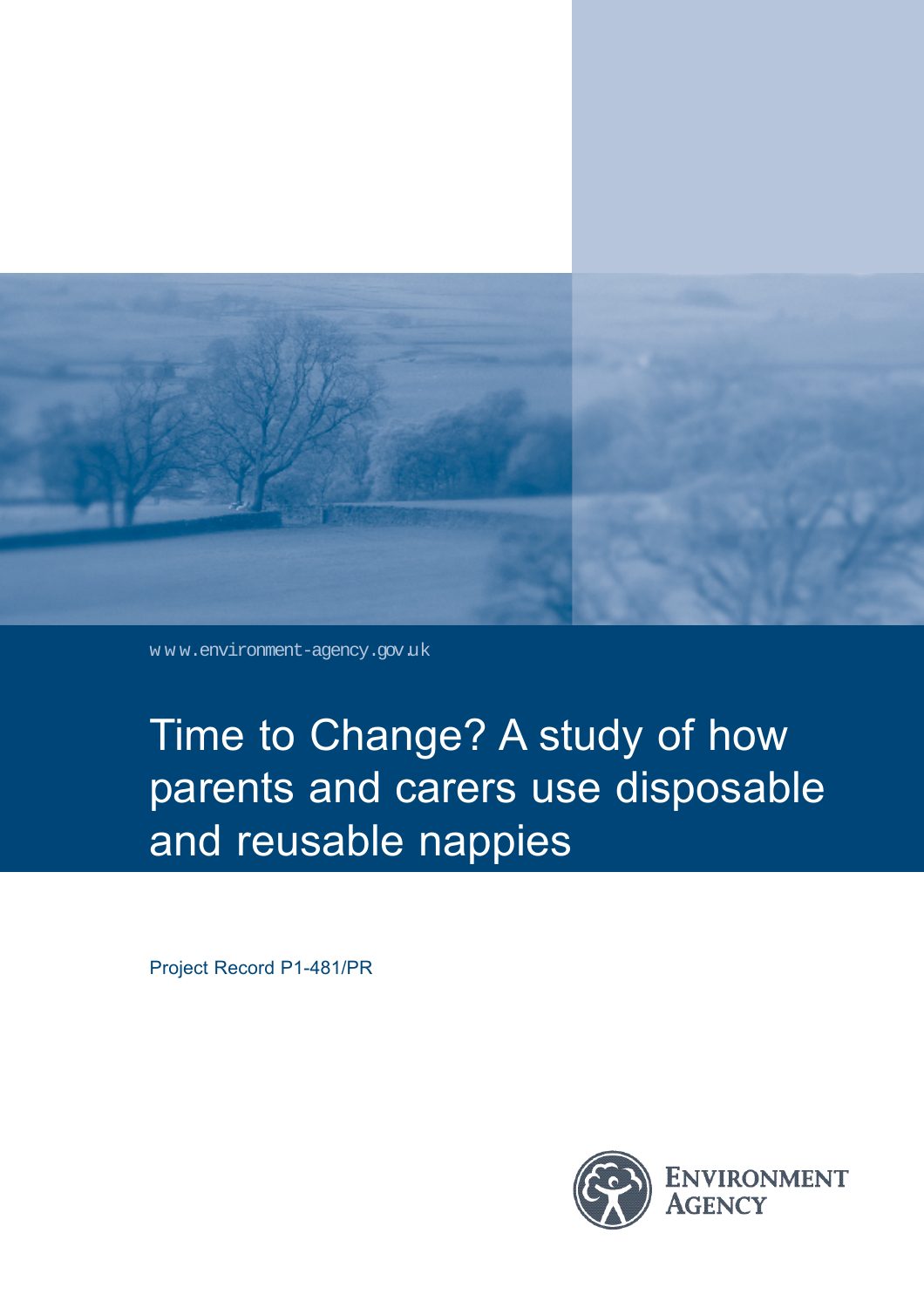www.environment-agency.gov.uk

# Time to Change? A study of how parents and carers use disposable and reusable nappies

Project Record P1-481/PR

Environment Agency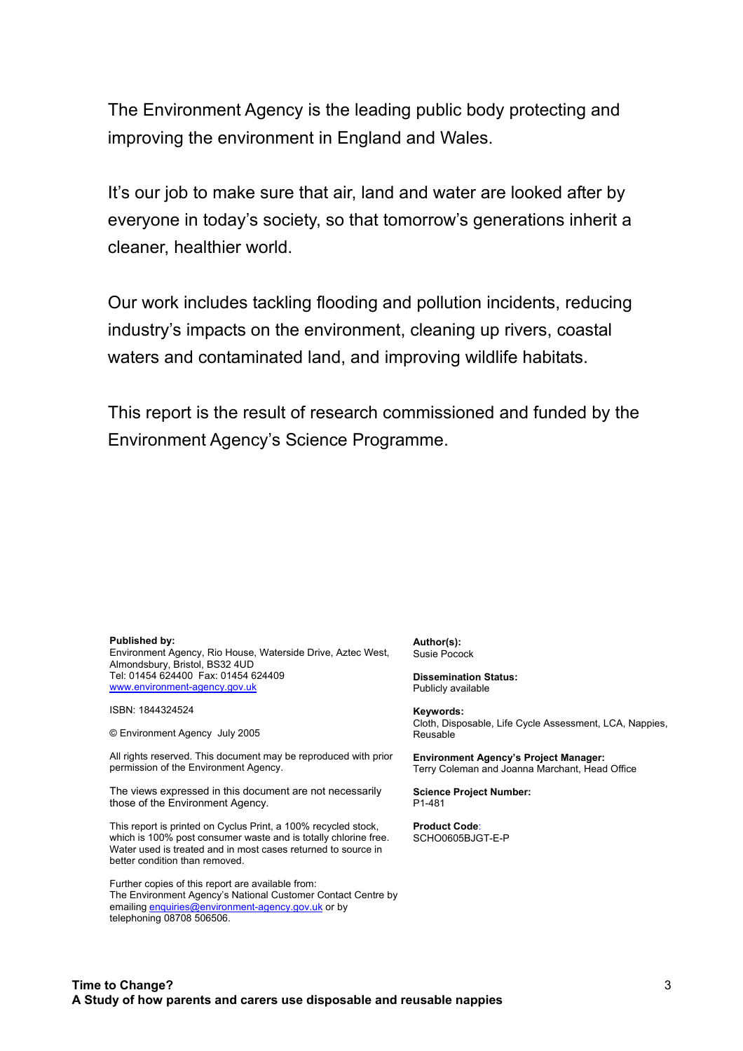The Environment Agency is the leading public body protecting and improving the environment in England and Wales.

It's our job to make sure that air, land and water are looked after by everyone in today's society, so that tomorrow's generations inherit a cleaner, healthier world.

Our work includes tackling flooding and pollution incidents, reducing industry's impacts on the environment, cleaning up rivers, coastal waters and contaminated land, and improving wildlife habitats.

This report is the result of research commissioned and funded by the Environment Agency's Science Programme.

**Published by:**
Environment Agency, Rio House, Waterside Drive, Aztec West, Almondsbury, Bristol, BS32 4UD
Tel: 01454 624400 Fax: 01454 624409
www.environment-agency.gov.uk

ISBN: 1844324524

© Environment Agency July 2005

All rights reserved. This document may be reproduced with prior permission of the Environment Agency.

The views expressed in this document are not necessarily those of the Environment Agency.

This report is printed on Cyclus Print, a 100% recycled stock, which is 100% post consumer waste and is totally chlorine free. Water used is treated and in most cases returned to source in better condition than removed.

Further copies of this report are available from:
The Environment Agency's National Customer Contact Centre by emailing enquiries@environment-agency.gov.uk or by telephoning 08708 506506.

**Author(s):**
Susie Pocock

**Dissemination Status:**
Publicly available

**Keywords:**
Cloth, Disposable, Life Cycle Assessment, LCA, Nappies, Reusable

**Environment Agency's Project Manager:**
Terry Coleman and Joanna Marchant, Head Office

**Science Project Number:**
P1-481

**Product Code**:
SCHO0605BJGT-E-P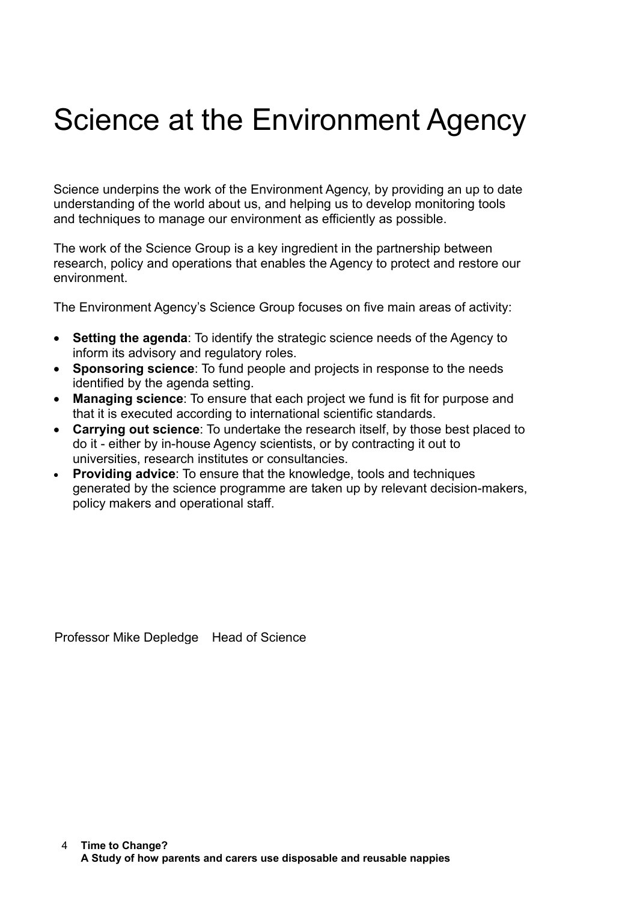# Science at the Environment Agency

Science underpins the work of the Environment Agency, by providing an up to date understanding of the world about us, and helping us to develop monitoring tools and techniques to manage our environment as efficiently as possible.

The work of the Science Group is a key ingredient in the partnership between research, policy and operations that enables the Agency to protect and restore our environment.

The Environment Agency's Science Group focuses on five main areas of activity:

- **Setting the agenda**: To identify the strategic science needs of the Agency to inform its advisory and regulatory roles.
- **Sponsoring science**: To fund people and projects in response to the needs identified by the agenda setting.
- **Managing science**: To ensure that each project we fund is fit for purpose and that it is executed according to international scientific standards.
- **Carrying out science**: To undertake the research itself, by those best placed to do it - either by in-house Agency scientists, or by contracting it out to universities, research institutes or consultancies.
- **Providing advice**: To ensure that the knowledge, tools and techniques generated by the science programme are taken up by relevant decision-makers, policy makers and operational staff.

Professor Mike Depledge Head of Science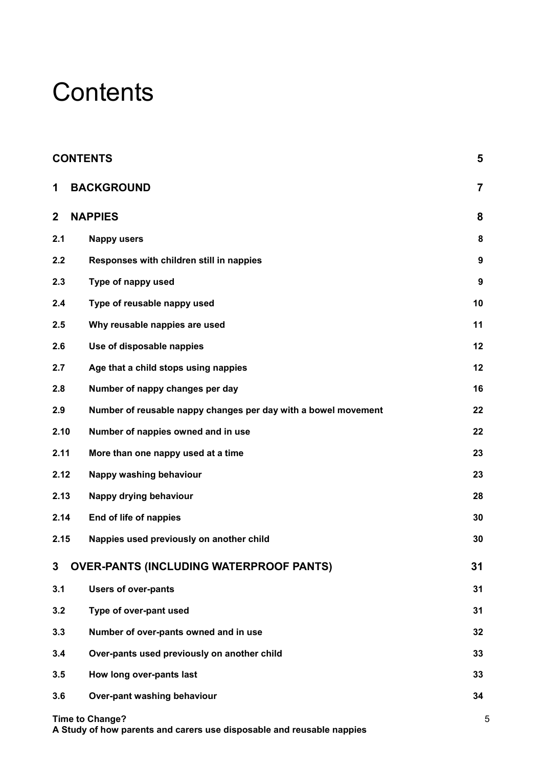# Contents

| | | |
|---|---|---|
| **CONTENTS** | | **5** |
| **1** | **BACKGROUND** | **7** |
| **2** | **NAPPIES** | **8** |
| **2.1** | **Nappy users** | **8** |
| **2.2** | **Responses with children still in nappies** | **9** |
| **2.3** | **Type of nappy used** | **9** |
| **2.4** | **Type of reusable nappy used** | **10** |
| **2.5** | **Why reusable nappies are used** | **11** |
| **2.6** | **Use of disposable nappies** | **12** |
| **2.7** | **Age that a child stops using nappies** | **12** |
| **2.8** | **Number of nappy changes per day** | **16** |
| **2.9** | **Number of reusable nappy changes per day with a bowel movement** | **22** |
| **2.10** | **Number of nappies owned and in use** | **22** |
| **2.11** | **More than one nappy used at a time** | **23** |
| **2.12** | **Nappy washing behaviour** | **23** |
| **2.13** | **Nappy drying behaviour** | **28** |
| **2.14** | **End of life of nappies** | **30** |
| **2.15** | **Nappies used previously on another child** | **30** |
| **3** | **OVER-PANTS (INCLUDING WATERPROOF PANTS)** | **31** |
| **3.1** | **Users of over-pants** | **31** |
| **3.2** | **Type of over-pant used** | **31** |
| **3.3** | **Number of over-pants owned and in use** | **32** |
| **3.4** | **Over-pants used previously on another child** | **33** |
| **3.5** | **How long over-pants last** | **33** |
| **3.6** | **Over-pant washing behaviour** | **34** |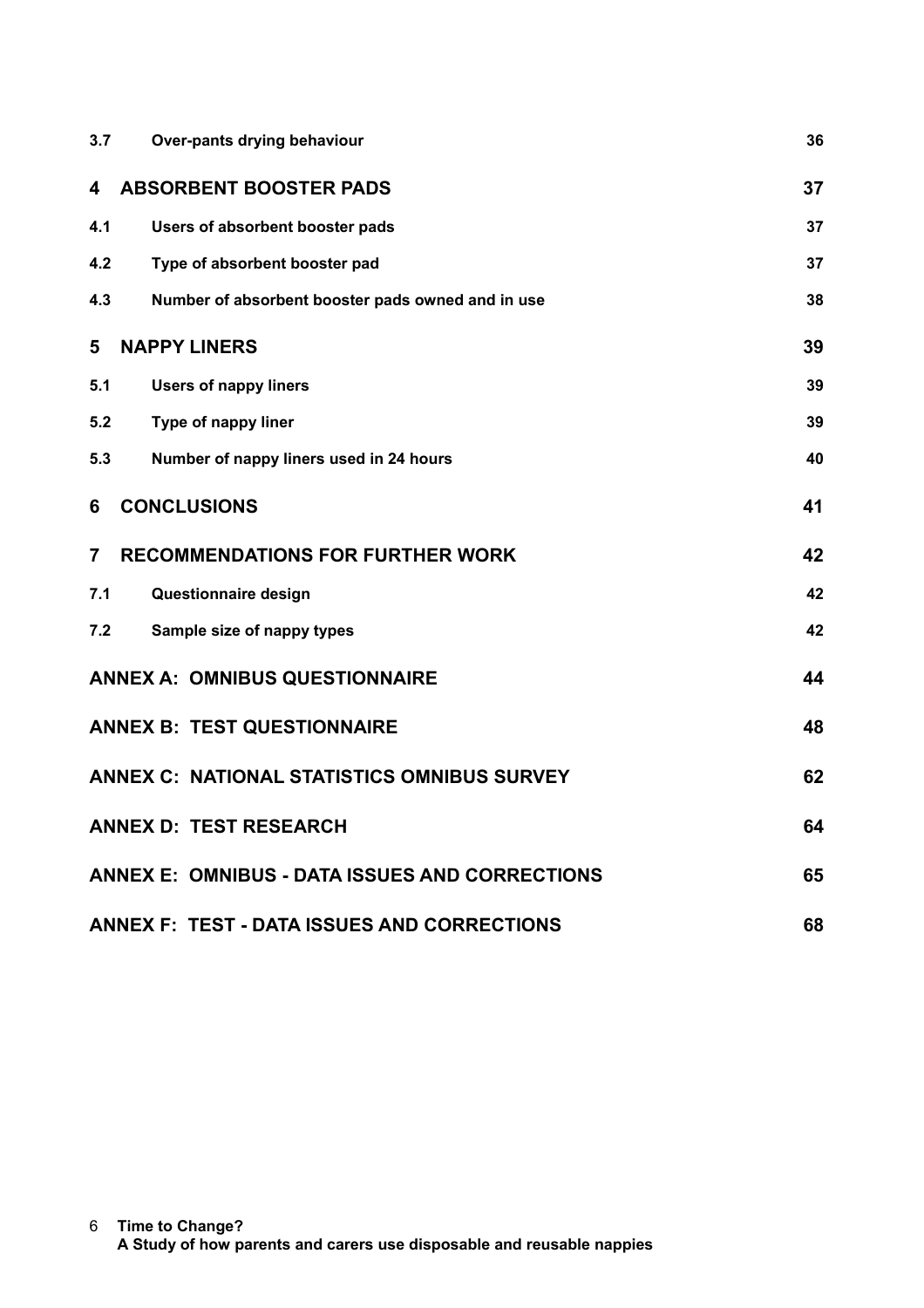| | | |
|---|---|---|
| **3.7** | **Over-pants drying behaviour** | **36** |
| **4** | **ABSORBENT BOOSTER PADS** | **37** |
| **4.1** | **Users of absorbent booster pads** | **37** |
| **4.2** | **Type of absorbent booster pad** | **37** |
| **4.3** | **Number of absorbent booster pads owned and in use** | **38** |
| **5** | **NAPPY LINERS** | **39** |
| **5.1** | **Users of nappy liners** | **39** |
| **5.2** | **Type of nappy liner** | **39** |
| **5.3** | **Number of nappy liners used in 24 hours** | **40** |
| **6** | **CONCLUSIONS** | **41** |
| **7** | **RECOMMENDATIONS FOR FURTHER WORK** | **42** |
| **7.1** | **Questionnaire design** | **42** |
| **7.2** | **Sample size of nappy types** | **42** |
| | **ANNEX A: OMNIBUS QUESTIONNAIRE** | **44** |
| | **ANNEX B: TEST QUESTIONNAIRE** | **48** |
| | **ANNEX C: NATIONAL STATISTICS OMNIBUS SURVEY** | **62** |
| | **ANNEX D: TEST RESEARCH** | **64** |
| | **ANNEX E: OMNIBUS - DATA ISSUES AND CORRECTIONS** | **65** |
| | **ANNEX F: TEST - DATA ISSUES AND CORRECTIONS** | **68** |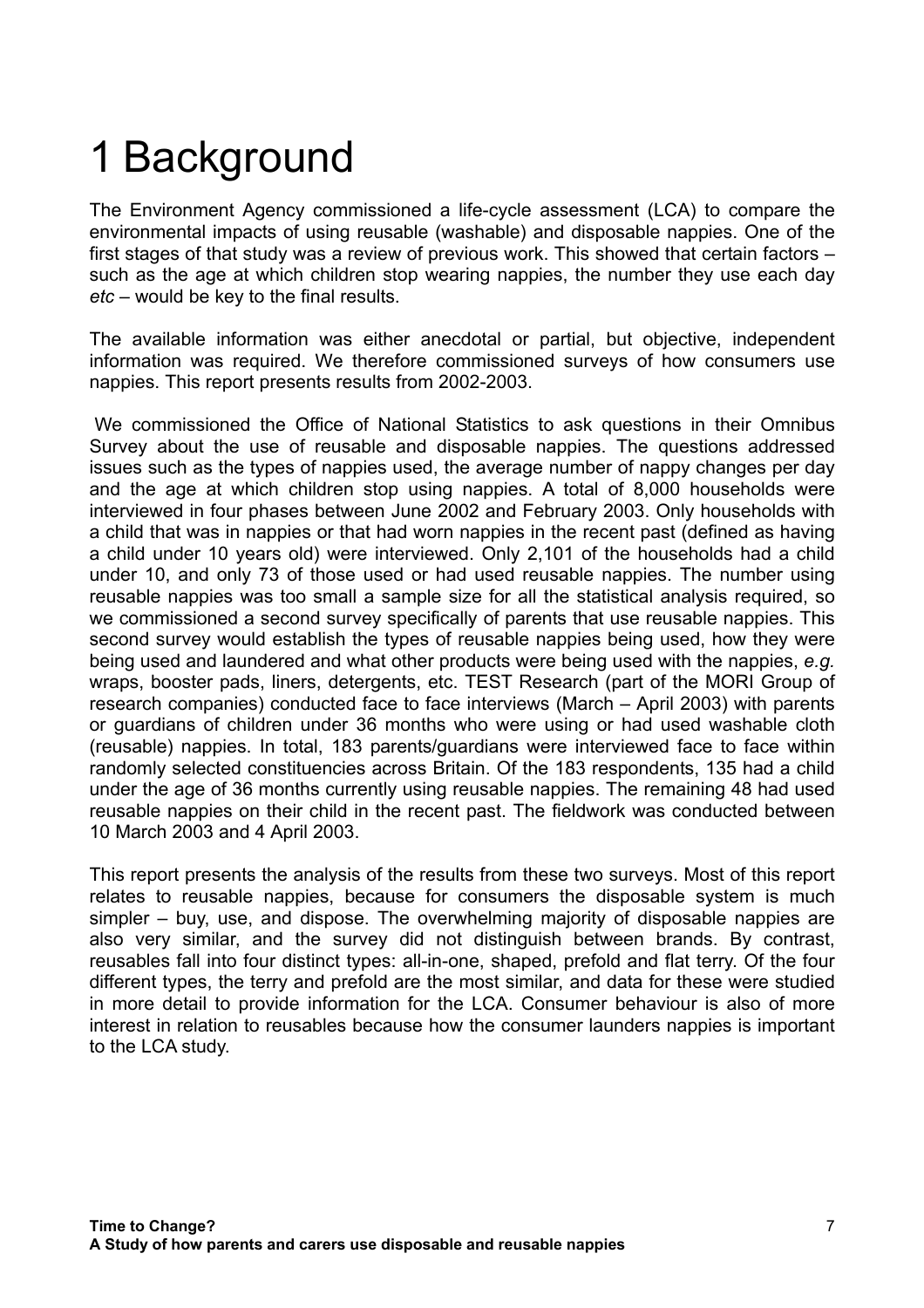# 1 Background

The Environment Agency commissioned a life-cycle assessment (LCA) to compare the environmental impacts of using reusable (washable) and disposable nappies. One of the first stages of that study was a review of previous work. This showed that certain factors – such as the age at which children stop wearing nappies, the number they use each day *etc* – would be key to the final results.

The available information was either anecdotal or partial, but objective, independent information was required. We therefore commissioned surveys of how consumers use nappies. This report presents results from 2002-2003.

We commissioned the Office of National Statistics to ask questions in their Omnibus Survey about the use of reusable and disposable nappies. The questions addressed issues such as the types of nappies used, the average number of nappy changes per day and the age at which children stop using nappies. A total of 8,000 households were interviewed in four phases between June 2002 and February 2003. Only households with a child that was in nappies or that had worn nappies in the recent past (defined as having a child under 10 years old) were interviewed. Only 2,101 of the households had a child under 10, and only 73 of those used or had used reusable nappies. The number using reusable nappies was too small a sample size for all the statistical analysis required, so we commissioned a second survey specifically of parents that use reusable nappies. This second survey would establish the types of reusable nappies being used, how they were being used and laundered and what other products were being used with the nappies, *e.g.* wraps, booster pads, liners, detergents, etc. TEST Research (part of the MORI Group of research companies) conducted face to face interviews (March – April 2003) with parents or guardians of children under 36 months who were using or had used washable cloth (reusable) nappies. In total, 183 parents/guardians were interviewed face to face within randomly selected constituencies across Britain. Of the 183 respondents, 135 had a child under the age of 36 months currently using reusable nappies. The remaining 48 had used reusable nappies on their child in the recent past. The fieldwork was conducted between 10 March 2003 and 4 April 2003.

This report presents the analysis of the results from these two surveys. Most of this report relates to reusable nappies, because for consumers the disposable system is much simpler – buy, use, and dispose. The overwhelming majority of disposable nappies are also very similar, and the survey did not distinguish between brands. By contrast, reusables fall into four distinct types: all-in-one, shaped, prefold and flat terry. Of the four different types, the terry and prefold are the most similar, and data for these were studied in more detail to provide information for the LCA. Consumer behaviour is also of more interest in relation to reusables because how the consumer launders nappies is important to the LCA study.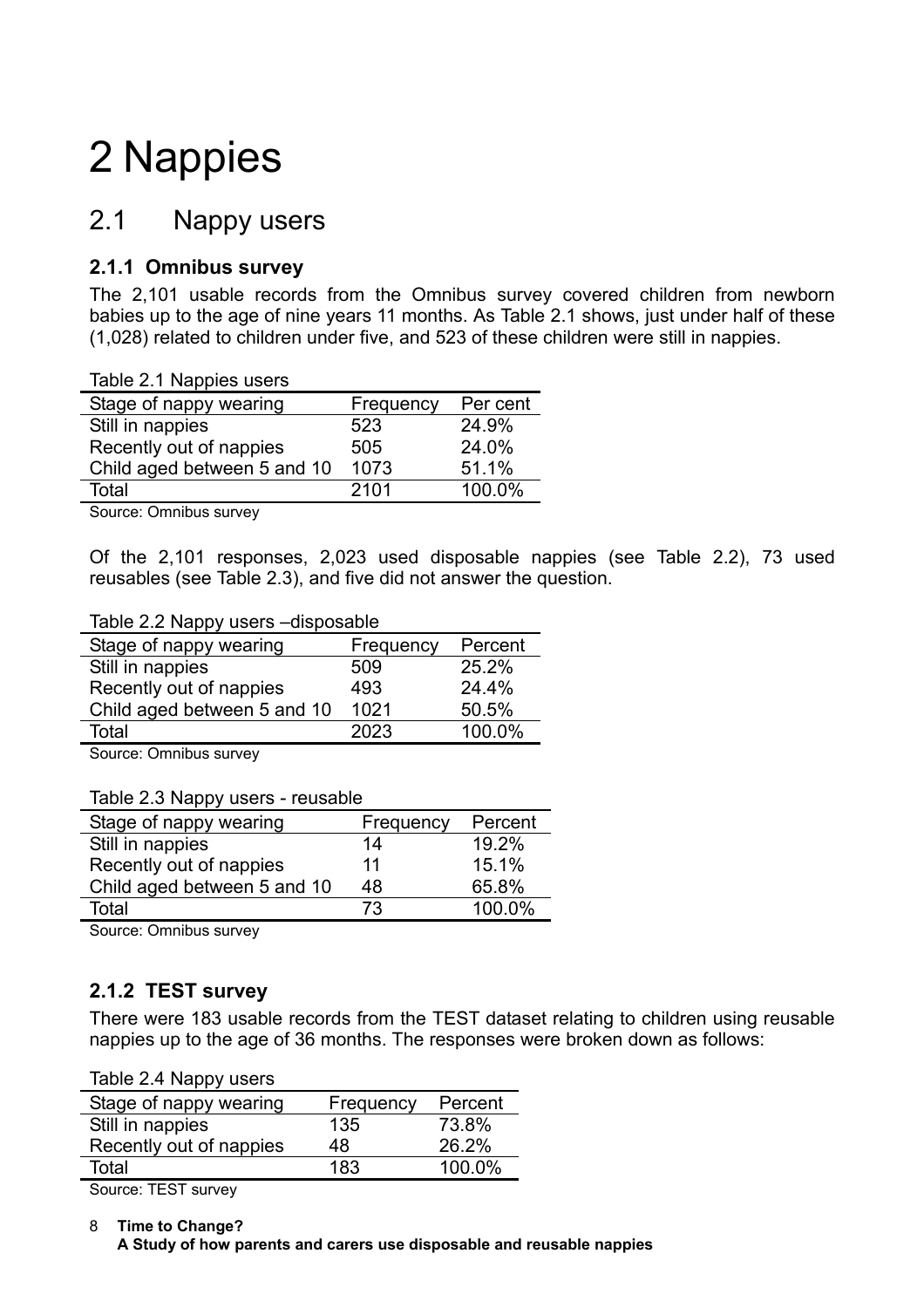# 2 Nappies

## 2.1 Nappy users

### 2.1.1 Omnibus survey

The 2,101 usable records from the Omnibus survey covered children from newborn babies up to the age of nine years 11 months. As Table 2.1 shows, just under half of these (1,028) related to children under five, and 523 of these children were still in nappies.

Table 2.1 Nappies users

| Stage of nappy wearing | Frequency | Per cent |
|---|---|---|
| Still in nappies | 523 | 24.9% |
| Recently out of nappies | 505 | 24.0% |
| Child aged between 5 and 10 | 1073 | 51.1% |
| Total | 2101 | 100.0% |

Source: Omnibus survey

Of the 2,101 responses, 2,023 used disposable nappies (see Table 2.2), 73 used reusables (see Table 2.3), and five did not answer the question.

Table 2.2 Nappy users –disposable

| Stage of nappy wearing | Frequency | Percent |
|---|---|---|
| Still in nappies | 509 | 25.2% |
| Recently out of nappies | 493 | 24.4% |
| Child aged between 5 and 10 | 1021 | 50.5% |
| Total | 2023 | 100.0% |

Source: Omnibus survey

Table 2.3 Nappy users - reusable

| Stage of nappy wearing | Frequency | Percent |
|---|---|---|
| Still in nappies | 14 | 19.2% |
| Recently out of nappies | 11 | 15.1% |
| Child aged between 5 and 10 | 48 | 65.8% |
| Total | 73 | 100.0% |

Source: Omnibus survey

### 2.1.2 TEST survey

There were 183 usable records from the TEST dataset relating to children using reusable nappies up to the age of 36 months. The responses were broken down as follows:

Table 2.4 Nappy users

| Stage of nappy wearing | Frequency | Percent |
|---|---|---|
| Still in nappies | 135 | 73.8% |
| Recently out of nappies | 48 | 26.2% |
| Total | 183 | 100.0% |

Source: TEST survey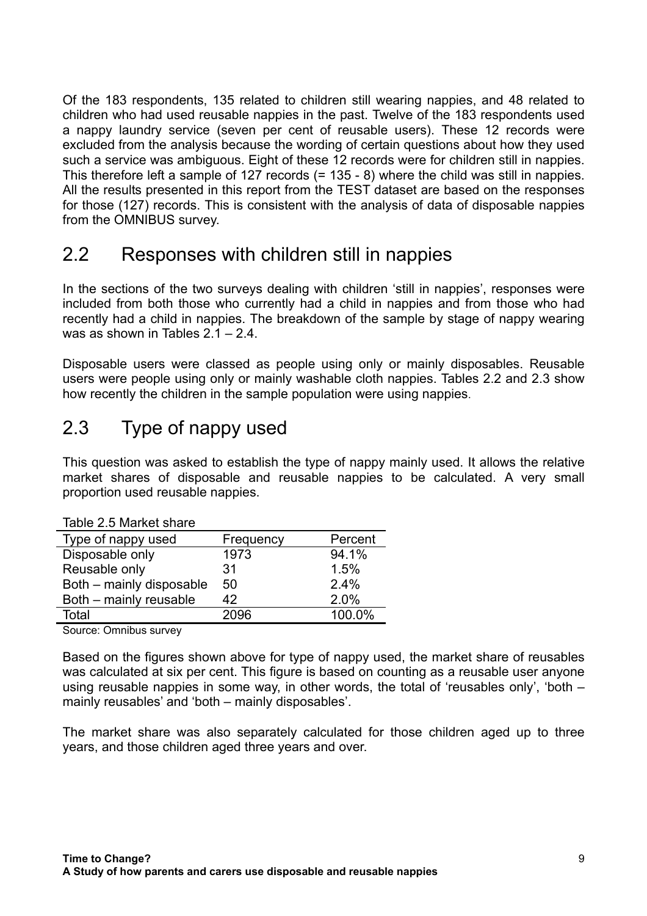Of the 183 respondents, 135 related to children still wearing nappies, and 48 related to children who had used reusable nappies in the past. Twelve of the 183 respondents used a nappy laundry service (seven per cent of reusable users). These 12 records were excluded from the analysis because the wording of certain questions about how they used such a service was ambiguous. Eight of these 12 records were for children still in nappies. This therefore left a sample of 127 records (= 135 - 8) where the child was still in nappies. All the results presented in this report from the TEST dataset are based on the responses for those (127) records. This is consistent with the analysis of data of disposable nappies from the OMNIBUS survey.

## 2.2 Responses with children still in nappies

In the sections of the two surveys dealing with children 'still in nappies', responses were included from both those who currently had a child in nappies and from those who had recently had a child in nappies. The breakdown of the sample by stage of nappy wearing was as shown in Tables 2.1 – 2.4.

Disposable users were classed as people using only or mainly disposables. Reusable users were people using only or mainly washable cloth nappies. Tables 2.2 and 2.3 show how recently the children in the sample population were using nappies.

## 2.3 Type of nappy used

This question was asked to establish the type of nappy mainly used. It allows the relative market shares of disposable and reusable nappies to be calculated. A very small proportion used reusable nappies.

Table 2.5 Market share

| Type of nappy used | Frequency | Percent |
|---|---|---|
| Disposable only | 1973 | 94.1% |
| Reusable only | 31 | 1.5% |
| Both – mainly disposable | 50 | 2.4% |
| Both – mainly reusable | 42 | 2.0% |
| Total | 2096 | 100.0% |

Source: Omnibus survey

Based on the figures shown above for type of nappy used, the market share of reusables was calculated at six per cent. This figure is based on counting as a reusable user anyone using reusable nappies in some way, in other words, the total of 'reusables only', 'both – mainly reusables' and 'both – mainly disposables'.

The market share was also separately calculated for those children aged up to three years, and those children aged three years and over.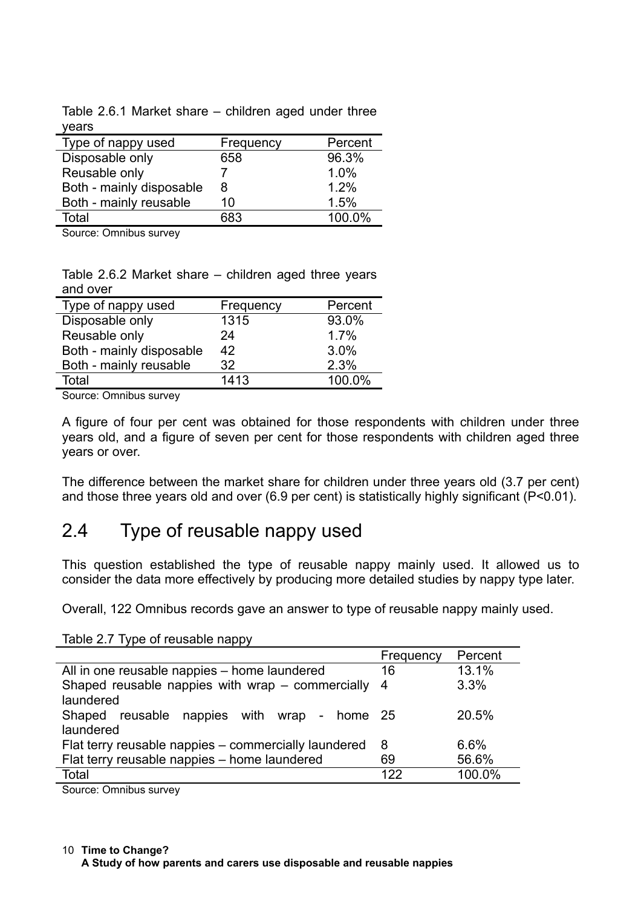Table 2.6.1 Market share – children aged under three years

| Type of nappy used | Frequency | Percent |
|---|---|---|
| Disposable only | 658 | 96.3% |
| Reusable only | 7 | 1.0% |
| Both - mainly disposable | 8 | 1.2% |
| Both - mainly reusable | 10 | 1.5% |
| Total | 683 | 100.0% |

Source: Omnibus survey

Table 2.6.2 Market share – children aged three years and over

| Type of nappy used | Frequency | Percent |
|---|---|---|
| Disposable only | 1315 | 93.0% |
| Reusable only | 24 | 1.7% |
| Both - mainly disposable | 42 | 3.0% |
| Both - mainly reusable | 32 | 2.3% |
| Total | 1413 | 100.0% |

Source: Omnibus survey

A figure of four per cent was obtained for those respondents with children under three years old, and a figure of seven per cent for those respondents with children aged three years or over.

The difference between the market share for children under three years old (3.7 per cent) and those three years old and over (6.9 per cent) is statistically highly significant ($P<0.01$).

## 2.4 Type of reusable nappy used

This question established the type of reusable nappy mainly used. It allowed us to consider the data more effectively by producing more detailed studies by nappy type later.

Overall, 122 Omnibus records gave an answer to type of reusable nappy mainly used.

Table 2.7 Type of reusable nappy

| | Frequency | Percent |
|---|---|---|
| All in one reusable nappies – home laundered | 16 | 13.1% |
| Shaped reusable nappies with wrap – commercially laundered | 4 | 3.3% |
| Shaped reusable nappies with wrap - home laundered | 25 | 20.5% |
| Flat terry reusable nappies – commercially laundered | 8 | 6.6% |
| Flat terry reusable nappies – home laundered | 69 | 56.6% |
| Total | 122 | 100.0% |

Source: Omnibus survey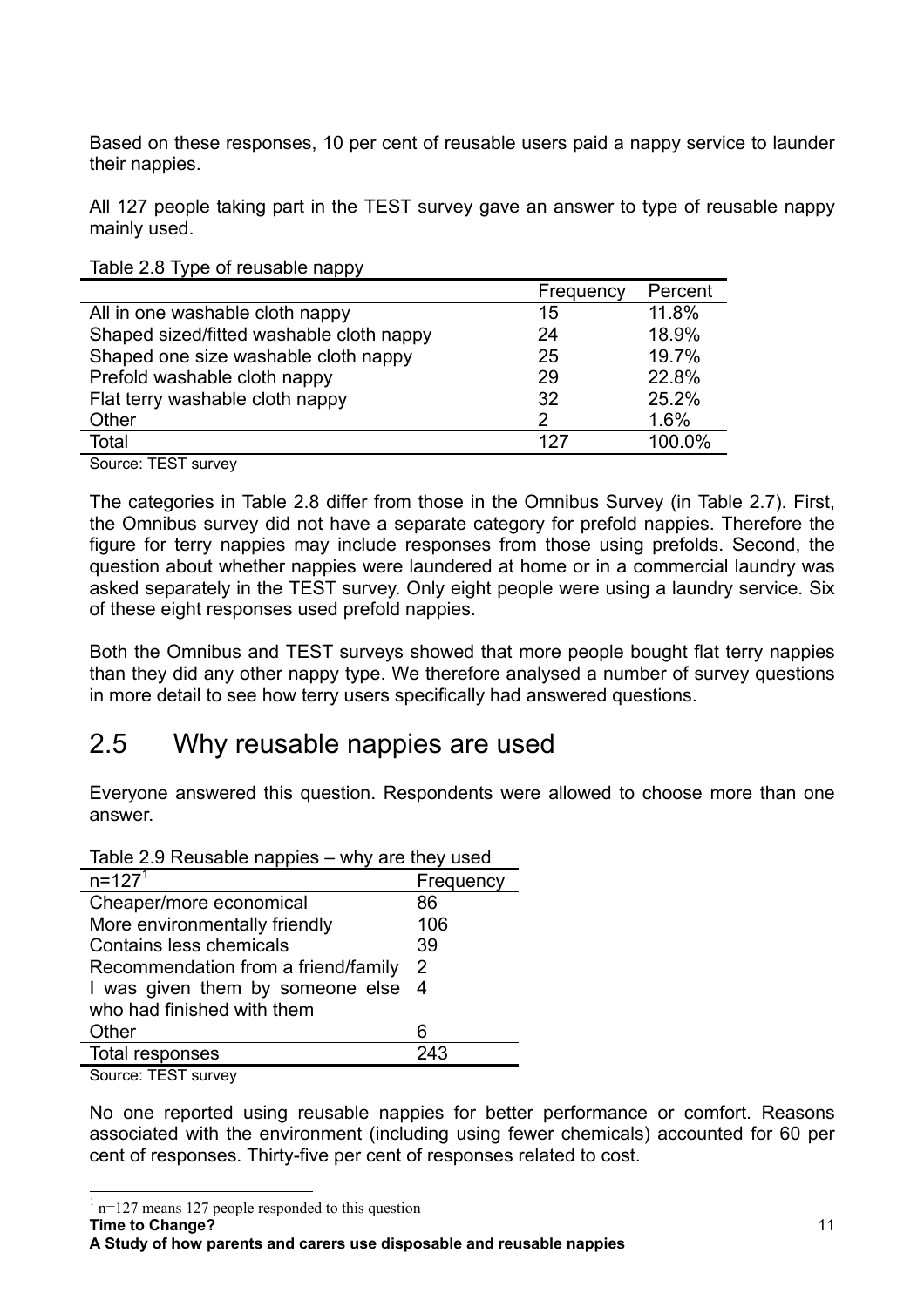Based on these responses, 10 per cent of reusable users paid a nappy service to launder their nappies.

All 127 people taking part in the TEST survey gave an answer to type of reusable nappy mainly used.

Table 2.8 Type of reusable nappy

| | Frequency | Percent |
|---|---|---|
| All in one washable cloth nappy | 15 | 11.8% |
| Shaped sized/fitted washable cloth nappy | 24 | 18.9% |
| Shaped one size washable cloth nappy | 25 | 19.7% |
| Prefold washable cloth nappy | 29 | 22.8% |
| Flat terry washable cloth nappy | 32 | 25.2% |
| Other | 2 | 1.6% |
| Total | 127 | 100.0% |

Source: TEST survey

The categories in Table 2.8 differ from those in the Omnibus Survey (in Table 2.7). First, the Omnibus survey did not have a separate category for prefold nappies. Therefore the figure for terry nappies may include responses from those using prefolds. Second, the question about whether nappies were laundered at home or in a commercial laundry was asked separately in the TEST survey. Only eight people were using a laundry service. Six of these eight responses used prefold nappies.

Both the Omnibus and TEST surveys showed that more people bought flat terry nappies than they did any other nappy type. We therefore analysed a number of survey questions in more detail to see how terry users specifically had answered questions.

## 2.5 Why reusable nappies are used

Everyone answered this question. Respondents were allowed to choose more than one answer.

Table 2.9 Reusable nappies – why are they used

| n=127[1] | Frequency |
|---|---|
| Cheaper/more economical | 86 |
| More environmentally friendly | 106 |
| Contains less chemicals | 39 |
| Recommendation from a friend/family | 2 |
| I was given them by someone else who had finished with them | 4 |
| Other | 6 |
| Total responses | 243 |

Source: TEST survey

No one reported using reusable nappies for better performance or comfort. Reasons associated with the environment (including using fewer chemicals) accounted for 60 per cent of responses. Thirty-five per cent of responses related to cost.

[1] n=127 means 127 people responded to this question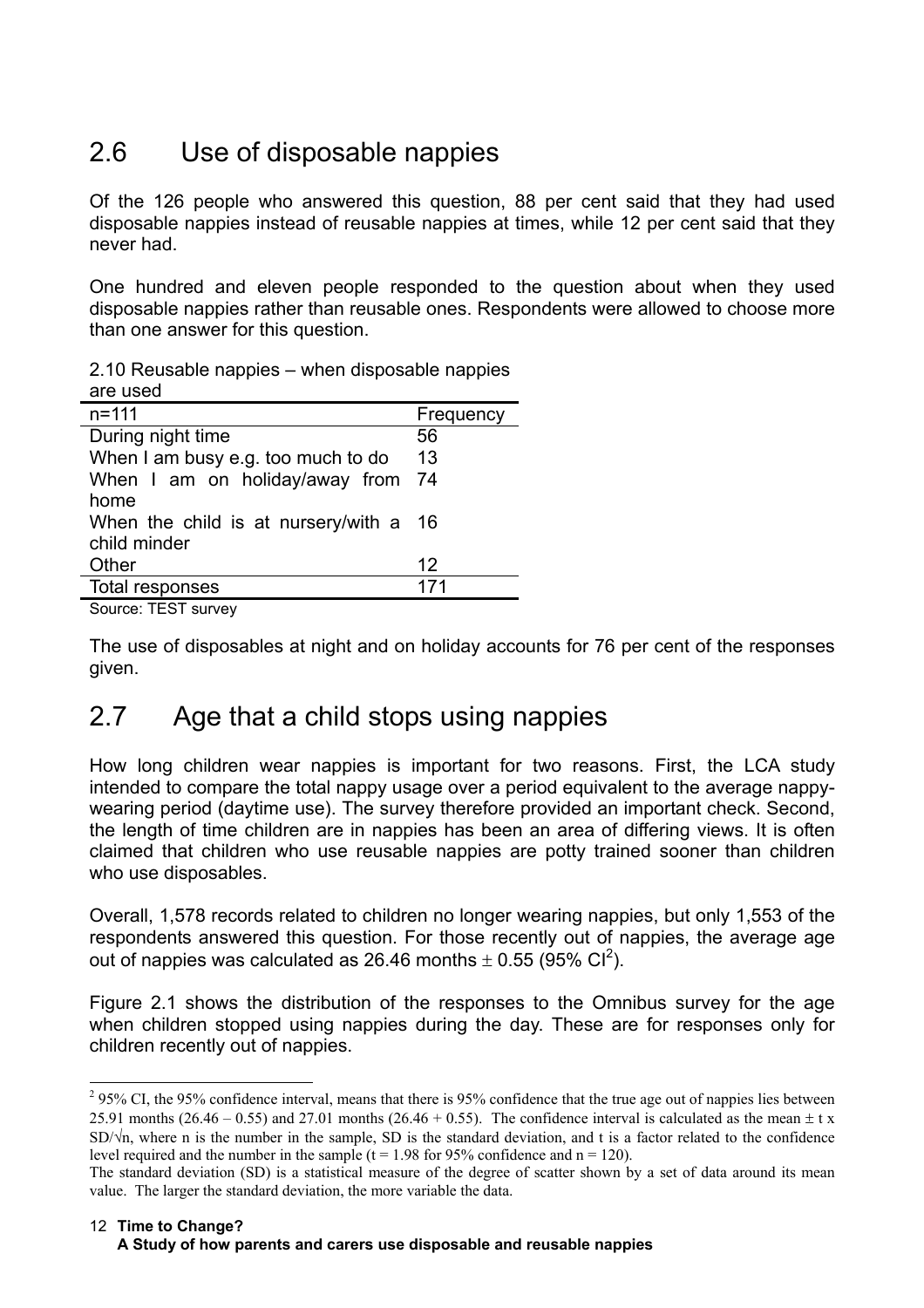## 2.6 Use of disposable nappies

Of the 126 people who answered this question, 88 per cent said that they had used disposable nappies instead of reusable nappies at times, while 12 per cent said that they never had.

One hundred and eleven people responded to the question about when they used disposable nappies rather than reusable ones. Respondents were allowed to choose more than one answer for this question.

2.10 Reusable nappies – when disposable nappies are used

| n=111 | Frequency |
|---|---|
| During night time | 56 |
| When I am busy e.g. too much to do | 13 |
| When I am on holiday/away from home | 74 |
| When the child is at nursery/with a child minder | 16 |
| Other | 12 |
| Total responses | 171 |

Source: TEST survey

The use of disposables at night and on holiday accounts for 76 per cent of the responses given.

## 2.7 Age that a child stops using nappies

How long children wear nappies is important for two reasons. First, the LCA study intended to compare the total nappy usage over a period equivalent to the average nappy-wearing period (daytime use). The survey therefore provided an important check. Second, the length of time children are in nappies has been an area of differing views. It is often claimed that children who use reusable nappies are potty trained sooner than children who use disposables.

Overall, 1,578 records related to children no longer wearing nappies, but only 1,553 of the respondents answered this question. For those recently out of nappies, the average age out of nappies was calculated as 26.46 months $\pm$ 0.55 (95% CI[2]).

Figure 2.1 shows the distribution of the responses to the Omnibus survey for the age when children stopped using nappies during the day. These are for responses only for children recently out of nappies.

---

[2] 95% CI, the 95% confidence interval, means that there is 95% confidence that the true age out of nappies lies between 25.91 months (26.46 – 0.55) and 27.01 months (26.46 + 0.55). The confidence interval is calculated as the mean $\pm$ t x SD/$\sqrt{n}$, where n is the number in the sample, SD is the standard deviation, and t is a factor related to the confidence level required and the number in the sample (t = 1.98 for 95% confidence and n = 120).

The standard deviation (SD) is a statistical measure of the degree of scatter shown by a set of data around its mean value. The larger the standard deviation, the more variable the data.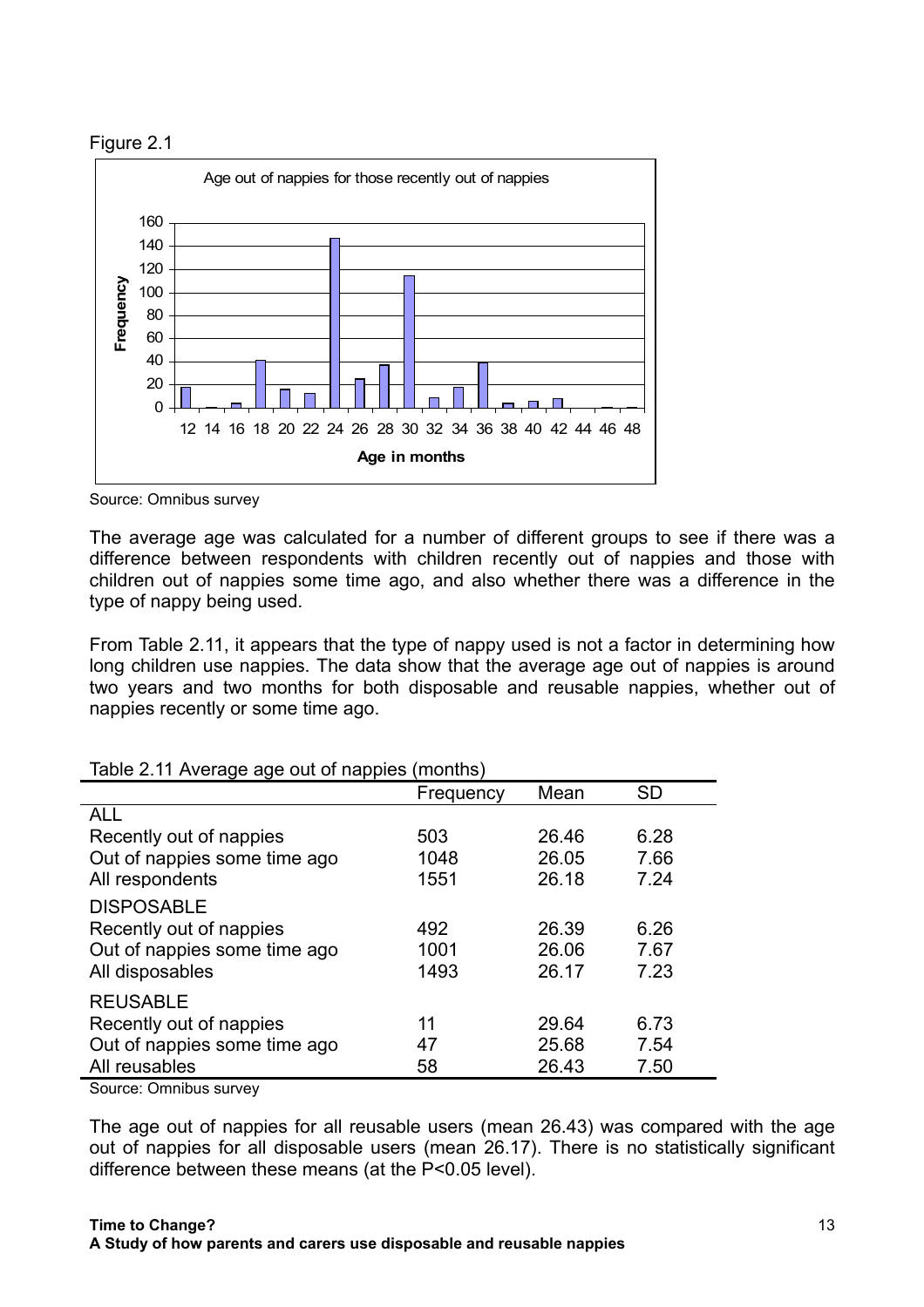Figure 2.1

Age out of nappies for those recently out of nappies

Source: Omnibus survey

The average age was calculated for a number of different groups to see if there was a difference between respondents with children recently out of nappies and those with children out of nappies some time ago, and also whether there was a difference in the type of nappy being used.

From Table 2.11, it appears that the type of nappy used is not a factor in determining how long children use nappies. The data show that the average age out of nappies is around two years and two months for both disposable and reusable nappies, whether out of nappies recently or some time ago.

Table 2.11 Average age out of nappies (months)

| | Frequency | Mean | SD |
|---|---|---|---|
| ALL | | | |
| Recently out of nappies | 503 | 26.46 | 6.28 |
| Out of nappies some time ago | 1048 | 26.05 | 7.66 |
| All respondents | 1551 | 26.18 | 7.24 |
| DISPOSABLE | | | |
| Recently out of nappies | 492 | 26.39 | 6.26 |
| Out of nappies some time ago | 1001 | 26.06 | 7.67 |
| All disposables | 1493 | 26.17 | 7.23 |
| REUSABLE | | | |
| Recently out of nappies | 11 | 29.64 | 6.73 |
| Out of nappies some time ago | 47 | 25.68 | 7.54 |
| All reusables | 58 | 26.43 | 7.50 |

Source: Omnibus survey

The age out of nappies for all reusable users (mean 26.43) was compared with the age out of nappies for all disposable users (mean 26.17). There is no statistically significant difference between these means (at the $P<0.05$ level).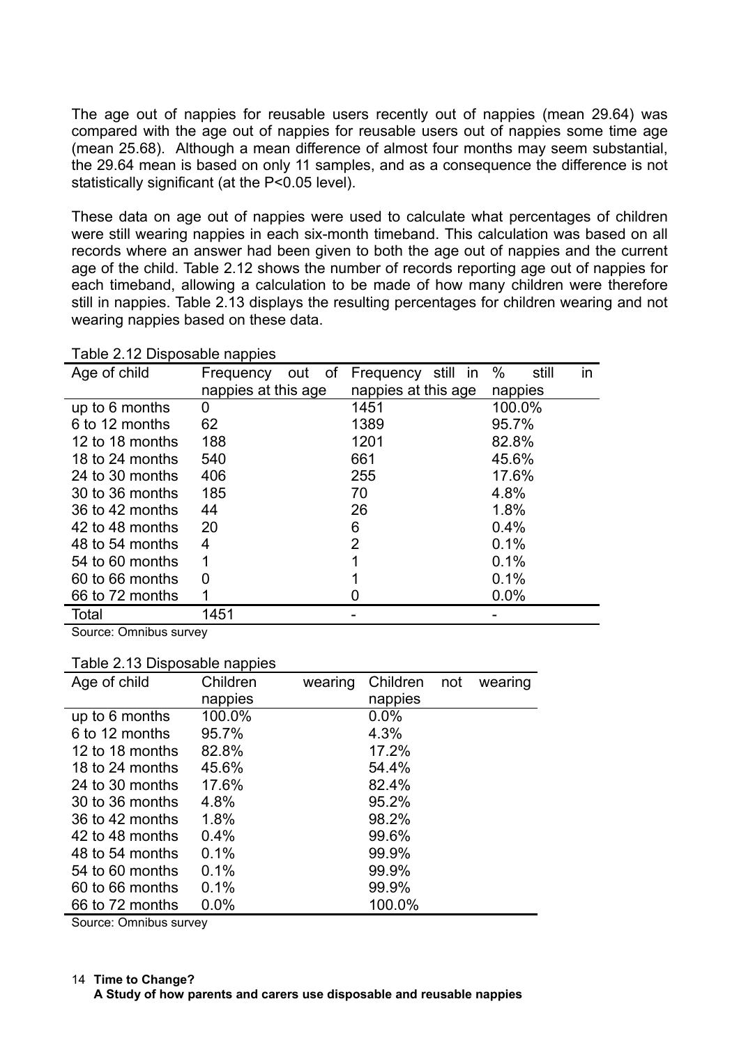The age out of nappies for reusable users recently out of nappies (mean 29.64) was compared with the age out of nappies for reusable users out of nappies some time age (mean 25.68). Although a mean difference of almost four months may seem substantial, the 29.64 mean is based on only 11 samples, and as a consequence the difference is not statistically significant (at the $P<0.05$ level).

These data on age out of nappies were used to calculate what percentages of children were still wearing nappies in each six-month timeband. This calculation was based on all records where an answer had been given to both the age out of nappies and the current age of the child. Table 2.12 shows the number of records reporting age out of nappies for each timeband, allowing a calculation to be made of how many children were therefore still in nappies. Table 2.13 displays the resulting percentages for children wearing and not wearing nappies based on these data.

Table 2.12 Disposable nappies

| Age of child | Frequency out of nappies at this age | Frequency still in nappies at this age | % still in nappies |
|---|---|---|---|
| up to 6 months | 0 | 1451 | 100.0% |
| 6 to 12 months | 62 | 1389 | 95.7% |
| 12 to 18 months | 188 | 1201 | 82.8% |
| 18 to 24 months | 540 | 661 | 45.6% |
| 24 to 30 months | 406 | 255 | 17.6% |
| 30 to 36 months | 185 | 70 | 4.8% |
| 36 to 42 months | 44 | 26 | 1.8% |
| 42 to 48 months | 20 | 6 | 0.4% |
| 48 to 54 months | 4 | 2 | 0.1% |
| 54 to 60 months | 1 | 1 | 0.1% |
| 60 to 66 months | 0 | 1 | 0.1% |
| 66 to 72 months | 1 | 0 | 0.0% |
| Total | 1451 | - | - |

Source: Omnibus survey

Table 2.13 Disposable nappies

| Age of child | Children wearing nappies | Children not wearing nappies |
|---|---|---|
| up to 6 months | 100.0% | 0.0% |
| 6 to 12 months | 95.7% | 4.3% |
| 12 to 18 months | 82.8% | 17.2% |
| 18 to 24 months | 45.6% | 54.4% |
| 24 to 30 months | 17.6% | 82.4% |
| 30 to 36 months | 4.8% | 95.2% |
| 36 to 42 months | 1.8% | 98.2% |
| 42 to 48 months | 0.4% | 99.6% |
| 48 to 54 months | 0.1% | 99.9% |
| 54 to 60 months | 0.1% | 99.9% |
| 60 to 66 months | 0.1% | 99.9% |
| 66 to 72 months | 0.0% | 100.0% |

Source: Omnibus survey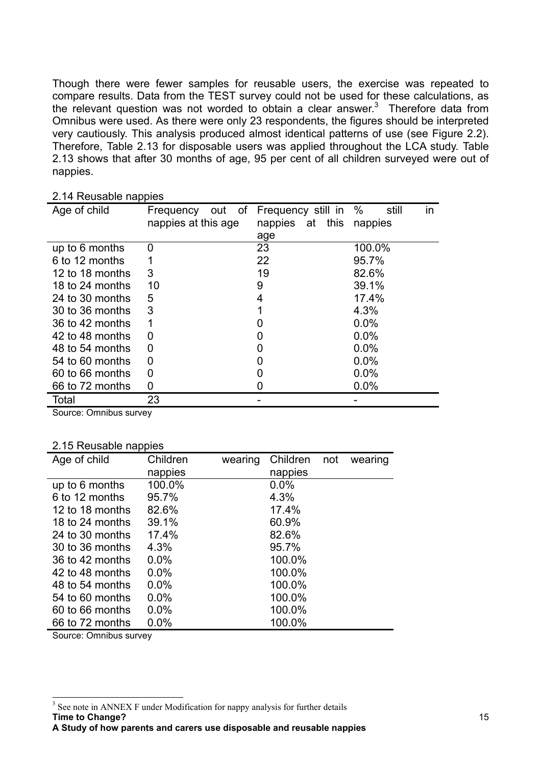Though there were fewer samples for reusable users, the exercise was repeated to compare results. Data from the TEST survey could not be used for these calculations, as the relevant question was not worded to obtain a clear answer.[3] Therefore data from Omnibus were used. As there were only 23 respondents, the figures should be interpreted very cautiously. This analysis produced almost identical patterns of use (see Figure 2.2). Therefore, Table 2.13 for disposable users was applied throughout the LCA study. Table 2.13 shows that after 30 months of age, 95 per cent of all children surveyed were out of nappies.

2.14 Reusable nappies

| Age of child | Frequency out of nappies at this age | Frequency still in nappies at this age | % still in nappies |
|---|---|---|---|
| up to 6 months | 0 | 23 | 100.0% |
| 6 to 12 months | 1 | 22 | 95.7% |
| 12 to 18 months | 3 | 19 | 82.6% |
| 18 to 24 months | 10 | 9 | 39.1% |
| 24 to 30 months | 5 | 4 | 17.4% |
| 30 to 36 months | 3 | 1 | 4.3% |
| 36 to 42 months | 1 | 0 | 0.0% |
| 42 to 48 months | 0 | 0 | 0.0% |
| 48 to 54 months | 0 | 0 | 0.0% |
| 54 to 60 months | 0 | 0 | 0.0% |
| 60 to 66 months | 0 | 0 | 0.0% |
| 66 to 72 months | 0 | 0 | 0.0% |
| Total | 23 | - | - |

Source: Omnibus survey

2.15 Reusable nappies

| Age of child | Children wearing nappies | Children not wearing nappies |
|---|---|---|
| up to 6 months | 100.0% | 0.0% |
| 6 to 12 months | 95.7% | 4.3% |
| 12 to 18 months | 82.6% | 17.4% |
| 18 to 24 months | 39.1% | 60.9% |
| 24 to 30 months | 17.4% | 82.6% |
| 30 to 36 months | 4.3% | 95.7% |
| 36 to 42 months | 0.0% | 100.0% |
| 42 to 48 months | 0.0% | 100.0% |
| 48 to 54 months | 0.0% | 100.0% |
| 54 to 60 months | 0.0% | 100.0% |
| 60 to 66 months | 0.0% | 100.0% |
| 66 to 72 months | 0.0% | 100.0% |

Source: Omnibus survey

[3] See note in ANNEX F under Modification for nappy analysis for further details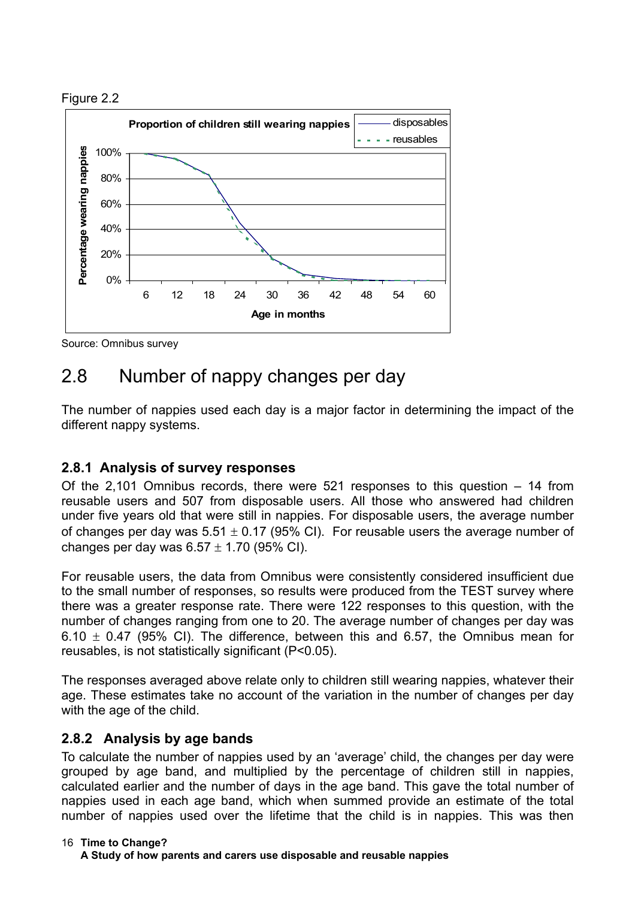Figure 2.2

Source: Omnibus survey

## 2.8 Number of nappy changes per day

The number of nappies used each day is a major factor in determining the impact of the different nappy systems.

### 2.8.1 Analysis of survey responses

Of the 2,101 Omnibus records, there were 521 responses to this question – 14 from reusable users and 507 from disposable users. All those who answered had children under five years old that were still in nappies. For disposable users, the average number of changes per day was $5.51 \pm 0.17$ (95% CI). For reusable users the average number of changes per day was $6.57 \pm 1.70$ (95% CI).

For reusable users, the data from Omnibus were consistently considered insufficient due to the small number of responses, so results were produced from the TEST survey where there was a greater response rate. There were 122 responses to this question, with the number of changes ranging from one to 20. The average number of changes per day was $6.10 \pm 0.47$ (95% CI). The difference, between this and 6.57, the Omnibus mean for reusables, is not statistically significant ($P<0.05$).

The responses averaged above relate only to children still wearing nappies, whatever their age. These estimates take no account of the variation in the number of changes per day with the age of the child.

### 2.8.2 Analysis by age bands

To calculate the number of nappies used by an 'average' child, the changes per day were grouped by age band, and multiplied by the percentage of children still in nappies, calculated earlier and the number of days in the age band. This gave the total number of nappies used in each age band, which when summed provide an estimate of the total number of nappies used over the lifetime that the child is in nappies. This was then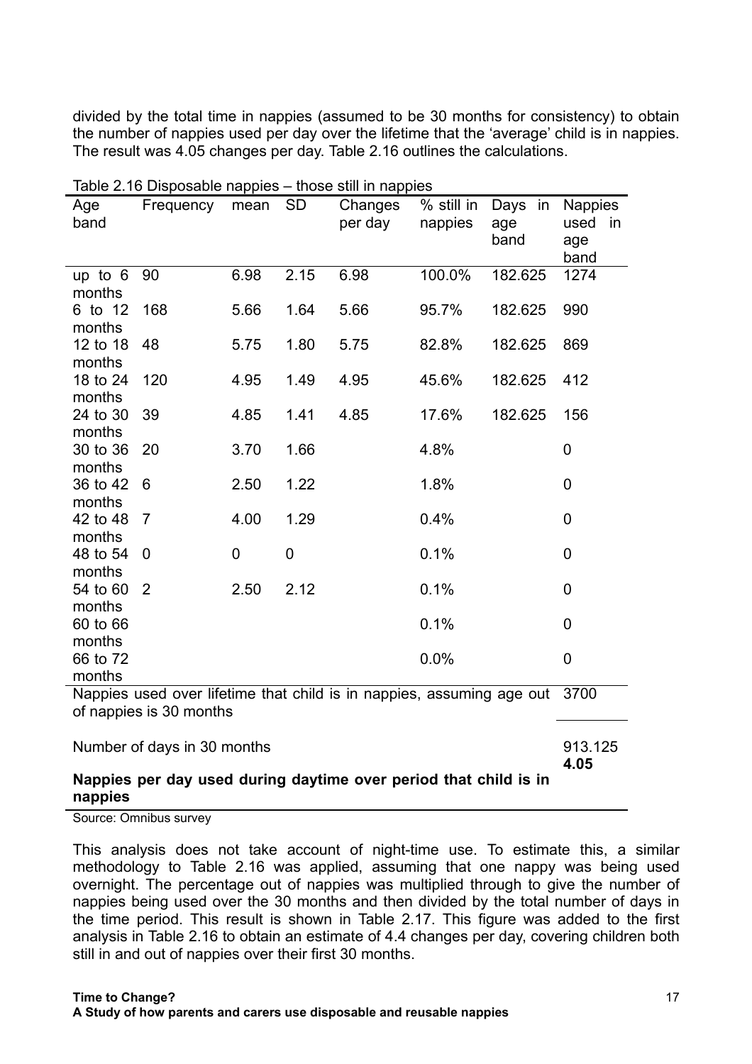divided by the total time in nappies (assumed to be 30 months for consistency) to obtain the number of nappies used per day over the lifetime that the 'average' child is in nappies. The result was 4.05 changes per day. Table 2.16 outlines the calculations.

Table 2.16 Disposable nappies – those still in nappies

| Age band | Frequency | mean | SD | Changes per day | % still in nappies | Days in age band | Nappies used in age band |
|---|---|---|---|---|---|---|---|
| up to 6 months | 90 | 6.98 | 2.15 | 6.98 | 100.0% | 182.625 | 1274 |
| 6 to 12 months | 168 | 5.66 | 1.64 | 5.66 | 95.7% | 182.625 | 990 |
| 12 to 18 months | 48 | 5.75 | 1.80 | 5.75 | 82.8% | 182.625 | 869 |
| 18 to 24 months | 120 | 4.95 | 1.49 | 4.95 | 45.6% | 182.625 | 412 |
| 24 to 30 months | 39 | 4.85 | 1.41 | 4.85 | 17.6% | 182.625 | 156 |
| 30 to 36 months | 20 | 3.70 | 1.66 | | 4.8% | | 0 |
| 36 to 42 months | 6 | 2.50 | 1.22 | | 1.8% | | 0 |
| 42 to 48 months | 7 | 4.00 | 1.29 | | 0.4% | | 0 |
| 48 to 54 months | 0 | 0 | 0 | | 0.1% | | 0 |
| 54 to 60 months | 2 | 2.50 | 2.12 | | 0.1% | | 0 |
| 60 to 66 months | | | | | 0.1% | | 0 |
| 66 to 72 months | | | | | 0.0% | | 0 |
| Nappies used over lifetime that child is in nappies, assuming age out of nappies is 30 months | | | | | | | 3700 |
| Number of days in 30 months | | | | | | | 913.125 |
| **Nappies per day used during daytime over period that child is in nappies** | | | | | | | **4.05** |

Source: Omnibus survey

This analysis does not take account of night-time use. To estimate this, a similar methodology to Table 2.16 was applied, assuming that one nappy was being used overnight. The percentage out of nappies was multiplied through to give the number of nappies being used over the 30 months and then divided by the total number of days in the time period. This result is shown in Table 2.17. This figure was added to the first analysis in Table 2.16 to obtain an estimate of 4.4 changes per day, covering children both still in and out of nappies over their first 30 months.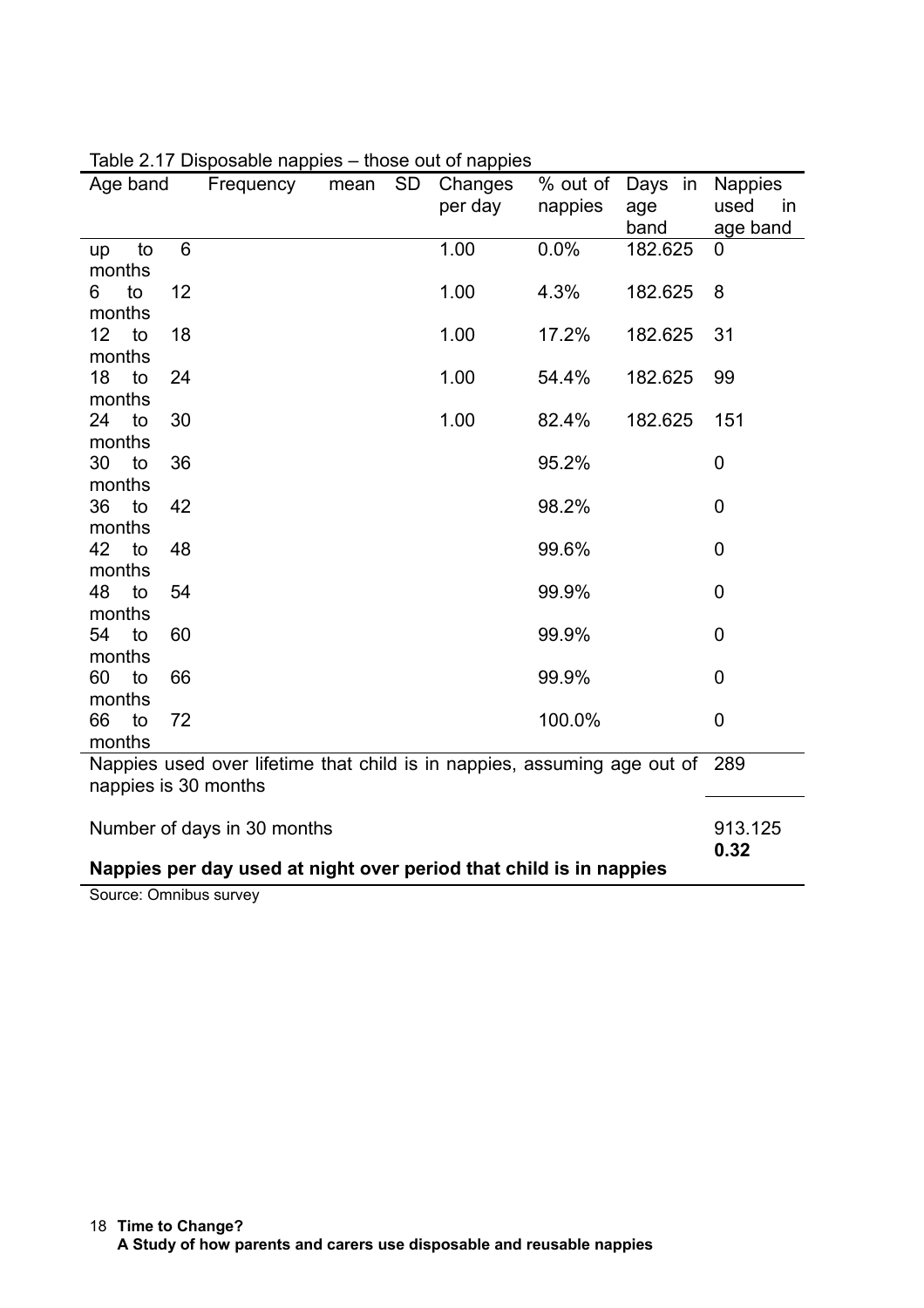Table 2.17 Disposable nappies – those out of nappies

| Age band | Frequency | mean | SD | Changes per day | % out of nappies | Days in age band | Nappies used in age band |
|---|---|---|---|---|---|---|---|
| up to 6 months | | | | 1.00 | 0.0% | 182.625 | 0 |
| 6 to 12 months | | | | 1.00 | 4.3% | 182.625 | 8 |
| 12 to 18 months | | | | 1.00 | 17.2% | 182.625 | 31 |
| 18 to 24 months | | | | 1.00 | 54.4% | 182.625 | 99 |
| 24 to 30 months | | | | 1.00 | 82.4% | 182.625 | 151 |
| 30 to 36 months | | | | | 95.2% | | 0 |
| 36 to 42 months | | | | | 98.2% | | 0 |
| 42 to 48 months | | | | | 99.6% | | 0 |
| 48 to 54 months | | | | | 99.9% | | 0 |
| 54 to 60 months | | | | | 99.9% | | 0 |
| 60 to 66 months | | | | | 99.9% | | 0 |
| 66 to 72 months | | | | | 100.0% | | 0 |
| Nappies used over lifetime that child is in nappies, assuming age out of nappies is 30 months | | | | | | | 289 |
| Number of days in 30 months | | | | | | | 913.125 |
| **Nappies per day used at night over period that child is in nappies** | | | | | | | **0.32** |

Source: Omnibus survey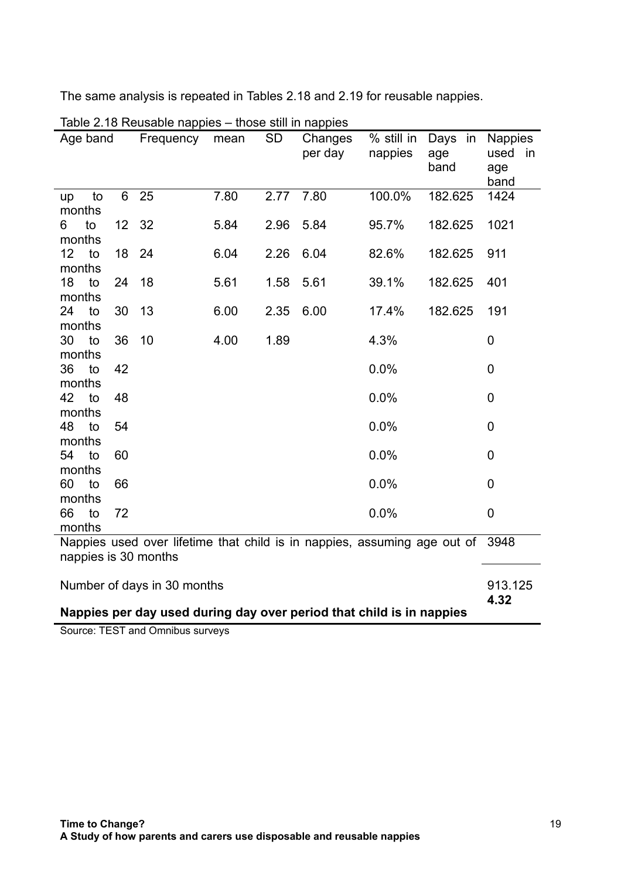The same analysis is repeated in Tables 2.18 and 2.19 for reusable nappies.

Table 2.18 Reusable nappies – those still in nappies

| Age band | Frequency | mean | SD | Changes per day | % still in nappies | Days in age band | Nappies used in age band |
|---|---|---|---|---|---|---|---|
| up to 6 months | 25 | 7.80 | 2.77 | 7.80 | 100.0% | 182.625 | 1424 |
| 6 to 12 months | 32 | 5.84 | 2.96 | 5.84 | 95.7% | 182.625 | 1021 |
| 12 to 18 months | 24 | 6.04 | 2.26 | 6.04 | 82.6% | 182.625 | 911 |
| 18 to 24 months | 18 | 5.61 | 1.58 | 5.61 | 39.1% | 182.625 | 401 |
| 24 to 30 months | 13 | 6.00 | 2.35 | 6.00 | 17.4% | 182.625 | 191 |
| 30 to 36 months | 10 | 4.00 | 1.89 | | 4.3% | | 0 |
| 36 to 42 months | | | | | 0.0% | | 0 |
| 42 to 48 months | | | | | 0.0% | | 0 |
| 48 to 54 months | | | | | 0.0% | | 0 |
| 54 to 60 months | | | | | 0.0% | | 0 |
| 60 to 66 months | | | | | 0.0% | | 0 |
| 66 to 72 months | | | | | 0.0% | | 0 |
| Nappies used over lifetime that child is in nappies, assuming age out of nappies is 30 months | | | | | | | 3948 |
| Number of days in 30 months | | | | | | | 913.125 |
| **Nappies per day used during day over period that child is in nappies** | | | | | | | **4.32** |

Source: TEST and Omnibus surveys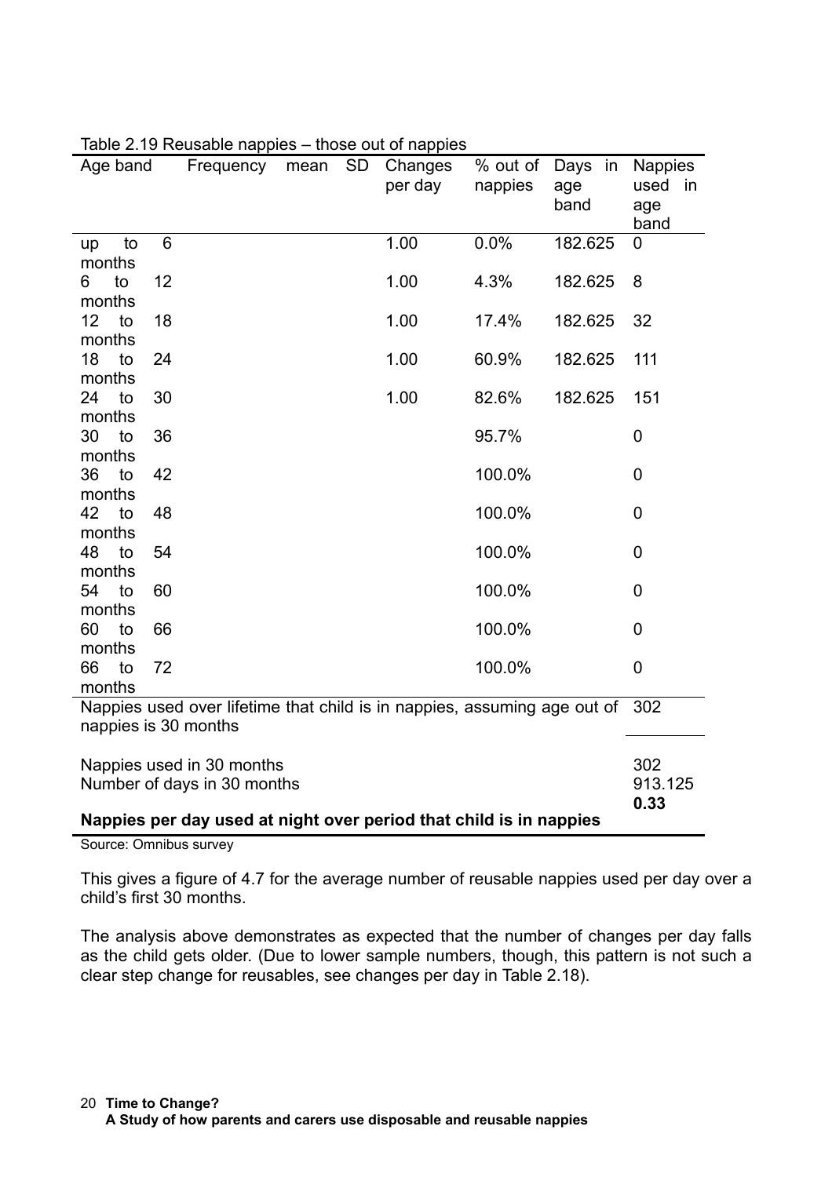Table 2.19 Reusable nappies – those out of nappies

| Age band | Frequency | mean | SD | Changes per day | % out of nappies | Days in age band | Nappies used in age band |
|---|---|---|---|---|---|---|---|
| up to 6 months | | | | 1.00 | 0.0% | 182.625 | 0 |
| 6 to 12 months | | | | 1.00 | 4.3% | 182.625 | 8 |
| 12 to 18 months | | | | 1.00 | 17.4% | 182.625 | 32 |
| 18 to 24 months | | | | 1.00 | 60.9% | 182.625 | 111 |
| 24 to 30 months | | | | 1.00 | 82.6% | 182.625 | 151 |
| 30 to 36 months | | | | | 95.7% | | 0 |
| 36 to 42 months | | | | | 100.0% | | 0 |
| 42 to 48 months | | | | | 100.0% | | 0 |
| 48 to 54 months | | | | | 100.0% | | 0 |
| 54 to 60 months | | | | | 100.0% | | 0 |
| 60 to 66 months | | | | | 100.0% | | 0 |
| 66 to 72 months | | | | | 100.0% | | 0 |
| Nappies used over lifetime that child is in nappies, assuming age out of nappies is 30 months | | | | | | | 302 |
| Nappies used in 30 months | | | | | | | 302 |
| Number of days in 30 months | | | | | | | 913.125 |
| **Nappies per day used at night over period that child is in nappies** | | | | | | | **0.33** |

Source: Omnibus survey

This gives a figure of 4.7 for the average number of reusable nappies used per day over a child's first 30 months.

The analysis above demonstrates as expected that the number of changes per day falls as the child gets older. (Due to lower sample numbers, though, this pattern is not such a clear step change for reusables, see changes per day in Table 2.18).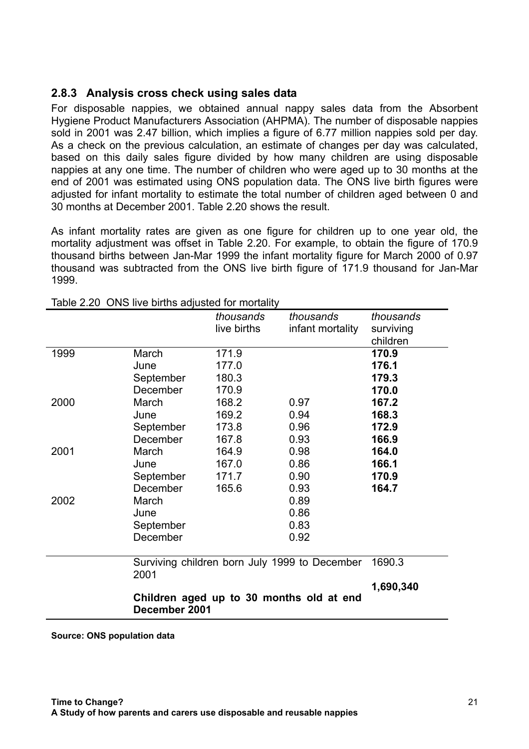### 2.8.3 Analysis cross check using sales data

For disposable nappies, we obtained annual nappy sales data from the Absorbent Hygiene Product Manufacturers Association (AHPMA). The number of disposable nappies sold in 2001 was 2.47 billion, which implies a figure of 6.77 million nappies sold per day. As a check on the previous calculation, an estimate of changes per day was calculated, based on this daily sales figure divided by how many children are using disposable nappies at any one time. The number of children who were aged up to 30 months at the end of 2001 was estimated using ONS population data. The ONS live birth figures were adjusted for infant mortality to estimate the total number of children aged between 0 and 30 months at December 2001. Table 2.20 shows the result.

As infant mortality rates are given as one figure for children up to one year old, the mortality adjustment was offset in Table 2.20. For example, to obtain the figure of 170.9 thousand births between Jan-Mar 1999 the infant mortality figure for March 2000 of 0.97 thousand was subtracted from the ONS live birth figure of 171.9 thousand for Jan-Mar 1999.

Table 2.20 ONS live births adjusted for mortality

| | | *thousands* live births | *thousands* infant mortality | *thousands* surviving children |
|---|---|---|---|---|
| 1999 | March | 171.9 | | **170.9** |
| | June | 177.0 | | **176.1** |
| | September | 180.3 | | **179.3** |
| | December | 170.9 | | **170.0** |
| 2000 | March | 168.2 | 0.97 | **167.2** |
| | June | 169.2 | 0.94 | **168.3** |
| | September | 173.8 | 0.96 | **172.9** |
| | December | 167.8 | 0.93 | **166.9** |
| 2001 | March | 164.9 | 0.98 | **164.0** |
| | June | 167.0 | 0.86 | **166.1** |
| | September | 171.7 | 0.90 | **170.9** |
| | December | 165.6 | 0.93 | **164.7** |
| 2002 | March | | 0.89 | |
| | June | | 0.86 | |
| | September | | 0.83 | |
| | December | | 0.92 | |
| | Surviving children born July 1999 to December 2001 | | | 1690.3 |
| | **Children aged up to 30 months old at end December 2001** | | | **1,690,340** |

**Source: ONS population data**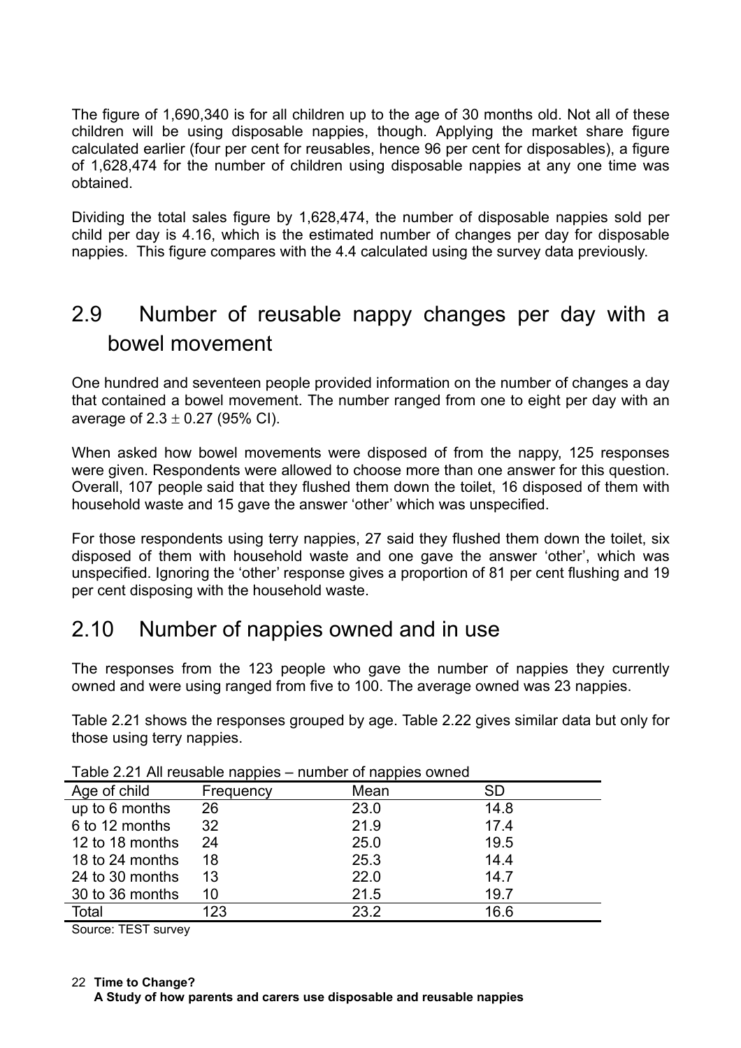The figure of 1,690,340 is for all children up to the age of 30 months old. Not all of these children will be using disposable nappies, though. Applying the market share figure calculated earlier (four per cent for reusables, hence 96 per cent for disposables), a figure of 1,628,474 for the number of children using disposable nappies at any one time was obtained.

Dividing the total sales figure by 1,628,474, the number of disposable nappies sold per child per day is 4.16, which is the estimated number of changes per day for disposable nappies. This figure compares with the 4.4 calculated using the survey data previously.

## 2.9 Number of reusable nappy changes per day with a bowel movement

One hundred and seventeen people provided information on the number of changes a day that contained a bowel movement. The number ranged from one to eight per day with an average of $2.3 \pm 0.27$ (95% CI).

When asked how bowel movements were disposed of from the nappy, 125 responses were given. Respondents were allowed to choose more than one answer for this question. Overall, 107 people said that they flushed them down the toilet, 16 disposed of them with household waste and 15 gave the answer 'other' which was unspecified.

For those respondents using terry nappies, 27 said they flushed them down the toilet, six disposed of them with household waste and one gave the answer 'other', which was unspecified. Ignoring the 'other' response gives a proportion of 81 per cent flushing and 19 per cent disposing with the household waste.

## 2.10 Number of nappies owned and in use

The responses from the 123 people who gave the number of nappies they currently owned and were using ranged from five to 100. The average owned was 23 nappies.

Table 2.21 shows the responses grouped by age. Table 2.22 gives similar data but only for those using terry nappies.

Table 2.21 All reusable nappies – number of nappies owned

| Age of child | Frequency | Mean | SD |
|---|---|---|---|
| up to 6 months | 26 | 23.0 | 14.8 |
| 6 to 12 months | 32 | 21.9 | 17.4 |
| 12 to 18 months | 24 | 25.0 | 19.5 |
| 18 to 24 months | 18 | 25.3 | 14.4 |
| 24 to 30 months | 13 | 22.0 | 14.7 |
| 30 to 36 months | 10 | 21.5 | 19.7 |
| Total | 123 | 23.2 | 16.6 |

Source: TEST survey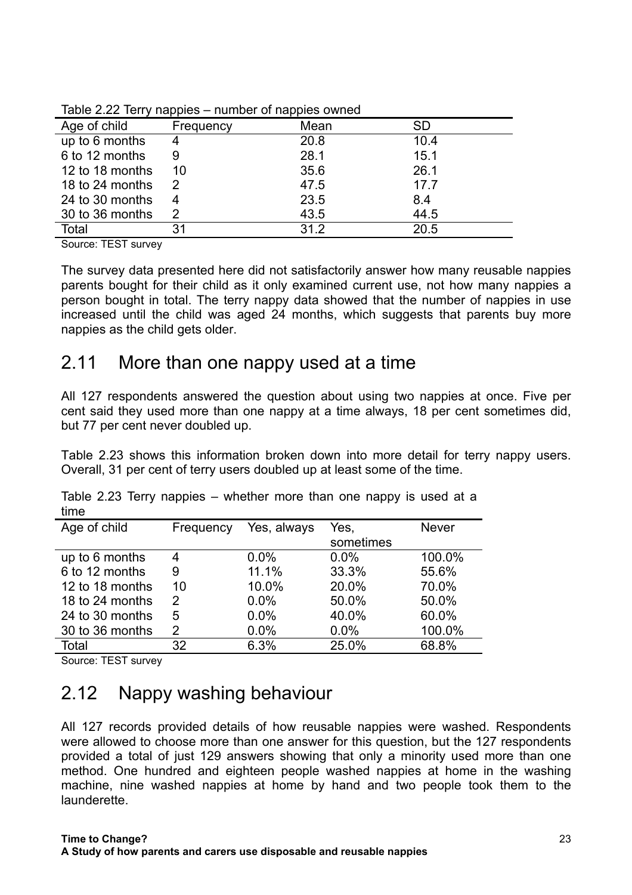Table 2.22 Terry nappies – number of nappies owned

| Age of child | Frequency | Mean | SD |
|---|---|---|---|
| up to 6 months | 4 | 20.8 | 10.4 |
| 6 to 12 months | 9 | 28.1 | 15.1 |
| 12 to 18 months | 10 | 35.6 | 26.1 |
| 18 to 24 months | 2 | 47.5 | 17.7 |
| 24 to 30 months | 4 | 23.5 | 8.4 |
| 30 to 36 months | 2 | 43.5 | 44.5 |
| Total | 31 | 31.2 | 20.5 |

Source: TEST survey

The survey data presented here did not satisfactorily answer how many reusable nappies parents bought for their child as it only examined current use, not how many nappies a person bought in total. The terry nappy data showed that the number of nappies in use increased until the child was aged 24 months, which suggests that parents buy more nappies as the child gets older.

## 2.11 More than one nappy used at a time

All 127 respondents answered the question about using two nappies at once. Five per cent said they used more than one nappy at a time always, 18 per cent sometimes did, but 77 per cent never doubled up.

Table 2.23 shows this information broken down into more detail for terry nappy users. Overall, 31 per cent of terry users doubled up at least some of the time.

Table 2.23 Terry nappies – whether more than one nappy is used at a time

| Age of child | Frequency | Yes, always | Yes, sometimes | Never |
|---|---|---|---|---|
| up to 6 months | 4 | 0.0% | 0.0% | 100.0% |
| 6 to 12 months | 9 | 11.1% | 33.3% | 55.6% |
| 12 to 18 months | 10 | 10.0% | 20.0% | 70.0% |
| 18 to 24 months | 2 | 0.0% | 50.0% | 50.0% |
| 24 to 30 months | 5 | 0.0% | 40.0% | 60.0% |
| 30 to 36 months | 2 | 0.0% | 0.0% | 100.0% |
| Total | 32 | 6.3% | 25.0% | 68.8% |

Source: TEST survey

## 2.12 Nappy washing behaviour

All 127 records provided details of how reusable nappies were washed. Respondents were allowed to choose more than one answer for this question, but the 127 respondents provided a total of just 129 answers showing that only a minority used more than one method. One hundred and eighteen people washed nappies at home in the washing machine, nine washed nappies at home by hand and two people took them to the launderette.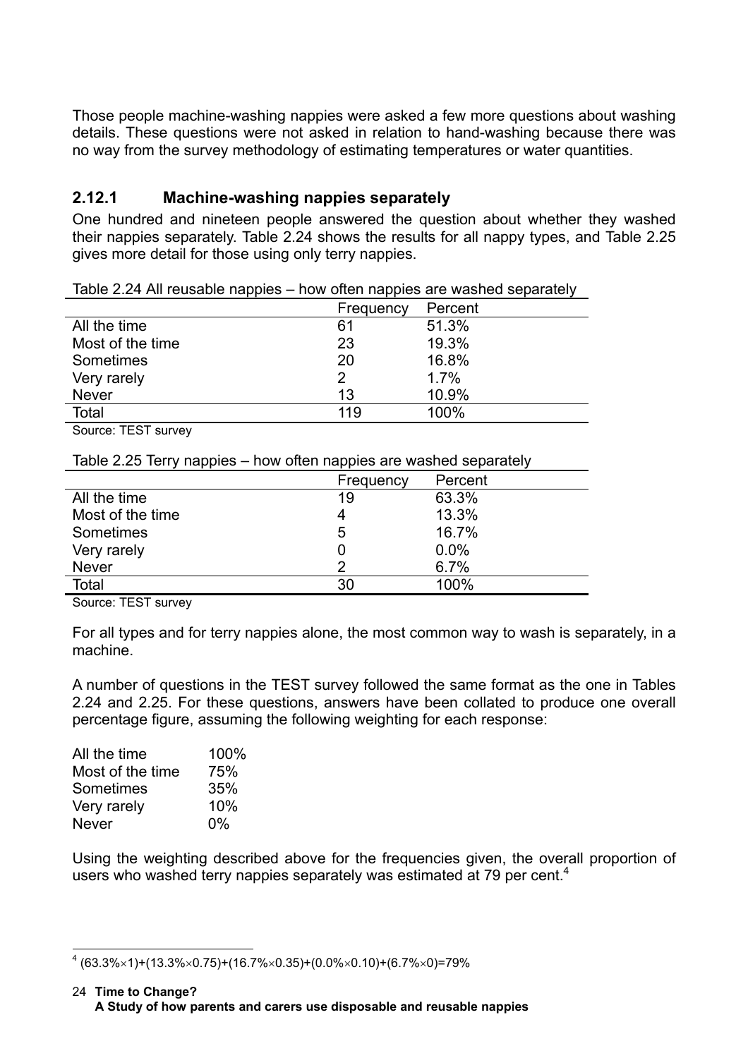Those people machine-washing nappies were asked a few more questions about washing details. These questions were not asked in relation to hand-washing because there was no way from the survey methodology of estimating temperatures or water quantities.

### 2.12.1 Machine-washing nappies separately

One hundred and nineteen people answered the question about whether they washed their nappies separately. Table 2.24 shows the results for all nappy types, and Table 2.25 gives more detail for those using only terry nappies.

Table 2.24 All reusable nappies – how often nappies are washed separately

| | Frequency | Percent |
|---|---|---|
| All the time | 61 | 51.3% |
| Most of the time | 23 | 19.3% |
| Sometimes | 20 | 16.8% |
| Very rarely | 2 | 1.7% |
| Never | 13 | 10.9% |
| Total | 119 | 100% |

Source: TEST survey

Table 2.25 Terry nappies – how often nappies are washed separately

| | Frequency | Percent |
|---|---|---|
| All the time | 19 | 63.3% |
| Most of the time | 4 | 13.3% |
| Sometimes | 5 | 16.7% |
| Very rarely | 0 | 0.0% |
| Never | 2 | 6.7% |
| Total | 30 | 100% |

Source: TEST survey

For all types and for terry nappies alone, the most common way to wash is separately, in a machine.

A number of questions in the TEST survey followed the same format as the one in Tables 2.24 and 2.25. For these questions, answers have been collated to produce one overall percentage figure, assuming the following weighting for each response:

| | |
|---|---|
| All the time | 100% |
| Most of the time | 75% |
| Sometimes | 35% |
| Very rarely | 10% |
| Never | 0% |

Using the weighting described above for the frequencies given, the overall proportion of users who washed terry nappies separately was estimated at 79 per cent.[4]

[4] $(63.3\% \times 1)+(13.3\% \times 0.75)+(16.7\% \times 0.35)+(0.0\% \times 0.10)+(6.7\% \times 0)=79\%$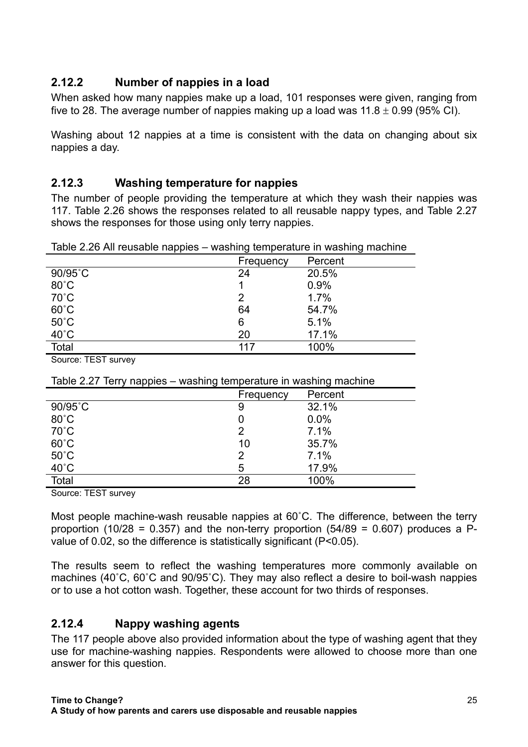### 2.12.2 Number of nappies in a load

When asked how many nappies make up a load, 101 responses were given, ranging from five to 28. The average number of nappies making up a load was $11.8 \pm 0.99$ (95% CI).

Washing about 12 nappies at a time is consistent with the data on changing about six nappies a day.

### 2.12.3 Washing temperature for nappies

The number of people providing the temperature at which they wash their nappies was 117. Table 2.26 shows the responses related to all reusable nappy types, and Table 2.27 shows the responses for those using only terry nappies.

Table 2.26 All reusable nappies – washing temperature in washing machine

| | Frequency | Percent |
|---|---|---|
| 90/95˚C | 24 | 20.5% |
| 80˚C | 1 | 0.9% |
| 70˚C | 2 | 1.7% |
| 60˚C | 64 | 54.7% |
| 50˚C | 6 | 5.1% |
| 40˚C | 20 | 17.1% |
| Total | 117 | 100% |

Source: TEST survey

Table 2.27 Terry nappies – washing temperature in washing machine

| | Frequency | Percent |
|---|---|---|
| 90/95˚C | 9 | 32.1% |
| 80˚C | 0 | 0.0% |
| 70˚C | 2 | 7.1% |
| 60˚C | 10 | 35.7% |
| 50˚C | 2 | 7.1% |
| 40˚C | 5 | 17.9% |
| Total | 28 | 100% |

Source: TEST survey

Most people machine-wash reusable nappies at 60˚C. The difference, between the terry proportion ($10/28 = 0.357$) and the non-terry proportion ($54/89 = 0.607$) produces a P-value of 0.02, so the difference is statistically significant ($P<0.05$).

The results seem to reflect the washing temperatures more commonly available on machines (40˚C, 60˚C and 90/95˚C). They may also reflect a desire to boil-wash nappies or to use a hot cotton wash. Together, these account for two thirds of responses.

### 2.12.4 Nappy washing agents

The 117 people above also provided information about the type of washing agent that they use for machine-washing nappies. Respondents were allowed to choose more than one answer for this question.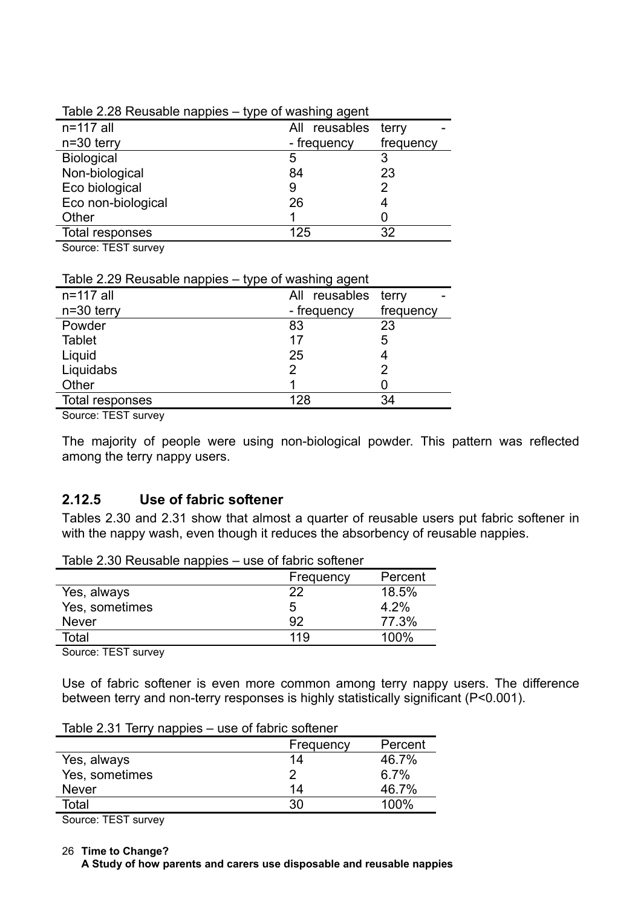Table 2.28 Reusable nappies – type of washing agent

| n=117 all<br>n=30 terry | All reusables - frequency | terry - frequency |
|---|---|---|
| Biological | 5 | 3 |
| Non-biological | 84 | 23 |
| Eco biological | 9 | 2 |
| Eco non-biological | 26 | 4 |
| Other | 1 | 0 |
| Total responses | 125 | 32 |

Source: TEST survey

Table 2.29 Reusable nappies – type of washing agent

| n=117 all<br>n=30 terry | All reusables - frequency | terry - frequency |
|---|---|---|
| Powder | 83 | 23 |
| Tablet | 17 | 5 |
| Liquid | 25 | 4 |
| Liquidabs | 2 | 2 |
| Other | 1 | 0 |
| Total responses | 128 | 34 |

Source: TEST survey

The majority of people were using non-biological powder. This pattern was reflected among the terry nappy users.

### 2.12.5 Use of fabric softener

Tables 2.30 and 2.31 show that almost a quarter of reusable users put fabric softener in with the nappy wash, even though it reduces the absorbency of reusable nappies.

Table 2.30 Reusable nappies – use of fabric softener

| | Frequency | Percent |
|---|---|---|
| Yes, always | 22 | 18.5% |
| Yes, sometimes | 5 | 4.2% |
| Never | 92 | 77.3% |
| Total | 119 | 100% |

Source: TEST survey

Use of fabric softener is even more common among terry nappy users. The difference between terry and non-terry responses is highly statistically significant ($P<0.001$).

Table 2.31 Terry nappies – use of fabric softener

| | Frequency | Percent |
|---|---|---|
| Yes, always | 14 | 46.7% |
| Yes, sometimes | 2 | 6.7% |
| Never | 14 | 46.7% |
| Total | 30 | 100% |

Source: TEST survey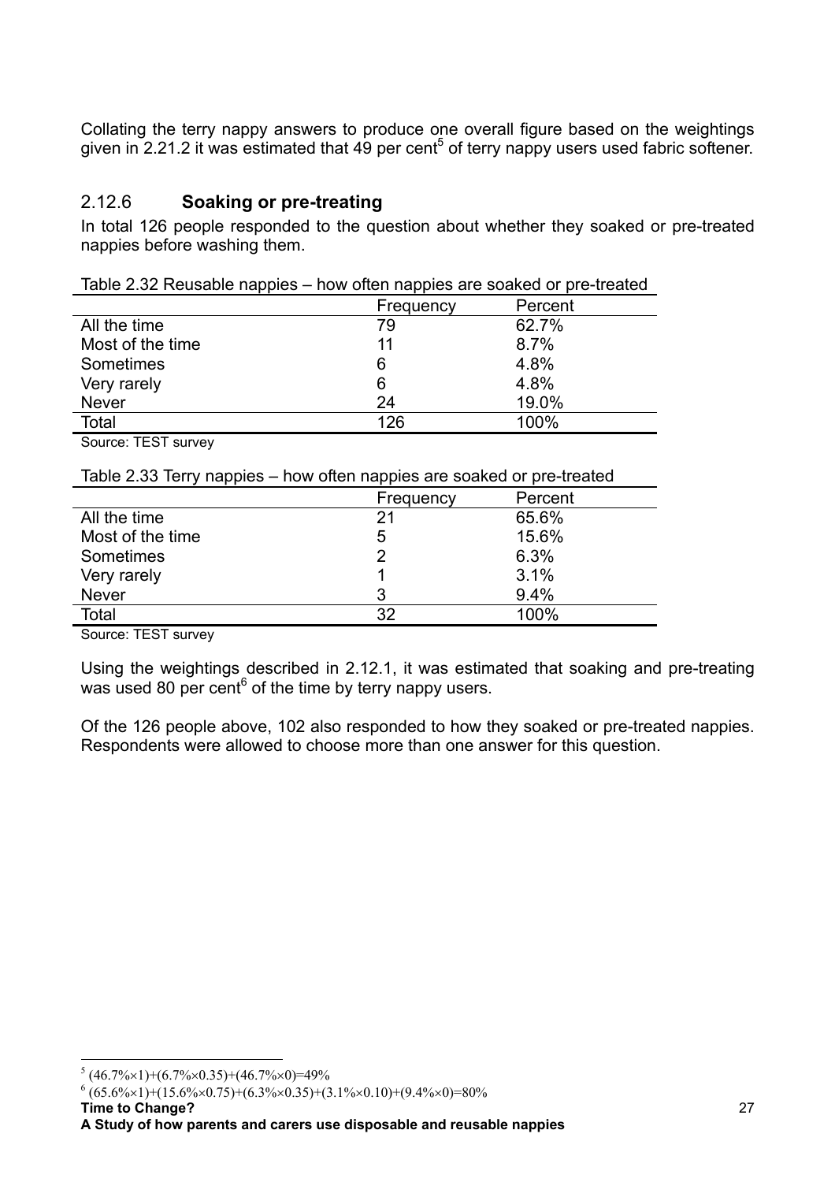Collating the terry nappy answers to produce one overall figure based on the weightings given in 2.21.2 it was estimated that 49 per cent[5] of terry nappy users used fabric softener.

### 2.12.6 **Soaking or pre-treating**

In total 126 people responded to the question about whether they soaked or pre-treated nappies before washing them.

Table 2.32 Reusable nappies – how often nappies are soaked or pre-treated

| | Frequency | Percent |
|---|---|---|
| All the time | 79 | 62.7% |
| Most of the time | 11 | 8.7% |
| Sometimes | 6 | 4.8% |
| Very rarely | 6 | 4.8% |
| Never | 24 | 19.0% |
| Total | 126 | 100% |

Source: TEST survey

Table 2.33 Terry nappies – how often nappies are soaked or pre-treated

| | Frequency | Percent |
|---|---|---|
| All the time | 21 | 65.6% |
| Most of the time | 5 | 15.6% |
| Sometimes | 2 | 6.3% |
| Very rarely | 1 | 3.1% |
| Never | 3 | 9.4% |
| Total | 32 | 100% |

Source: TEST survey

Using the weightings described in 2.12.1, it was estimated that soaking and pre-treating was used 80 per cent[6] of the time by terry nappy users.

Of the 126 people above, 102 also responded to how they soaked or pre-treated nappies. Respondents were allowed to choose more than one answer for this question.

---

[5] $(46.7\%\times1)+(6.7\%\times0.35)+(46.7\%\times0)=49\%$

[6] $(65.6\%\times1)+(15.6\%\times0.75)+(6.3\%\times0.35)+(3.1\%\times0.10)+(9.4\%\times0)=80\%$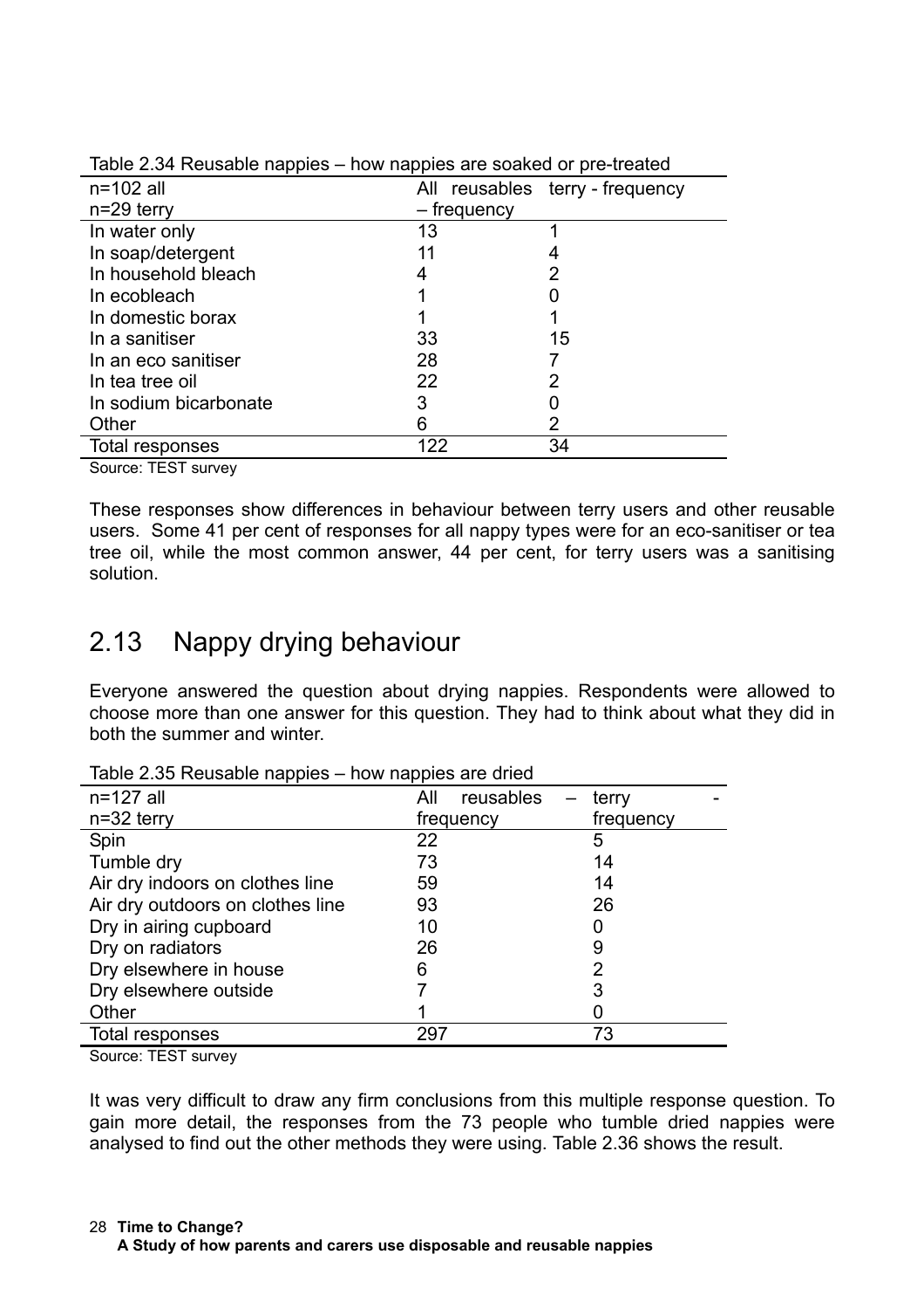Table 2.34 Reusable nappies – how nappies are soaked or pre-treated

| n=102 all<br>n=29 terry | All reusables – frequency | terry - frequency |
|---|---|---|
| In water only | 13 | 1 |
| In soap/detergent | 11 | 4 |
| In household bleach | 4 | 2 |
| In ecobleach | 1 | 0 |
| In domestic borax | 1 | 1 |
| In a sanitiser | 33 | 15 |
| In an eco sanitiser | 28 | 7 |
| In tea tree oil | 22 | 2 |
| In sodium bicarbonate | 3 | 0 |
| Other | 6 | 2 |
| Total responses | 122 | 34 |

Source: TEST survey

These responses show differences in behaviour between terry users and other reusable users. Some 41 per cent of responses for all nappy types were for an eco-sanitiser or tea tree oil, while the most common answer, 44 per cent, for terry users was a sanitising solution.

## 2.13 Nappy drying behaviour

Everyone answered the question about drying nappies. Respondents were allowed to choose more than one answer for this question. They had to think about what they did in both the summer and winter.

Table 2.35 Reusable nappies – how nappies are dried

| n=127 all<br>n=32 terry | All reusables – frequency | terry - frequency |
|---|---|---|
| Spin | 22 | 5 |
| Tumble dry | 73 | 14 |
| Air dry indoors on clothes line | 59 | 14 |
| Air dry outdoors on clothes line | 93 | 26 |
| Dry in airing cupboard | 10 | 0 |
| Dry on radiators | 26 | 9 |
| Dry elsewhere in house | 6 | 2 |
| Dry elsewhere outside | 7 | 3 |
| Other | 1 | 0 |
| Total responses | 297 | 73 |

Source: TEST survey

It was very difficult to draw any firm conclusions from this multiple response question. To gain more detail, the responses from the 73 people who tumble dried nappies were analysed to find out the other methods they were using. Table 2.36 shows the result.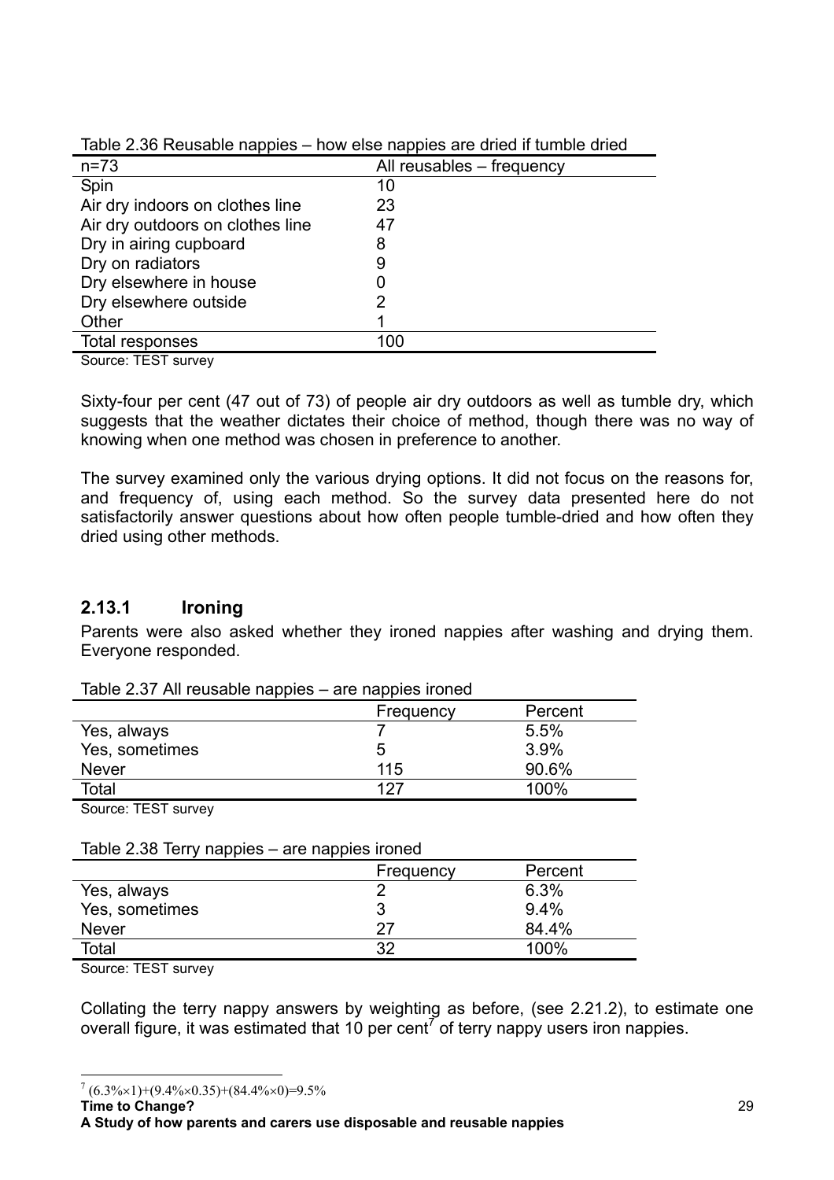Table 2.36 Reusable nappies – how else nappies are dried if tumble dried

| n=73 | All reusables – frequency |
|---|---|
| Spin | 10 |
| Air dry indoors on clothes line | 23 |
| Air dry outdoors on clothes line | 47 |
| Dry in airing cupboard | 8 |
| Dry on radiators | 9 |
| Dry elsewhere in house | 0 |
| Dry elsewhere outside | 2 |
| Other | 1 |
| Total responses | 100 |

Source: TEST survey

Sixty-four per cent (47 out of 73) of people air dry outdoors as well as tumble dry, which suggests that the weather dictates their choice of method, though there was no way of knowing when one method was chosen in preference to another.

The survey examined only the various drying options. It did not focus on the reasons for, and frequency of, using each method. So the survey data presented here do not satisfactorily answer questions about how often people tumble-dried and how often they dried using other methods.

### 2.13.1 Ironing

Parents were also asked whether they ironed nappies after washing and drying them. Everyone responded.

Table 2.37 All reusable nappies – are nappies ironed

| | Frequency | Percent |
|---|---|---|
| Yes, always | 7 | 5.5% |
| Yes, sometimes | 5 | 3.9% |
| Never | 115 | 90.6% |
| Total | 127 | 100% |

Source: TEST survey

Table 2.38 Terry nappies – are nappies ironed

| | Frequency | Percent |
|---|---|---|
| Yes, always | 2 | 6.3% |
| Yes, sometimes | 3 | 9.4% |
| Never | 27 | 84.4% |
| Total | 32 | 100% |

Source: TEST survey

Collating the terry nappy answers by weighting as before, (see 2.21.2), to estimate one overall figure, it was estimated that 10 per cent[7] of terry nappy users iron nappies.

[7] $(6.3\%\times1)+(9.4\%\times0.35)+(84.4\%\times0)=9.5\%$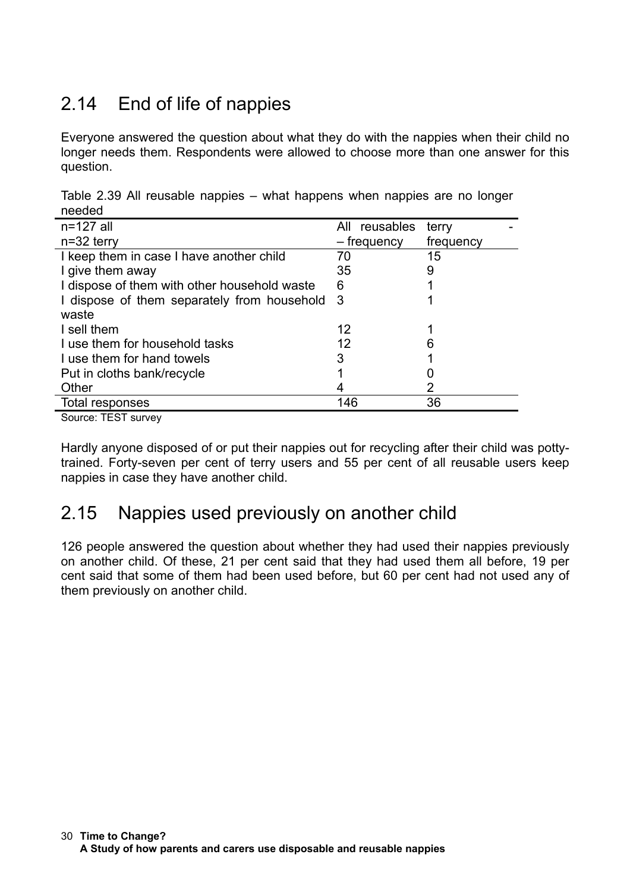## 2.14 End of life of nappies

Everyone answered the question about what they do with the nappies when their child no longer needs them. Respondents were allowed to choose more than one answer for this question.

Table 2.39 All reusable nappies – what happens when nappies are no longer needed

| n=127 all n=32 terry | All reusables – frequency | terry - frequency |
|---|---|---|
| I keep them in case I have another child | 70 | 15 |
| I give them away | 35 | 9 |
| I dispose of them with other household waste | 6 | 1 |
| I dispose of them separately from household waste | 3 | 1 |
| I sell them | 12 | 1 |
| I use them for household tasks | 12 | 6 |
| I use them for hand towels | 3 | 1 |
| Put in cloths bank/recycle | 1 | 0 |
| Other | 4 | 2 |
| Total responses | 146 | 36 |

Source: TEST survey

Hardly anyone disposed of or put their nappies out for recycling after their child was potty-trained. Forty-seven per cent of terry users and 55 per cent of all reusable users keep nappies in case they have another child.

## 2.15 Nappies used previously on another child

126 people answered the question about whether they had used their nappies previously on another child. Of these, 21 per cent said that they had used them all before, 19 per cent said that some of them had been used before, but 60 per cent had not used any of them previously on another child.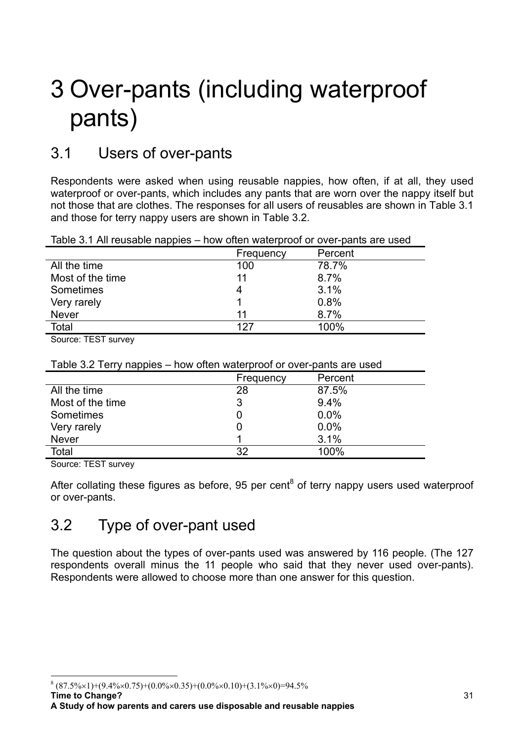# 3 Over-pants (including waterproof pants)

## 3.1 Users of over-pants

Respondents were asked when using reusable nappies, how often, if at all, they used waterproof or over-pants, which includes any pants that are worn over the nappy itself but not those that are clothes. The responses for all users of reusables are shown in Table 3.1 and those for terry nappy users are shown in Table 3.2.

Table 3.1 All reusable nappies – how often waterproof or over-pants are used

| | Frequency | Percent |
|---|---|---|
| All the time | 100 | 78.7% |
| Most of the time | 11 | 8.7% |
| Sometimes | 4 | 3.1% |
| Very rarely | 1 | 0.8% |
| Never | 11 | 8.7% |
| Total | 127 | 100% |

Source: TEST survey

Table 3.2 Terry nappies – how often waterproof or over-pants are used

| | Frequency | Percent |
|---|---|---|
| All the time | 28 | 87.5% |
| Most of the time | 3 | 9.4% |
| Sometimes | 0 | 0.0% |
| Very rarely | 0 | 0.0% |
| Never | 1 | 3.1% |
| Total | 32 | 100% |

Source: TEST survey

After collating these figures as before, 95 per cent[8] of terry nappy users used waterproof or over-pants.

## 3.2 Type of over-pant used

The question about the types of over-pants used was answered by 116 people. (The 127 respondents overall minus the 11 people who said that they never used over-pants). Respondents were allowed to choose more than one answer for this question.

[8] $(87.5\%\times1)+(9.4\%\times0.75)+(0.0\%\times0.35)+(0.0\%\times0.10)+(3.1\%\times0)=94.5\%$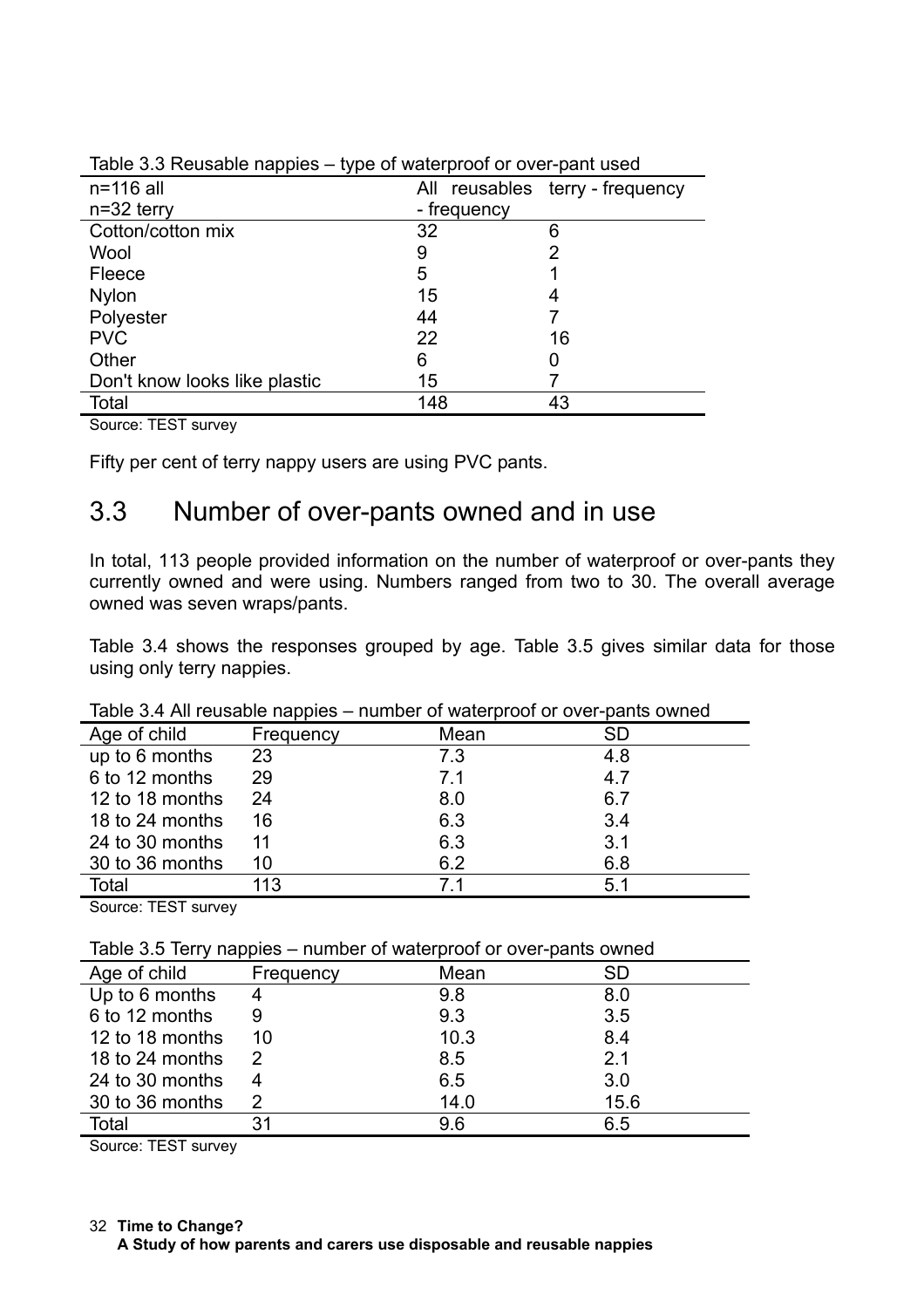Table 3.3 Reusable nappies – type of waterproof or over-pant used

| n=116 all<br>n=32 terry | All reusables - frequency | terry - frequency |
|---|---|---|
| Cotton/cotton mix | 32 | 6 |
| Wool | 9 | 2 |
| Fleece | 5 | 1 |
| Nylon | 15 | 4 |
| Polyester | 44 | 7 |
| PVC | 22 | 16 |
| Other | 6 | 0 |
| Don't know looks like plastic | 15 | 7 |
| Total | 148 | 43 |

Source: TEST survey

Fifty per cent of terry nappy users are using PVC pants.

## 3.3 Number of over-pants owned and in use

In total, 113 people provided information on the number of waterproof or over-pants they currently owned and were using. Numbers ranged from two to 30. The overall average owned was seven wraps/pants.

Table 3.4 shows the responses grouped by age. Table 3.5 gives similar data for those using only terry nappies.

Table 3.4 All reusable nappies – number of waterproof or over-pants owned

| Age of child | Frequency | Mean | SD |
|---|---|---|---|
| up to 6 months | 23 | 7.3 | 4.8 |
| 6 to 12 months | 29 | 7.1 | 4.7 |
| 12 to 18 months | 24 | 8.0 | 6.7 |
| 18 to 24 months | 16 | 6.3 | 3.4 |
| 24 to 30 months | 11 | 6.3 | 3.1 |
| 30 to 36 months | 10 | 6.2 | 6.8 |
| Total | 113 | 7.1 | 5.1 |

Source: TEST survey

Table 3.5 Terry nappies – number of waterproof or over-pants owned

| Age of child | Frequency | Mean | SD |
|---|---|---|---|
| Up to 6 months | 4 | 9.8 | 8.0 |
| 6 to 12 months | 9 | 9.3 | 3.5 |
| 12 to 18 months | 10 | 10.3 | 8.4 |
| 18 to 24 months | 2 | 8.5 | 2.1 |
| 24 to 30 months | 4 | 6.5 | 3.0 |
| 30 to 36 months | 2 | 14.0 | 15.6 |
| Total | 31 | 9.6 | 6.5 |

Source: TEST survey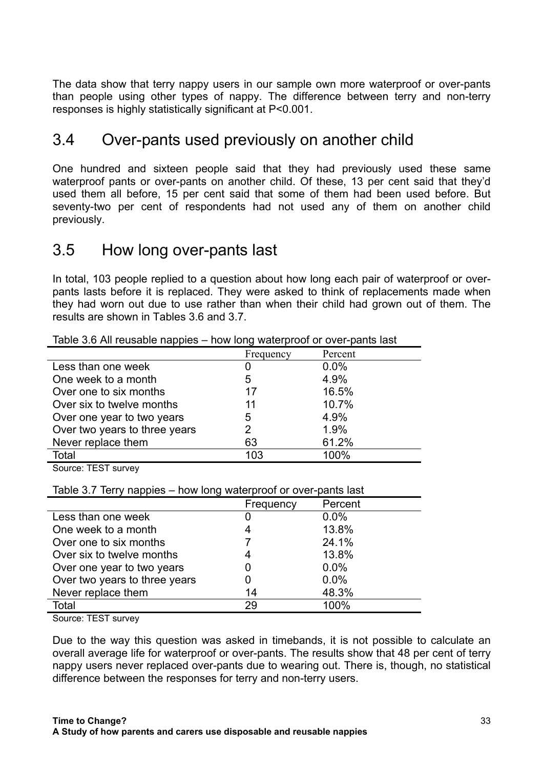The data show that terry nappy users in our sample own more waterproof or over-pants than people using other types of nappy. The difference between terry and non-terry responses is highly statistically significant at P<0.001.

## 3.4 Over-pants used previously on another child

One hundred and sixteen people said that they had previously used these same waterproof pants or over-pants on another child. Of these, 13 per cent said that they'd used them all before, 15 per cent said that some of them had been used before. But seventy-two per cent of respondents had not used any of them on another child previously.

## 3.5 How long over-pants last

In total, 103 people replied to a question about how long each pair of waterproof or over-pants lasts before it is replaced. They were asked to think of replacements made when they had worn out due to use rather than when their child had grown out of them. The results are shown in Tables 3.6 and 3.7.

Table 3.6 All reusable nappies – how long waterproof or over-pants last

| | Frequency | Percent |
|---|---|---|
| Less than one week | 0 | 0.0% |
| One week to a month | 5 | 4.9% |
| Over one to six months | 17 | 16.5% |
| Over six to twelve months | 11 | 10.7% |
| Over one year to two years | 5 | 4.9% |
| Over two years to three years | 2 | 1.9% |
| Never replace them | 63 | 61.2% |
| Total | 103 | 100% |

Source: TEST survey

Table 3.7 Terry nappies – how long waterproof or over-pants last

| | Frequency | Percent |
|---|---|---|
| Less than one week | 0 | 0.0% |
| One week to a month | 4 | 13.8% |
| Over one to six months | 7 | 24.1% |
| Over six to twelve months | 4 | 13.8% |
| Over one year to two years | 0 | 0.0% |
| Over two years to three years | 0 | 0.0% |
| Never replace them | 14 | 48.3% |
| Total | 29 | 100% |

Source: TEST survey

Due to the way this question was asked in timebands, it is not possible to calculate an overall average life for waterproof or over-pants. The results show that 48 per cent of terry nappy users never replaced over-pants due to wearing out. There is, though, no statistical difference between the responses for terry and non-terry users.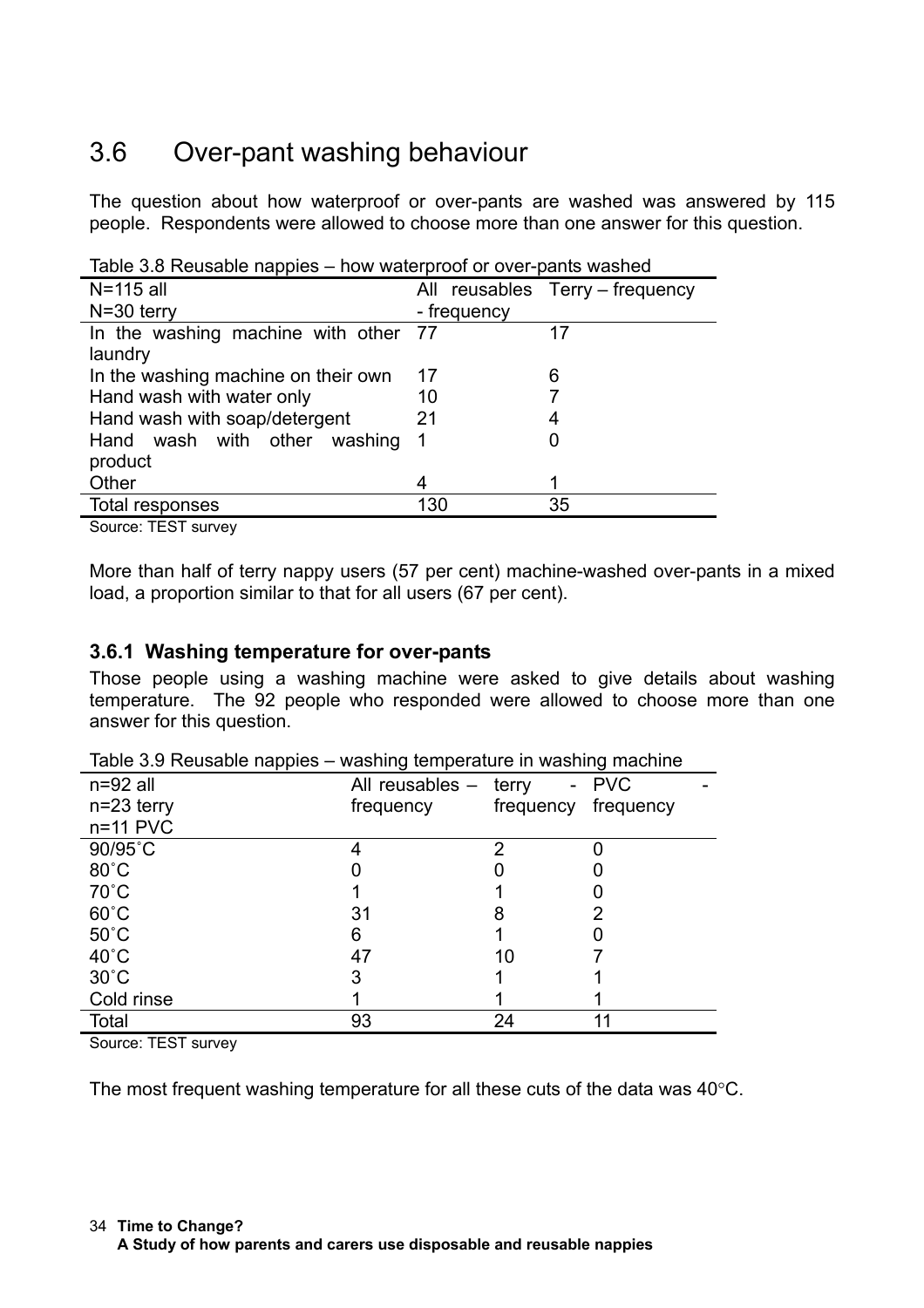## 3.6 Over-pant washing behaviour

The question about how waterproof or over-pants are washed was answered by 115 people. Respondents were allowed to choose more than one answer for this question.

Table 3.8 Reusable nappies – how waterproof or over-pants washed

| N=115 all<br>N=30 terry | All reusables - frequency | Terry – frequency |
|---|---|---|
| In the washing machine with other laundry | 77 | 17 |
| In the washing machine on their own | 17 | 6 |
| Hand wash with water only | 10 | 7 |
| Hand wash with soap/detergent | 21 | 4 |
| Hand wash with other washing product | 1 | 0 |
| Other | 4 | 1 |
| Total responses | 130 | 35 |

Source: TEST survey

More than half of terry nappy users (57 per cent) machine-washed over-pants in a mixed load, a proportion similar to that for all users (67 per cent).

### 3.6.1 Washing temperature for over-pants

Those people using a washing machine were asked to give details about washing temperature. The 92 people who responded were allowed to choose more than one answer for this question.

Table 3.9 Reusable nappies – washing temperature in washing machine

| n=92 all<br>n=23 terry<br>n=11 PVC | All reusables – frequency | terry - frequency | PVC - frequency |
|---|---|---|---|
| 90/95˚C | 4 | 2 | 0 |
| 80˚C | 0 | 0 | 0 |
| 70˚C | 1 | 1 | 0 |
| 60˚C | 31 | 8 | 2 |
| 50˚C | 6 | 1 | 0 |
| 40˚C | 47 | 10 | 7 |
| 30˚C | 3 | 1 | 1 |
| Cold rinse | 1 | 1 | 1 |
| Total | 93 | 24 | 11 |

Source: TEST survey

The most frequent washing temperature for all these cuts of the data was 40°C.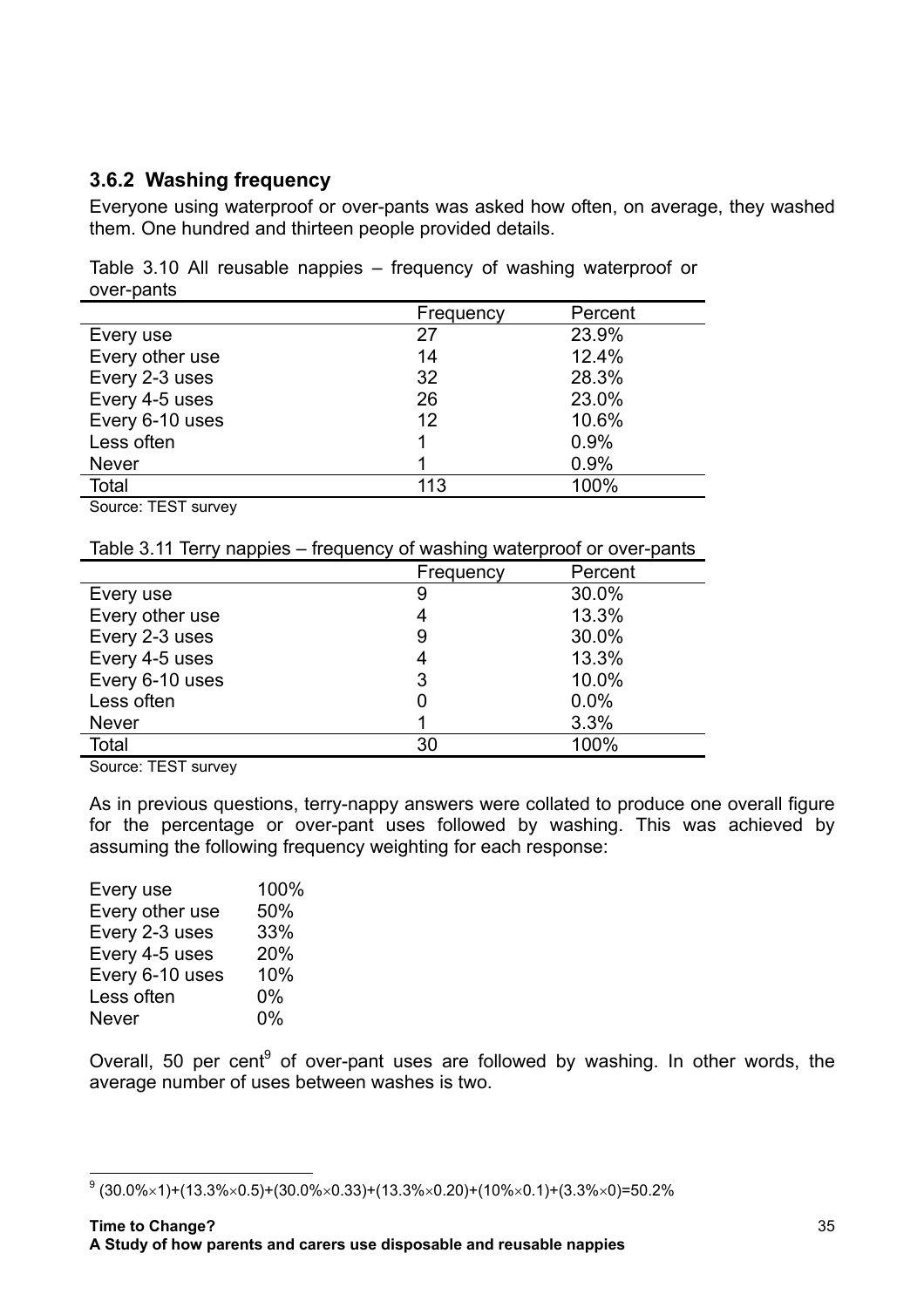### 3.6.2 Washing frequency

Everyone using waterproof or over-pants was asked how often, on average, they washed them. One hundred and thirteen people provided details.

Table 3.10 All reusable nappies – frequency of washing waterproof or over-pants

| | Frequency | Percent |
|---|---|---|
| Every use | 27 | 23.9% |
| Every other use | 14 | 12.4% |
| Every 2-3 uses | 32 | 28.3% |
| Every 4-5 uses | 26 | 23.0% |
| Every 6-10 uses | 12 | 10.6% |
| Less often | 1 | 0.9% |
| Never | 1 | 0.9% |
| Total | 113 | 100% |

Source: TEST survey

Table 3.11 Terry nappies – frequency of washing waterproof or over-pants

| | Frequency | Percent |
|---|---|---|
| Every use | 9 | 30.0% |
| Every other use | 4 | 13.3% |
| Every 2-3 uses | 9 | 30.0% |
| Every 4-5 uses | 4 | 13.3% |
| Every 6-10 uses | 3 | 10.0% |
| Less often | 0 | 0.0% |
| Never | 1 | 3.3% |
| Total | 30 | 100% |

Source: TEST survey

As in previous questions, terry-nappy answers were collated to produce one overall figure for the percentage or over-pant uses followed by washing. This was achieved by assuming the following frequency weighting for each response:

| | |
|---|---|
| Every use | 100% |
| Every other use | 50% |
| Every 2-3 uses | 33% |
| Every 4-5 uses | 20% |
| Every 6-10 uses | 10% |
| Less often | 0% |
| Never | 0% |

Overall, 50 per cent[9] of over-pant uses are followed by washing. In other words, the average number of uses between washes is two.

[9] $(30.0\% \times 1)+(13.3\% \times 0.5)+(30.0\% \times 0.33)+(13.3\% \times 0.20)+(10\% \times 0.1)+(3.3\% \times 0)=50.2\%$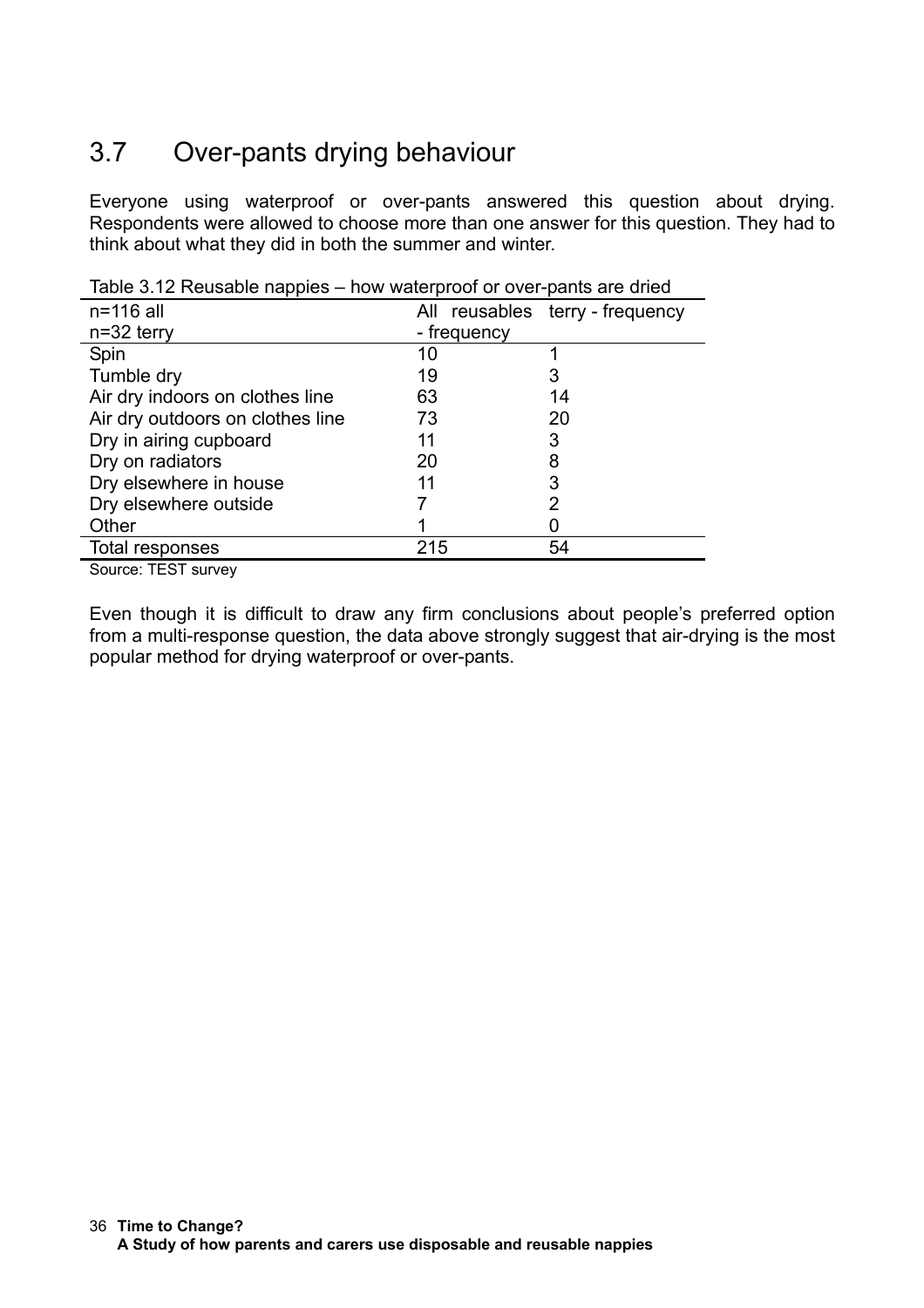## 3.7 Over-pants drying behaviour

Everyone using waterproof or over-pants answered this question about drying. Respondents were allowed to choose more than one answer for this question. They had to think about what they did in both the summer and winter.

Table 3.12 Reusable nappies – how waterproof or over-pants are dried

| n=116 all<br>n=32 terry | All reusables - frequency | terry - frequency |
|---|---|---|
| Spin | 10 | 1 |
| Tumble dry | 19 | 3 |
| Air dry indoors on clothes line | 63 | 14 |
| Air dry outdoors on clothes line | 73 | 20 |
| Dry in airing cupboard | 11 | 3 |
| Dry on radiators | 20 | 8 |
| Dry elsewhere in house | 11 | 3 |
| Dry elsewhere outside | 7 | 2 |
| Other | 1 | 0 |
| Total responses | 215 | 54 |

Source: TEST survey

Even though it is difficult to draw any firm conclusions about people's preferred option from a multi-response question, the data above strongly suggest that air-drying is the most popular method for drying waterproof or over-pants.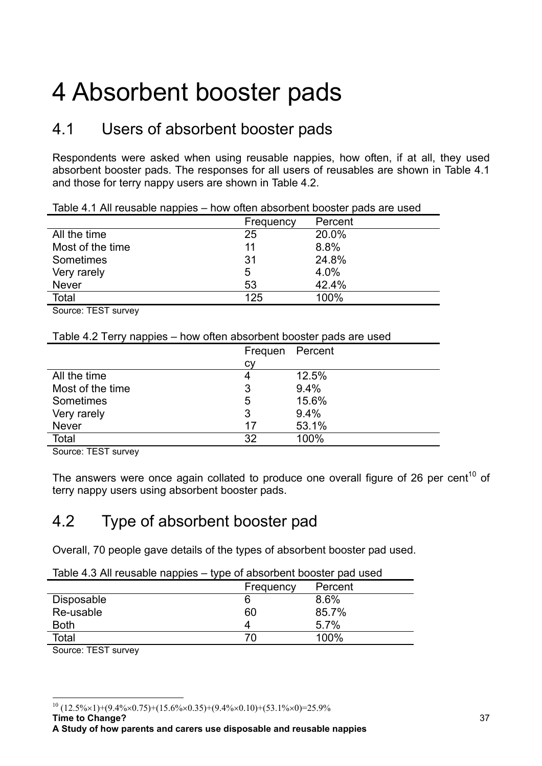# 4 Absorbent booster pads

## 4.1 Users of absorbent booster pads

Respondents were asked when using reusable nappies, how often, if at all, they used absorbent booster pads. The responses for all users of reusables are shown in Table 4.1 and those for terry nappy users are shown in Table 4.2.

Table 4.1 All reusable nappies – how often absorbent booster pads are used

| | Frequency | Percent |
|---|---|---|
| All the time | 25 | 20.0% |
| Most of the time | 11 | 8.8% |
| Sometimes | 31 | 24.8% |
| Very rarely | 5 | 4.0% |
| Never | 53 | 42.4% |
| Total | 125 | 100% |

Source: TEST survey

Table 4.2 Terry nappies – how often absorbent booster pads are used

| | Frequency | Percent |
|---|---|---|
| All the time | 4 | 12.5% |
| Most of the time | 3 | 9.4% |
| Sometimes | 5 | 15.6% |
| Very rarely | 3 | 9.4% |
| Never | 17 | 53.1% |
| Total | 32 | 100% |

Source: TEST survey

The answers were once again collated to produce one overall figure of 26 per cent[10] of terry nappy users using absorbent booster pads.

## 4.2 Type of absorbent booster pad

Overall, 70 people gave details of the types of absorbent booster pad used.

Table 4.3 All reusable nappies – type of absorbent booster pad used

| | Frequency | Percent |
|---|---|---|
| Disposable | 6 | 8.6% |
| Re-usable | 60 | 85.7% |
| Both | 4 | 5.7% |
| Total | 70 | 100% |

Source: TEST survey

[10] $(12.5\%\times1)+(9.4\%\times0.75)+(15.6\%\times0.35)+(9.4\%\times0.10)+(53.1\%\times0)=25.9\%$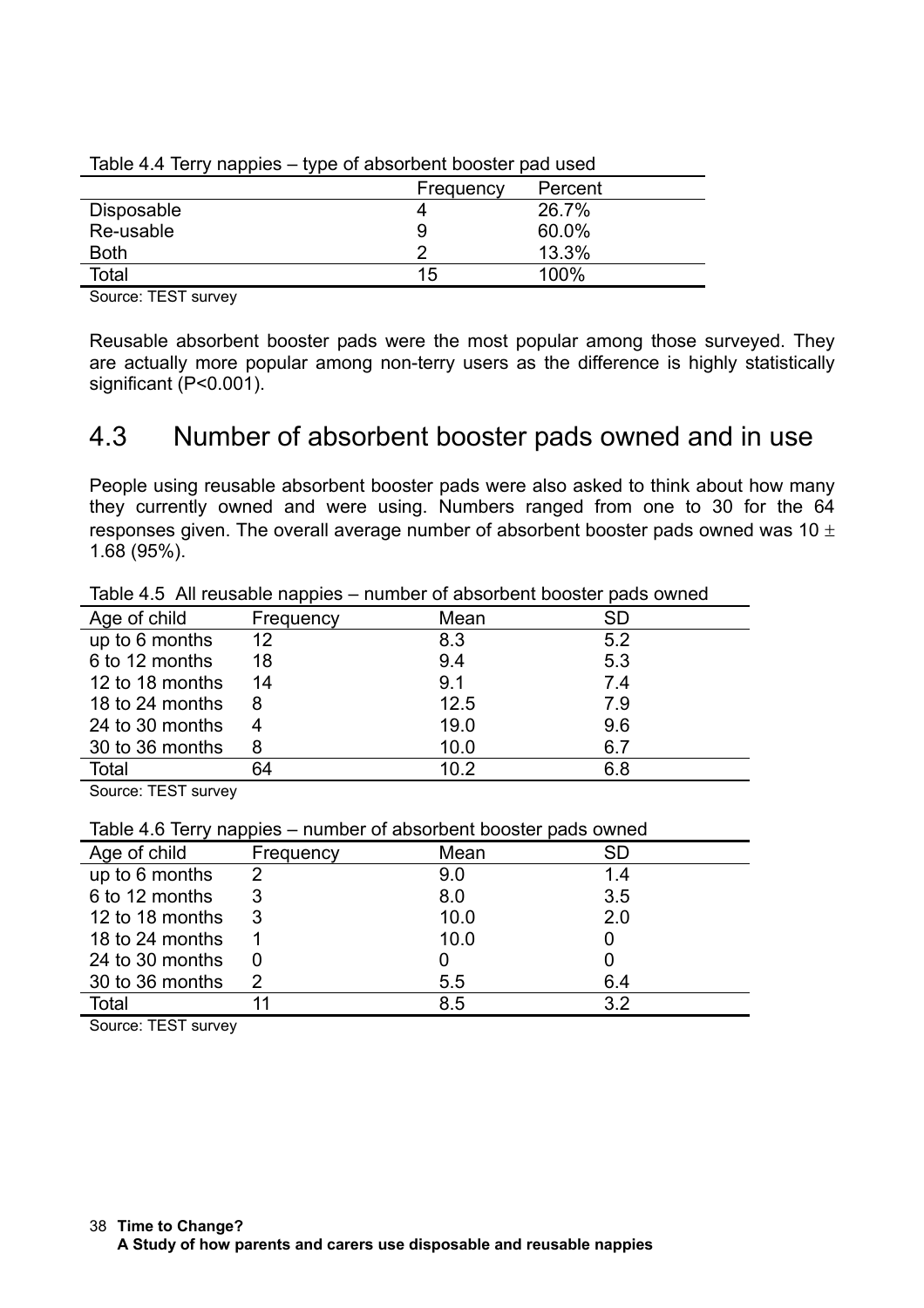Table 4.4 Terry nappies – type of absorbent booster pad used

| | Frequency | Percent |
|---|---|---|
| Disposable | 4 | 26.7% |
| Re-usable | 9 | 60.0% |
| Both | 2 | 13.3% |
| Total | 15 | 100% |

Source: TEST survey

Reusable absorbent booster pads were the most popular among those surveyed. They are actually more popular among non-terry users as the difference is highly statistically significant (P<0.001).

## 4.3 Number of absorbent booster pads owned and in use

People using reusable absorbent booster pads were also asked to think about how many they currently owned and were using. Numbers ranged from one to 30 for the 64 responses given. The overall average number of absorbent booster pads owned was 10 $\pm$ 1.68 (95%).

Table 4.5 All reusable nappies – number of absorbent booster pads owned

| Age of child | Frequency | Mean | SD |
|---|---|---|---|
| up to 6 months | 12 | 8.3 | 5.2 |
| 6 to 12 months | 18 | 9.4 | 5.3 |
| 12 to 18 months | 14 | 9.1 | 7.4 |
| 18 to 24 months | 8 | 12.5 | 7.9 |
| 24 to 30 months | 4 | 19.0 | 9.6 |
| 30 to 36 months | 8 | 10.0 | 6.7 |
| Total | 64 | 10.2 | 6.8 |

Source: TEST survey

Table 4.6 Terry nappies – number of absorbent booster pads owned

| Age of child | Frequency | Mean | SD |
|---|---|---|---|
| up to 6 months | 2 | 9.0 | 1.4 |
| 6 to 12 months | 3 | 8.0 | 3.5 |
| 12 to 18 months | 3 | 10.0 | 2.0 |
| 18 to 24 months | 1 | 10.0 | 0 |
| 24 to 30 months | 0 | 0 | 0 |
| 30 to 36 months | 2 | 5.5 | 6.4 |
| Total | 11 | 8.5 | 3.2 |

Source: TEST survey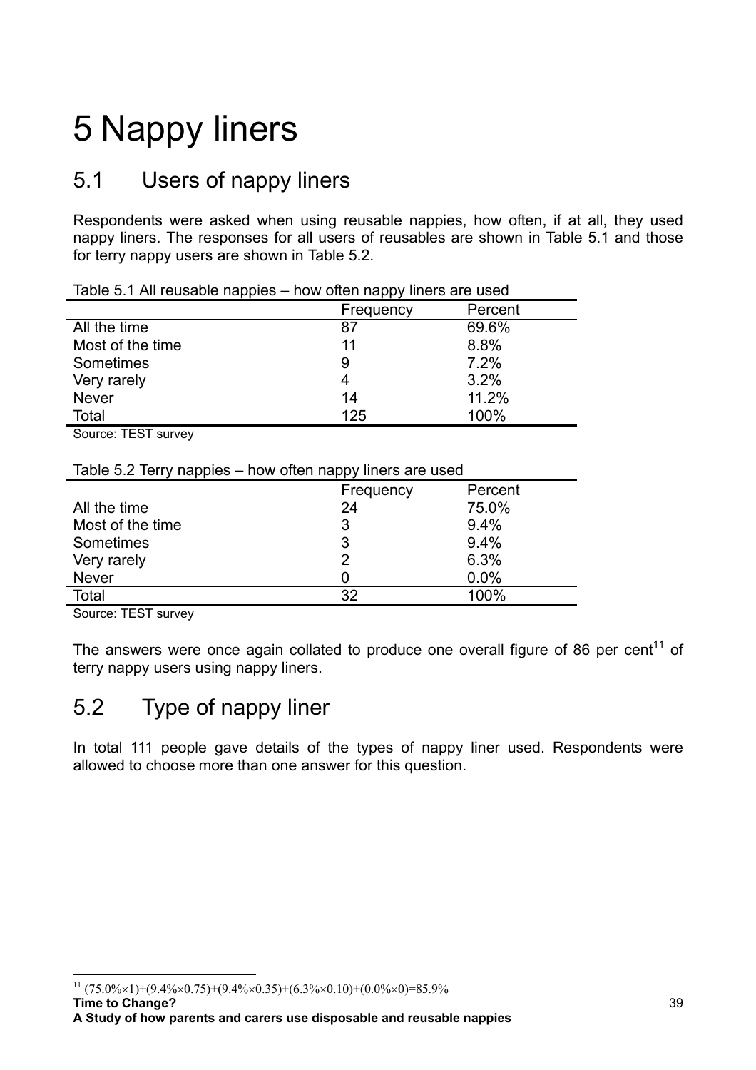# 5 Nappy liners

## 5.1 Users of nappy liners

Respondents were asked when using reusable nappies, how often, if at all, they used nappy liners. The responses for all users of reusables are shown in Table 5.1 and those for terry nappy users are shown in Table 5.2.

Table 5.1 All reusable nappies – how often nappy liners are used

| | Frequency | Percent |
|---|---|---|
| All the time | 87 | 69.6% |
| Most of the time | 11 | 8.8% |
| Sometimes | 9 | 7.2% |
| Very rarely | 4 | 3.2% |
| Never | 14 | 11.2% |
| Total | 125 | 100% |

Source: TEST survey

Table 5.2 Terry nappies – how often nappy liners are used

| | Frequency | Percent |
|---|---|---|
| All the time | 24 | 75.0% |
| Most of the time | 3 | 9.4% |
| Sometimes | 3 | 9.4% |
| Very rarely | 2 | 6.3% |
| Never | 0 | 0.0% |
| Total | 32 | 100% |

Source: TEST survey

The answers were once again collated to produce one overall figure of 86 per cent[11] of terry nappy users using nappy liners.

## 5.2 Type of nappy liner

In total 111 people gave details of the types of nappy liner used. Respondents were allowed to choose more than one answer for this question.

[11] $(75.0\% \times 1)+(9.4\% \times 0.75)+(9.4\% \times 0.35)+(6.3\% \times 0.10)+(0.0\% \times 0)=85.9\%$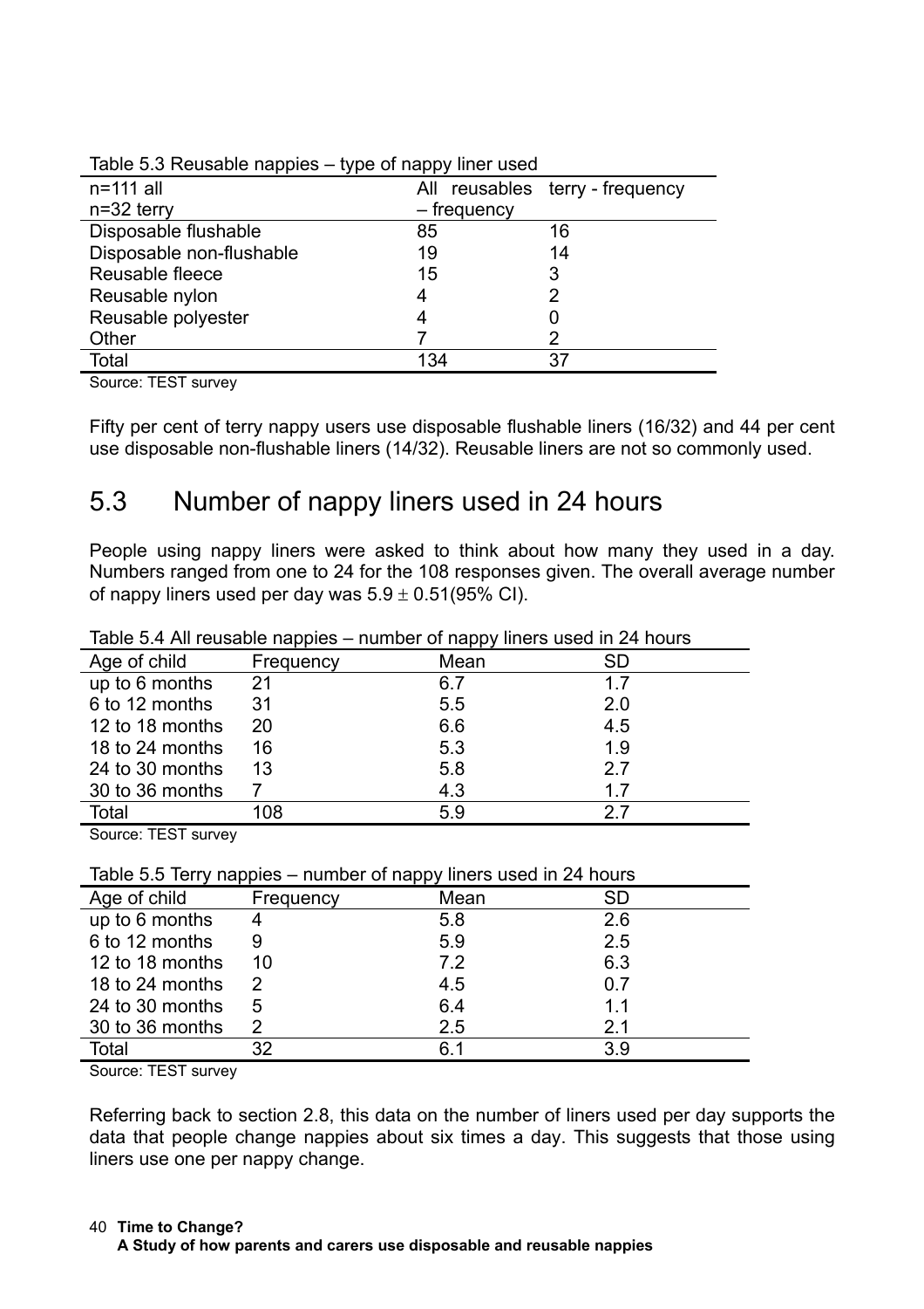Table 5.3 Reusable nappies – type of nappy liner used

| n=111 all<br>n=32 terry | All reusables – frequency | terry - frequency |
|---|---|---|
| Disposable flushable | 85 | 16 |
| Disposable non-flushable | 19 | 14 |
| Reusable fleece | 15 | 3 |
| Reusable nylon | 4 | 2 |
| Reusable polyester | 4 | 0 |
| Other | 7 | 2 |
| Total | 134 | 37 |

Source: TEST survey

Fifty per cent of terry nappy users use disposable flushable liners (16/32) and 44 per cent use disposable non-flushable liners (14/32). Reusable liners are not so commonly used.

## 5.3 Number of nappy liners used in 24 hours

People using nappy liners were asked to think about how many they used in a day. Numbers ranged from one to 24 for the 108 responses given. The overall average number of nappy liners used per day was $5.9 \pm 0.51$(95% CI).

Table 5.4 All reusable nappies – number of nappy liners used in 24 hours

| Age of child | Frequency | Mean | SD |
|---|---|---|---|
| up to 6 months | 21 | 6.7 | 1.7 |
| 6 to 12 months | 31 | 5.5 | 2.0 |
| 12 to 18 months | 20 | 6.6 | 4.5 |
| 18 to 24 months | 16 | 5.3 | 1.9 |
| 24 to 30 months | 13 | 5.8 | 2.7 |
| 30 to 36 months | 7 | 4.3 | 1.7 |
| Total | 108 | 5.9 | 2.7 |

Source: TEST survey

Table 5.5 Terry nappies – number of nappy liners used in 24 hours

| Age of child | Frequency | Mean | SD |
|---|---|---|---|
| up to 6 months | 4 | 5.8 | 2.6 |
| 6 to 12 months | 9 | 5.9 | 2.5 |
| 12 to 18 months | 10 | 7.2 | 6.3 |
| 18 to 24 months | 2 | 4.5 | 0.7 |
| 24 to 30 months | 5 | 6.4 | 1.1 |
| 30 to 36 months | 2 | 2.5 | 2.1 |
| Total | 32 | 6.1 | 3.9 |

Source: TEST survey

Referring back to section 2.8, this data on the number of liners used per day supports the data that people change nappies about six times a day. This suggests that those using liners use one per nappy change.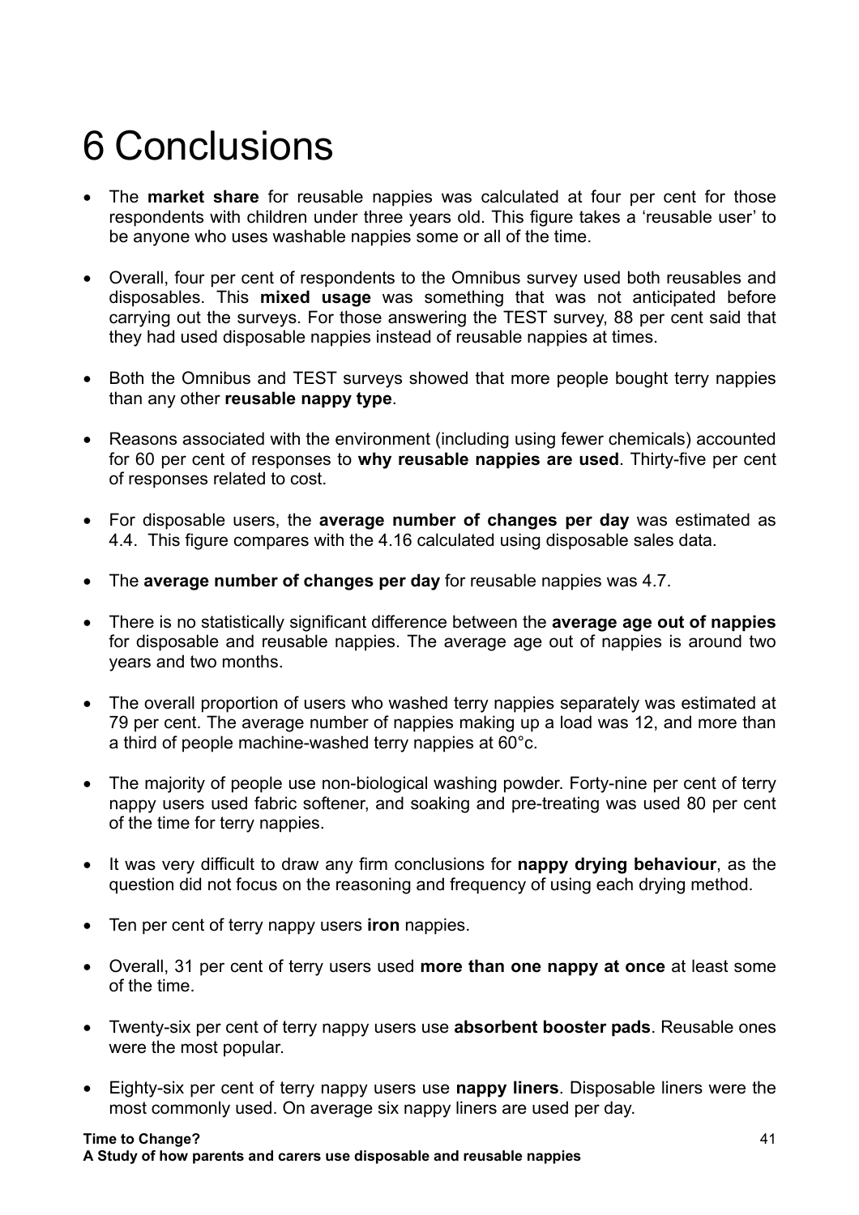# 6 Conclusions

- The **market share** for reusable nappies was calculated at four per cent for those respondents with children under three years old. This figure takes a 'reusable user' to be anyone who uses washable nappies some or all of the time.
- Overall, four per cent of respondents to the Omnibus survey used both reusables and disposables. This **mixed usage** was something that was not anticipated before carrying out the surveys. For those answering the TEST survey, 88 per cent said that they had used disposable nappies instead of reusable nappies at times.
- Both the Omnibus and TEST surveys showed that more people bought terry nappies than any other **reusable nappy type**.
- Reasons associated with the environment (including using fewer chemicals) accounted for 60 per cent of responses to **why reusable nappies are used**. Thirty-five per cent of responses related to cost.
- For disposable users, the **average number of changes per day** was estimated as 4.4. This figure compares with the 4.16 calculated using disposable sales data.
- The **average number of changes per day** for reusable nappies was 4.7.
- There is no statistically significant difference between the **average age out of nappies** for disposable and reusable nappies. The average age out of nappies is around two years and two months.
- The overall proportion of users who washed terry nappies separately was estimated at 79 per cent. The average number of nappies making up a load was 12, and more than a third of people machine-washed terry nappies at 60°c.
- The majority of people use non-biological washing powder. Forty-nine per cent of terry nappy users used fabric softener, and soaking and pre-treating was used 80 per cent of the time for terry nappies.
- It was very difficult to draw any firm conclusions for **nappy drying behaviour**, as the question did not focus on the reasoning and frequency of using each drying method.
- Ten per cent of terry nappy users **iron** nappies.
- Overall, 31 per cent of terry users used **more than one nappy at once** at least some of the time.
- Twenty-six per cent of terry nappy users use **absorbent booster pads**. Reusable ones were the most popular.
- Eighty-six per cent of terry nappy users use **nappy liners**. Disposable liners were the most commonly used. On average six nappy liners are used per day.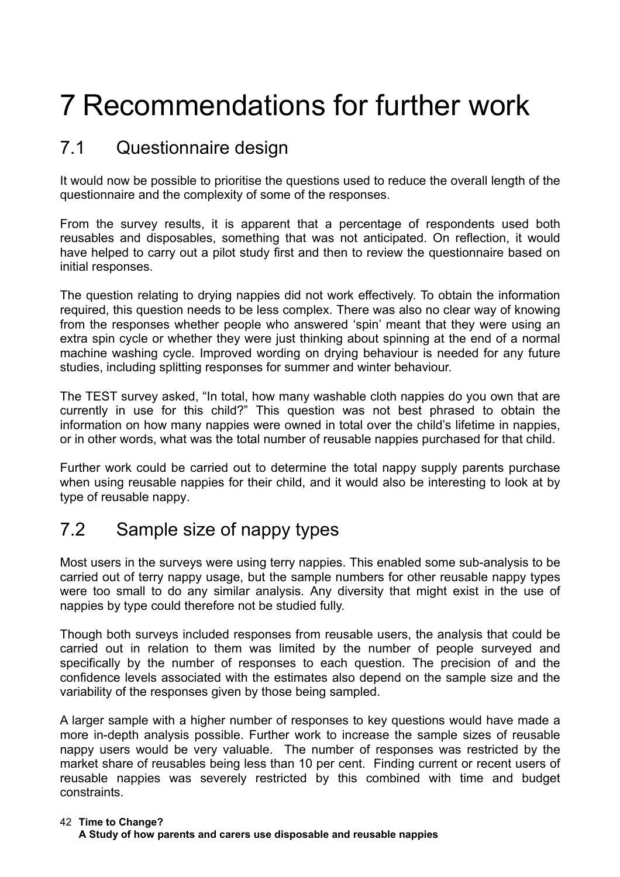# 7 Recommendations for further work

## 7.1 Questionnaire design

It would now be possible to prioritise the questions used to reduce the overall length of the questionnaire and the complexity of some of the responses.

From the survey results, it is apparent that a percentage of respondents used both reusables and disposables, something that was not anticipated. On reflection, it would have helped to carry out a pilot study first and then to review the questionnaire based on initial responses.

The question relating to drying nappies did not work effectively. To obtain the information required, this question needs to be less complex. There was also no clear way of knowing from the responses whether people who answered 'spin' meant that they were using an extra spin cycle or whether they were just thinking about spinning at the end of a normal machine washing cycle. Improved wording on drying behaviour is needed for any future studies, including splitting responses for summer and winter behaviour.

The TEST survey asked, "In total, how many washable cloth nappies do you own that are currently in use for this child?" This question was not best phrased to obtain the information on how many nappies were owned in total over the child's lifetime in nappies, or in other words, what was the total number of reusable nappies purchased for that child.

Further work could be carried out to determine the total nappy supply parents purchase when using reusable nappies for their child, and it would also be interesting to look at by type of reusable nappy.

## 7.2 Sample size of nappy types

Most users in the surveys were using terry nappies. This enabled some sub-analysis to be carried out of terry nappy usage, but the sample numbers for other reusable nappy types were too small to do any similar analysis. Any diversity that might exist in the use of nappies by type could therefore not be studied fully.

Though both surveys included responses from reusable users, the analysis that could be carried out in relation to them was limited by the number of people surveyed and specifically by the number of responses to each question. The precision of and the confidence levels associated with the estimates also depend on the sample size and the variability of the responses given by those being sampled.

A larger sample with a higher number of responses to key questions would have made a more in-depth analysis possible. Further work to increase the sample sizes of reusable nappy users would be very valuable. The number of responses was restricted by the market share of reusables being less than 10 per cent. Finding current or recent users of reusable nappies was severely restricted by this combined with time and budget constraints.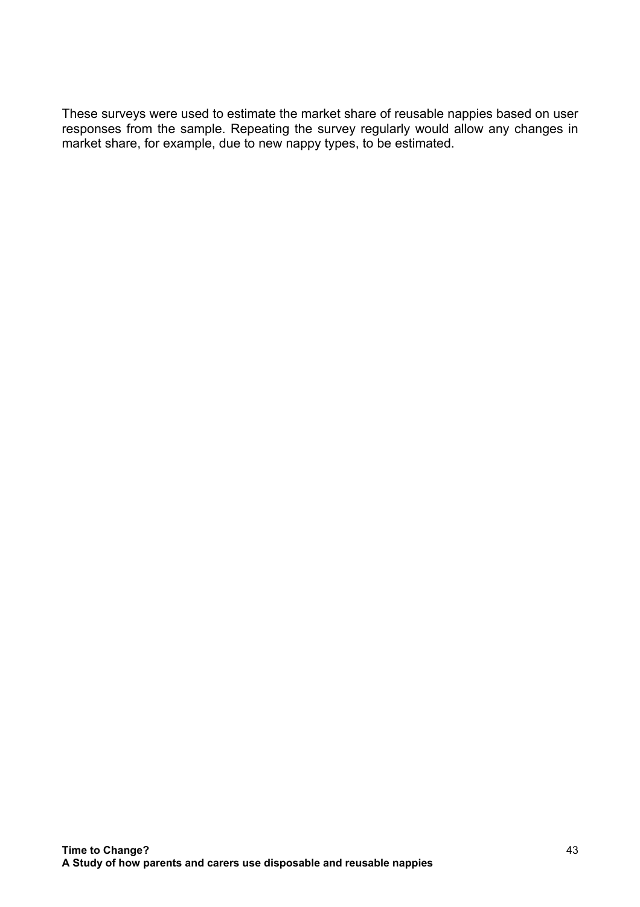These surveys were used to estimate the market share of reusable nappies based on user responses from the sample. Repeating the survey regularly would allow any changes in market share, for example, due to new nappy types, to be estimated.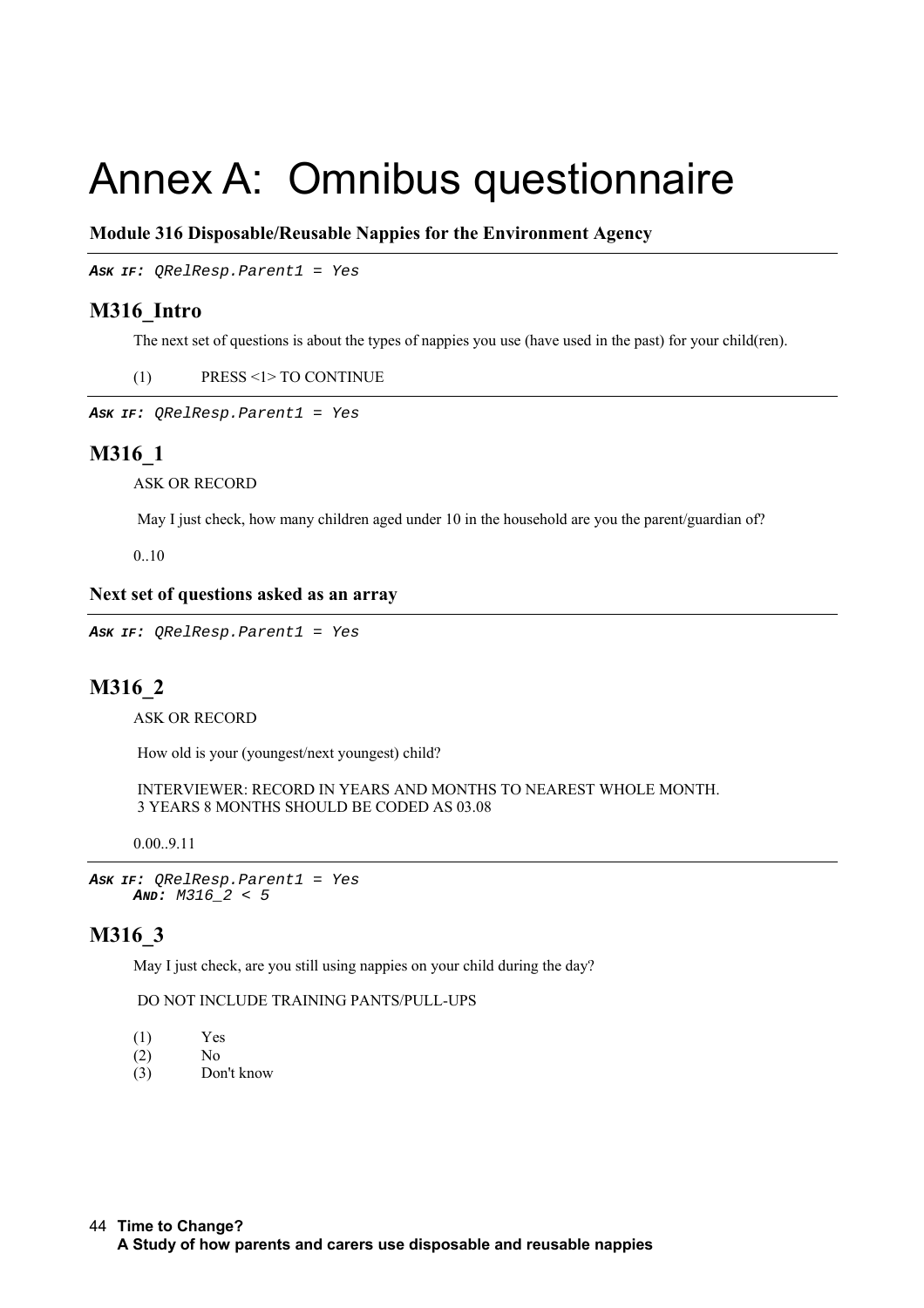# Annex A: Omnibus questionnaire

**Module 316 Disposable/Reusable Nappies for the Environment Agency**

***Ask if:*** *QRelResp.Parent1 = Yes*

## M316_Intro

The next set of questions is about the types of nappies you use (have used in the past) for your child(ren).

(1) PRESS <1> TO CONTINUE

***Ask if:*** *QRelResp.Parent1 = Yes*

## M316_1

ASK OR RECORD

May I just check, how many children aged under 10 in the household are you the parent/guardian of?

0..10

**Next set of questions asked as an array**

***Ask if:*** *QRelResp.Parent1 = Yes*

## M316_2

ASK OR RECORD

How old is your (youngest/next youngest) child?

INTERVIEWER: RECORD IN YEARS AND MONTHS TO NEAREST WHOLE MONTH.
3 YEARS 8 MONTHS SHOULD BE CODED AS 03.08

0.00..9.11

***Ask if:*** *QRelResp.Parent1 = Yes*
***And:*** *M316_2 < 5*

## M316_3

May I just check, are you still using nappies on your child during the day?

DO NOT INCLUDE TRAINING PANTS/PULL-UPS

(1) Yes
(2) No
(3) Don't know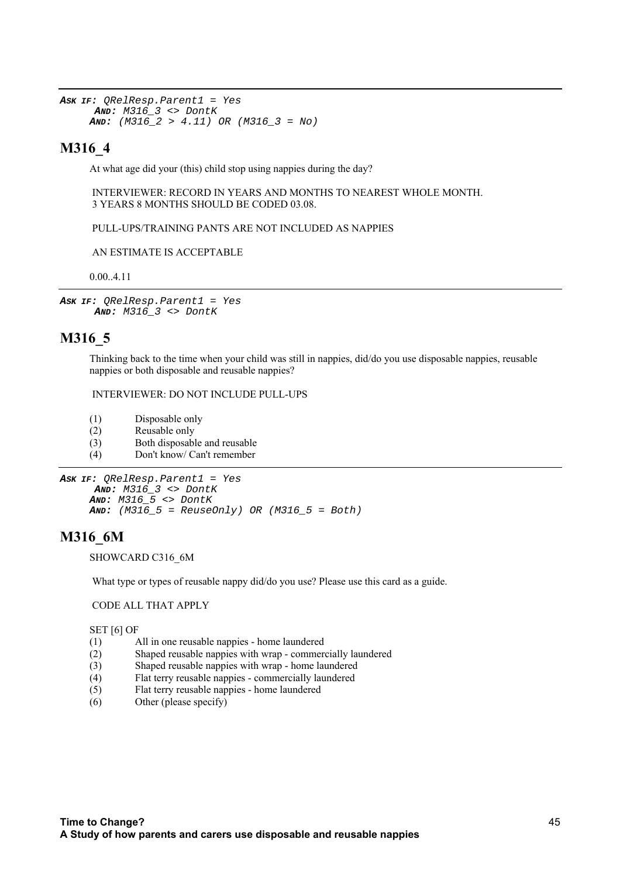***Ask if:*** *QRelResp.Parent1 = Yes*
***And:*** *M316_3 <> DontK*
***And:*** *(M316_2 > 4.11) OR (M316_3 = No)*

## M316_4

At what age did your (this) child stop using nappies during the day?

INTERVIEWER: RECORD IN YEARS AND MONTHS TO NEAREST WHOLE MONTH.
3 YEARS 8 MONTHS SHOULD BE CODED 03.08.

PULL-UPS/TRAINING PANTS ARE NOT INCLUDED AS NAPPIES

AN ESTIMATE IS ACCEPTABLE

0.00..4.11

---

***Ask if:*** *QRelResp.Parent1 = Yes*
***And:*** *M316_3 <> DontK*

## M316_5

Thinking back to the time when your child was still in nappies, did/do you use disposable nappies, reusable nappies or both disposable and reusable nappies?

INTERVIEWER: DO NOT INCLUDE PULL-UPS

(1) Disposable only
(2) Reusable only
(3) Both disposable and reusable
(4) Don't know/ Can't remember

---

***Ask if:*** *QRelResp.Parent1 = Yes*
***And:*** *M316_3 <> DontK*
***And:*** *M316_5 <> DontK*
***And:*** *(M316_5 = ReuseOnly) OR (M316_5 = Both)*

## M316_6M

SHOWCARD C316_6M

What type or types of reusable nappy did/do you use? Please use this card as a guide.

CODE ALL THAT APPLY

SET [6] OF
(1) All in one reusable nappies - home laundered
(2) Shaped reusable nappies with wrap - commercially laundered
(3) Shaped reusable nappies with wrap - home laundered
(4) Flat terry reusable nappies - commercially laundered
(5) Flat terry reusable nappies - home laundered
(6) Other (please specify)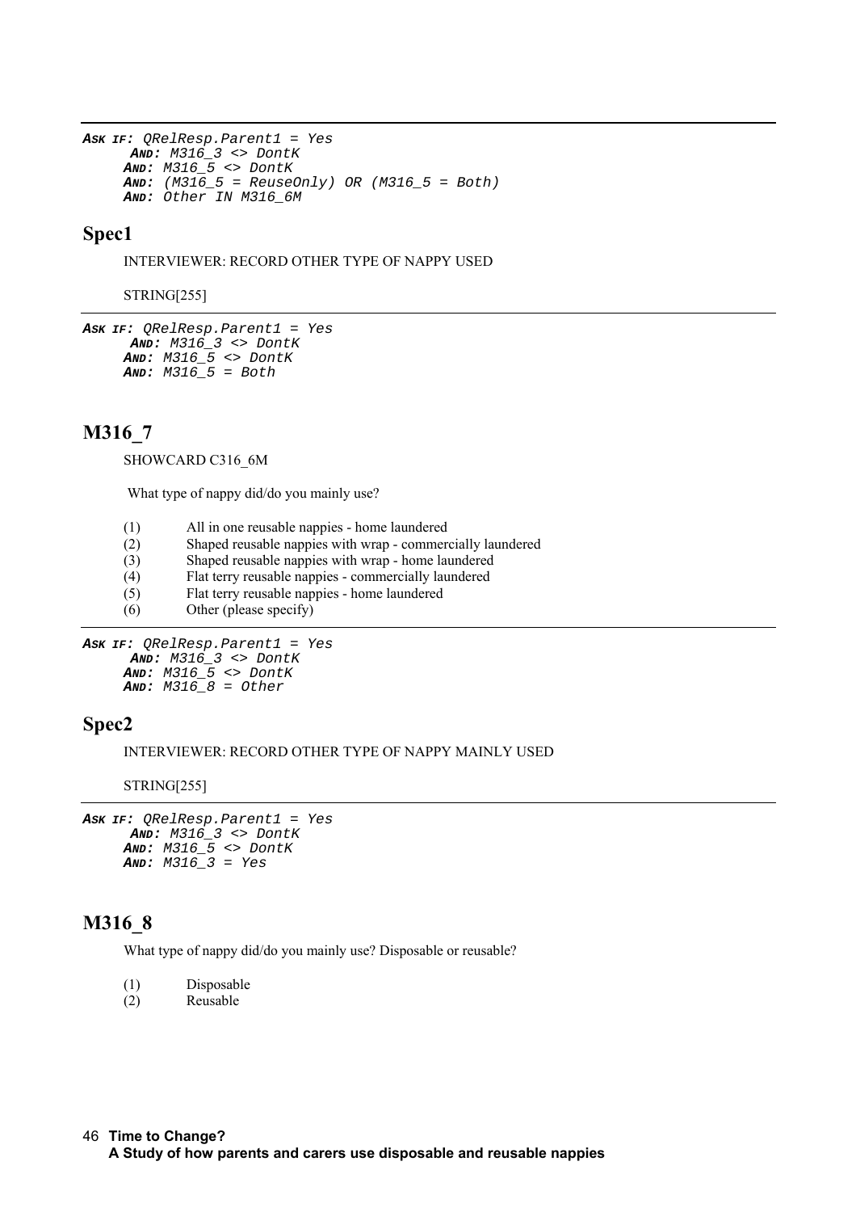***Ask if:*** *QRelResp.Parent1 = Yes*
***And:*** *M316_3 <> DontK*
***And:*** *M316_5 <> DontK*
***And:*** *(M316_5 = ReuseOnly) OR (M316_5 = Both)*
***And:*** *Other IN M316_6M*

## Spec1

INTERVIEWER: RECORD OTHER TYPE OF NAPPY USED

STRING[255]

---

***Ask if:*** *QRelResp.Parent1 = Yes*
***And:*** *M316_3 <> DontK*
***And:*** *M316_5 <> DontK*
***And:*** *M316_5 = Both*

## M316_7

SHOWCARD C316_6M

What type of nappy did/do you mainly use?

(1) All in one reusable nappies - home laundered
(2) Shaped reusable nappies with wrap - commercially laundered
(3) Shaped reusable nappies with wrap - home laundered
(4) Flat terry reusable nappies - commercially laundered
(5) Flat terry reusable nappies - home laundered
(6) Other (please specify)

---

***Ask if:*** *QRelResp.Parent1 = Yes*
***And:*** *M316_3 <> DontK*
***And:*** *M316_5 <> DontK*
***And:*** *M316_8 = Other*

## Spec2

INTERVIEWER: RECORD OTHER TYPE OF NAPPY MAINLY USED

STRING[255]

---

***Ask if:*** *QRelResp.Parent1 = Yes*
***And:*** *M316_3 <> DontK*
***And:*** *M316_5 <> DontK*
***And:*** *M316_3 = Yes*

## M316_8

What type of nappy did/do you mainly use? Disposable or reusable?

(1) Disposable
(2) Reusable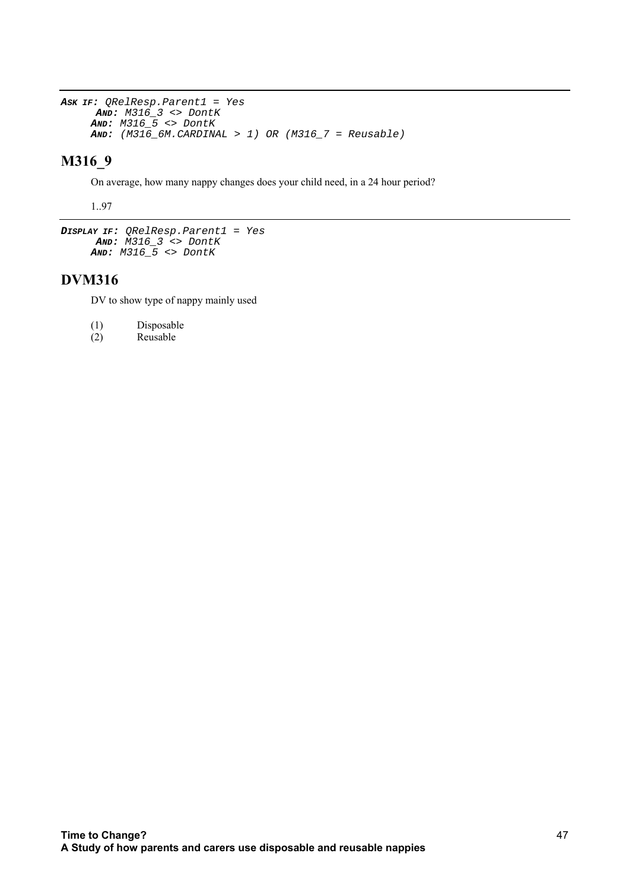***ASK IF:*** *QRelResp.Parent1 = Yes*
***AND:*** *M316_3 <> DontK*
***AND:*** *M316_5 <> DontK*
***AND:*** *(M316_6M.CARDINAL > 1) OR (M316_7 = Reusable)*

## M316_9

On average, how many nappy changes does your child need, in a 24 hour period?

1..97

---

***DISPLAY IF:*** *QRelResp.Parent1 = Yes*
***AND:*** *M316_3 <> DontK*
***AND:*** *M316_5 <> DontK*

## DVM316

DV to show type of nappy mainly used

(1) Disposable
(2) Reusable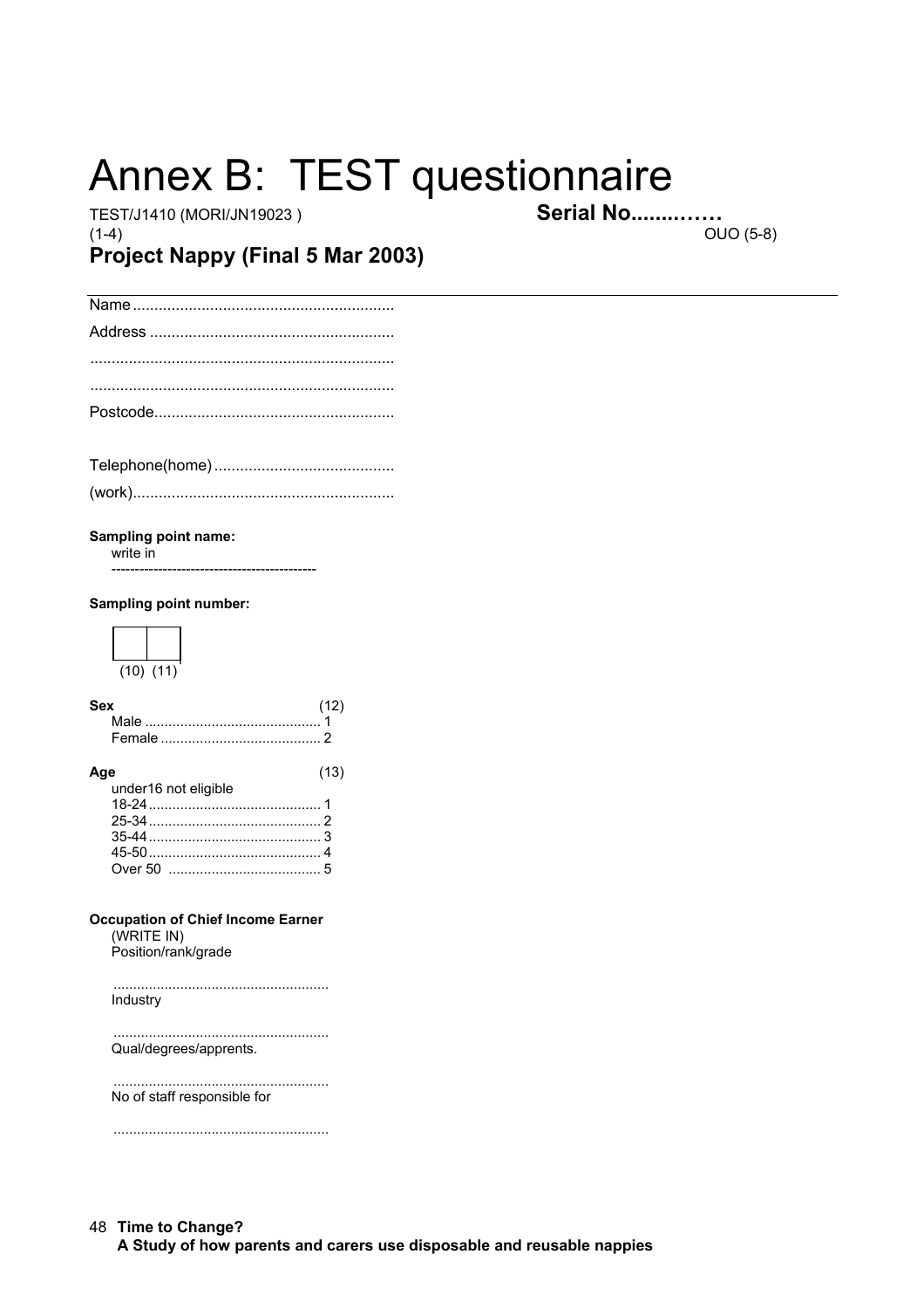# Annex B: TEST questionnaire

TEST/J1410 (MORI/JN19023 ) **Serial No.........……**

(1-4) OUO (5-8)

## Project Nappy (Final 5 Mar 2003)

---

Name ............................................................

Address ........................................................

......................................................................

......................................................................

Postcode.......................................................

Telephone(home) ..........................................

(work)............................................................

**Sampling point name:**

write in

-------------------------------------------

**Sampling point number:**

| | |
|---|---|
| (10) | (11) |

**Sex** (12)

Male ............................................ 1

Female ......................................... 2

**Age** (13)

under16 not eligible

18-24 ........................................... 1

25-34 ........................................... 2

35-44 ........................................... 3

45-50 ........................................... 4

Over 50 ...................................... 5

**Occupation of Chief Income Earner**

(WRITE IN)

Position/rank/grade

......................................................

Industry

......................................................

Qual/degrees/apprents.

......................................................

No of staff responsible for

......................................................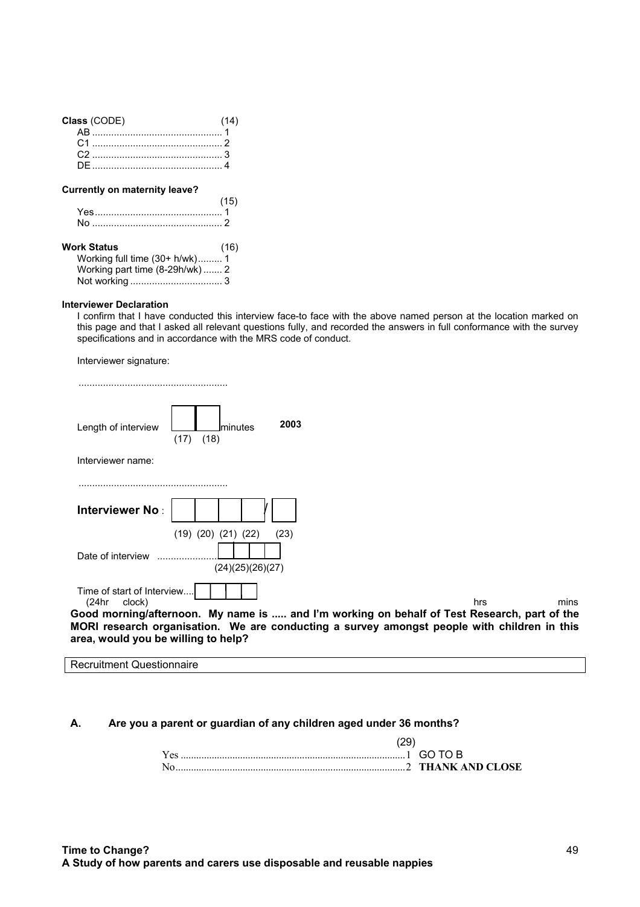**Class** (CODE) (14)

AB ................................................ 1
C1 ................................................ 2
C2 ................................................ 3
DE ................................................ 4

**Currently on maternity leave?**

(15)

Yes............................................... 1
No ................................................ 2

**Work Status** (16)

Working full time (30+ h/wk)......... 1
Working part time (8-29h/wk) ....... 2
Not working .................................. 3

**Interviewer Declaration**

I confirm that I have conducted this interview face-to face with the above named person at the location marked on this page and that I asked all relevant questions fully, and recorded the answers in full conformance with the survey specifications and in accordance with the MRS code of conduct.

Interviewer signature:

......................................................

Length of interview [ ][ ] minutes **2003**
(17) (18)

Interviewer name:

......................................................

**Interviewer No** : [ ][ ][ ][ ] / [ ]
(19) (20) (21) (22) (23)

Date of interview .......................[ ][ ][ ][ ]
(24)(25)(26)(27)

Time of start of Interview....[ ][ ][ ][ ]
(24hr clock) hrs mins

**Good morning/afternoon. My name is ..... and I'm working on behalf of Test Research, part of the MORI research organisation. We are conducting a survey amongst people with children in this area, would you be willing to help?**

Recruitment Questionnaire

**A. Are you a parent or guardian of any children aged under 36 months?**

(29)

Yes ......................................................................................1 GO TO B
No........................................................................................2 **THANK AND CLOSE**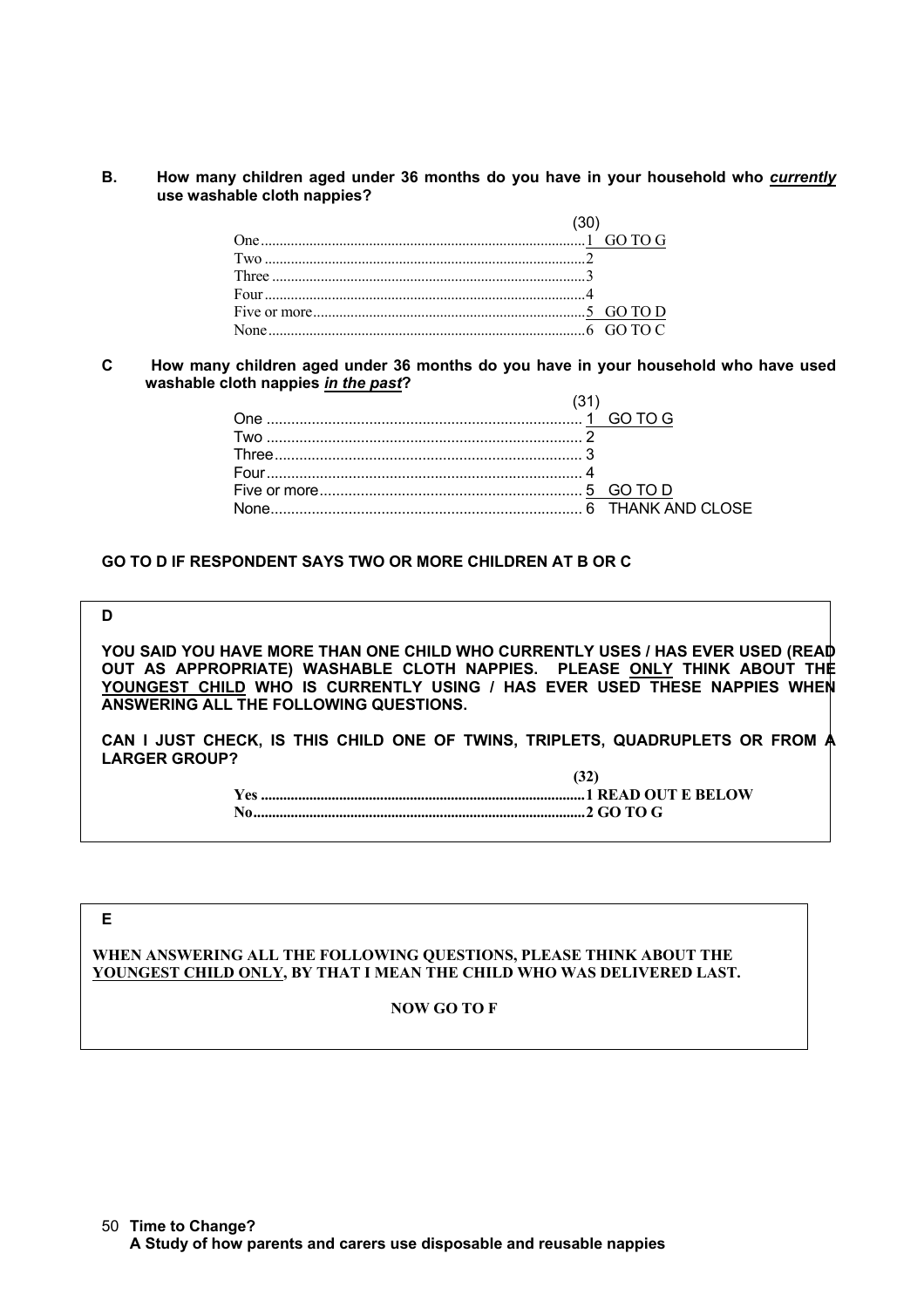**B.** **How many children aged under 36 months do you have in your household who *currently* use washable cloth nappies?**

| | (30) | |
|---|---|---|
| One | 1 | GO TO G |
| Two | 2 | |
| Three | 3 | |
| Four | 4 | |
| Five or more | 5 | GO TO D |
| None | 6 | GO TO C |

**C** **How many children aged under 36 months do you have in your household who have used washable cloth nappies *in the past*?**

| | (31) | |
|---|---|---|
| One | 1 | GO TO G |
| Two | 2 | |
| Three | 3 | |
| Four | 4 | |
| Five or more | 5 | GO TO D |
| None | 6 | THANK AND CLOSE |

**GO TO D IF RESPONDENT SAYS TWO OR MORE CHILDREN AT B OR C**

**D**

**YOU SAID YOU HAVE MORE THAN ONE CHILD WHO CURRENTLY USES / HAS EVER USED (READ OUT AS APPROPRIATE) WASHABLE CLOTH NAPPIES. PLEASE ONLY THINK ABOUT THE YOUNGEST CHILD WHO IS CURRENTLY USING / HAS EVER USED THESE NAPPIES WHEN ANSWERING ALL THE FOLLOWING QUESTIONS.**

**CAN I JUST CHECK, IS THIS CHILD ONE OF TWINS, TRIPLETS, QUADRUPLETS OR FROM A LARGER GROUP?**

| | (32) | |
|---|---|---|
| **Yes** | **1** | **READ OUT E BELOW** |
| **No** | **2** | **GO TO G** |

**E**

**WHEN ANSWERING ALL THE FOLLOWING QUESTIONS, PLEASE THINK ABOUT THE YOUNGEST CHILD ONLY, BY THAT I MEAN THE CHILD WHO WAS DELIVERED LAST.**

**NOW GO TO F**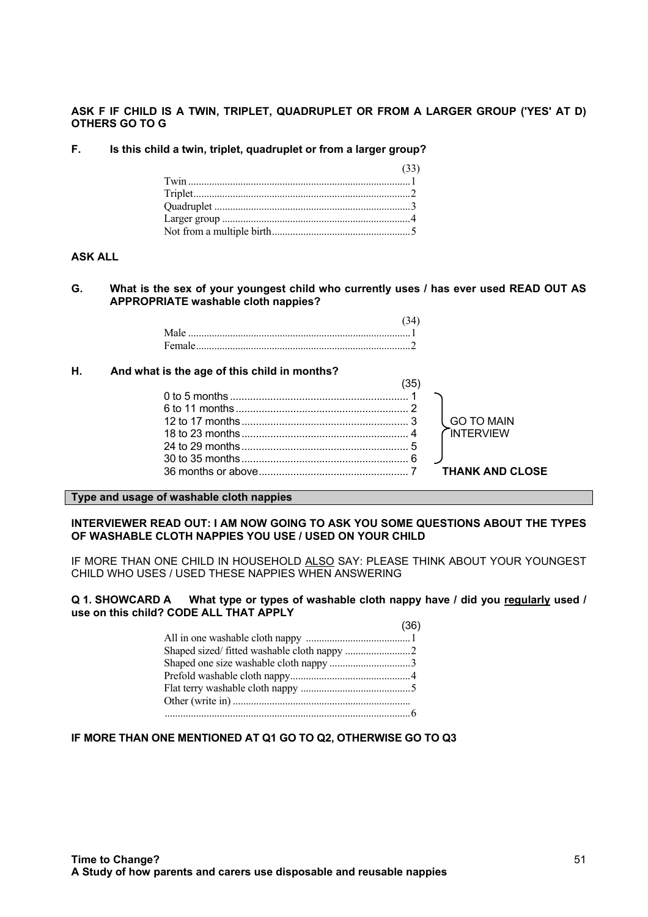**ASK F IF CHILD IS A TWIN, TRIPLET, QUADRUPLET OR FROM A LARGER GROUP ('YES' AT D) OTHERS GO TO G**

**F. Is this child a twin, triplet, quadruplet or from a larger group?**

| | (33) |
|---|---|
| Twin | 1 |
| Triplet | 2 |
| Quadruplet | 3 |
| Larger group | 4 |
| Not from a multiple birth | 5 |

**ASK ALL**

**G. What is the sex of your youngest child who currently uses / has ever used READ OUT AS APPROPRIATE washable cloth nappies?**

| | (34) |
|---|---|
| Male | 1 |
| Female | 2 |

**H. And what is the age of this child in months?**

| | (35) | |
|---|---|---|
| 0 to 5 months | 1 | GO TO MAIN INTERVIEW |
| 6 to 11 months | 2 | GO TO MAIN INTERVIEW |
| 12 to 17 months | 3 | GO TO MAIN INTERVIEW |
| 18 to 23 months | 4 | GO TO MAIN INTERVIEW |
| 24 to 29 months | 5 | GO TO MAIN INTERVIEW |
| 30 to 35 months | 6 | GO TO MAIN INTERVIEW |
| 36 months or above | 7 | **THANK AND CLOSE** |

## Type and usage of washable cloth nappies

**INTERVIEWER READ OUT: I AM NOW GOING TO ASK YOU SOME QUESTIONS ABOUT THE TYPES OF WASHABLE CLOTH NAPPIES YOU USE / USED ON YOUR CHILD**

IF MORE THAN ONE CHILD IN HOUSEHOLD ALSO SAY: PLEASE THINK ABOUT YOUR YOUNGEST CHILD WHO USES / USED THESE NAPPIES WHEN ANSWERING

**Q 1. SHOWCARD A What type or types of washable cloth nappy have / did you regularly used / use on this child? CODE ALL THAT APPLY**

| | (36) |
|---|---|
| All in one washable cloth nappy | 1 |
| Shaped sized/ fitted washable cloth nappy | 2 |
| Shaped one size washable cloth nappy | 3 |
| Prefold washable cloth nappy | 4 |
| Flat terry washable cloth nappy | 5 |
| Other (write in) ........................................ | 6 |

**IF MORE THAN ONE MENTIONED AT Q1 GO TO Q2, OTHERWISE GO TO Q3**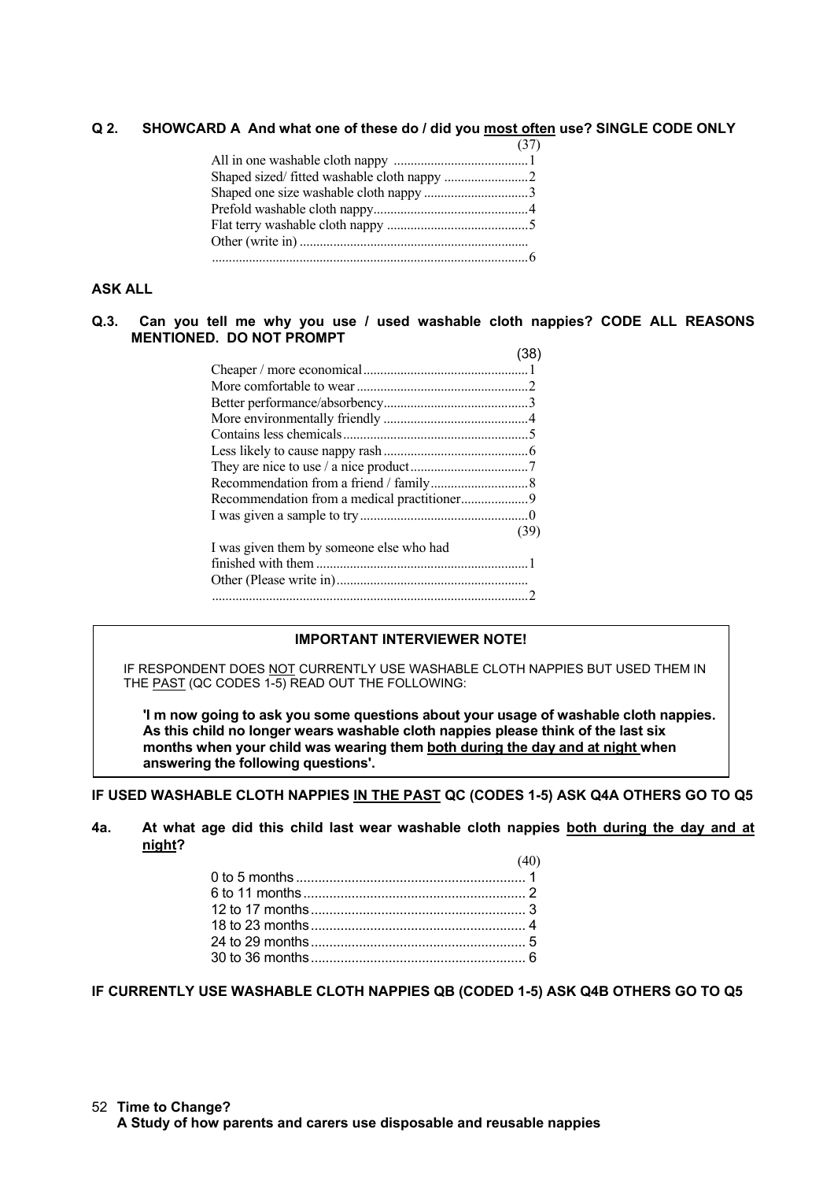**Q 2. SHOWCARD A And what one of these do / did you most often use? SINGLE CODE ONLY**

(37)

- All in one washable cloth nappy ........................................1
- Shaped sized/ fitted washable cloth nappy .........................2
- Shaped one size washable cloth nappy ...............................3
- Prefold washable cloth nappy.............................................4
- Flat terry washable cloth nappy ..........................................5
- Other (write in) ...................................................................
  .............................................................................................6

**ASK ALL**

**Q.3. Can you tell me why you use / used washable cloth nappies? CODE ALL REASONS MENTIONED. DO NOT PROMPT**

(38)

- Cheaper / more economical.................................................1
- More comfortable to wear ..................................................2
- Better performance/absorbency...........................................3
- More environmentally friendly ...........................................4
- Contains less chemicals.......................................................5
- Less likely to cause nappy rash ...........................................6
- They are nice to use / a nice product...................................7
- Recommendation from a friend / family.............................8
- Recommendation from a medical practitioner....................9
- I was given a sample to try..................................................0

(39)

- I was given them by someone else who had finished with them ..............................................................1
- Other (Please write in).........................................................
  .............................................................................................2

> **IMPORTANT INTERVIEWER NOTE!**
>
> IF RESPONDENT DOES NOT CURRENTLY USE WASHABLE CLOTH NAPPIES BUT USED THEM IN THE PAST (QC CODES 1-5) READ OUT THE FOLLOWING:
>
> **'I m now going to ask you some questions about your usage of washable cloth nappies. As this child no longer wears washable cloth nappies please think of the last six months when your child was wearing them both during the day and at night when answering the following questions'.**

**IF USED WASHABLE CLOTH NAPPIES IN THE PAST QC (CODES 1-5) ASK Q4A OTHERS GO TO Q5**

**4a. At what age did this child last wear washable cloth nappies both during the day and at night?**

(40)

- 0 to 5 months .............................................................. 1
- 6 to 11 months ............................................................ 2
- 12 to 17 months........................................................... 3
- 18 to 23 months........................................................... 4
- 24 to 29 months........................................................... 5
- 30 to 36 months........................................................... 6

**IF CURRENTLY USE WASHABLE CLOTH NAPPIES QB (CODED 1-5) ASK Q4B OTHERS GO TO Q5**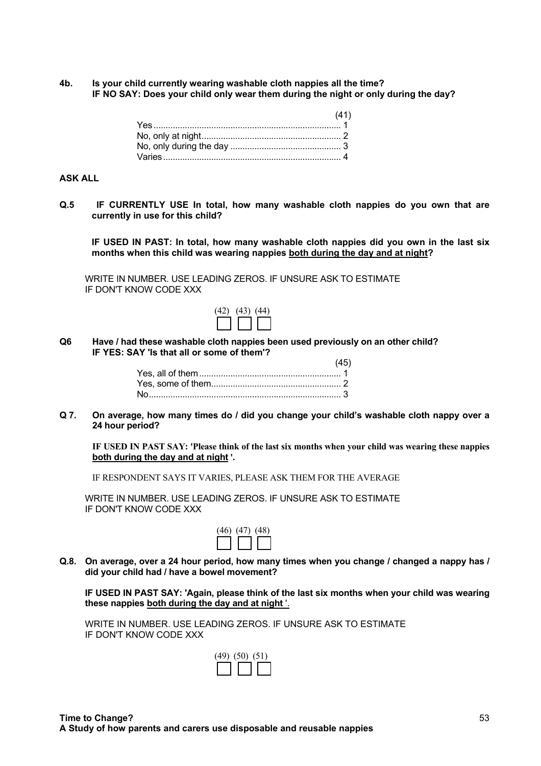**4b. Is your child currently wearing washable cloth nappies all the time?**
**IF NO SAY: Does your child only wear them during the night or only during the day?**

| | (41) |
|---|---|
| Yes | 1 |
| No, only at night | 2 |
| No, only during the day | 3 |
| Varies | 4 |

**ASK ALL**

**Q.5 IF CURRENTLY USE In total, how many washable cloth nappies do you own that are currently in use for this child?**

**IF USED IN PAST: In total, how many washable cloth nappies did you own in the last six months when this child was wearing nappies <u>both during the day and at night</u>?**

WRITE IN NUMBER. USE LEADING ZEROS. IF UNSURE ASK TO ESTIMATE
IF DON'T KNOW CODE XXX

| (42) | (43) | (44) |
|---|---|---|
| | | |

**Q6 Have / had these washable cloth nappies been used previously on an other child?**
**IF YES: SAY 'Is that all or some of them'?**

| | (45) |
|---|---|
| Yes, all of them | 1 |
| Yes, some of them | 2 |
| No | 3 |

**Q 7. On average, how many times do / did you change your child's washable cloth nappy over a 24 hour period?**

**IF USED IN PAST SAY: 'Please think of the last six months when your child was wearing these nappies <u>both during the day and at night</u> '.**

IF RESPONDENT SAYS IT VARIES, PLEASE ASK THEM FOR THE AVERAGE

WRITE IN NUMBER. USE LEADING ZEROS. IF UNSURE ASK TO ESTIMATE
IF DON'T KNOW CODE XXX

| (46) | (47) | (48) |
|---|---|---|
| | | |

**Q.8. On average, over a 24 hour period, how many times when you change / changed a nappy has / did your child had / have a bowel movement?**

**IF USED IN PAST SAY: 'Again, please think of the last six months when your child was wearing these nappies <u>both during the day and at night</u> '.**

WRITE IN NUMBER. USE LEADING ZEROS. IF UNSURE ASK TO ESTIMATE
IF DON'T KNOW CODE XXX

| (49) | (50) | (51) |
|---|---|---|
| | | |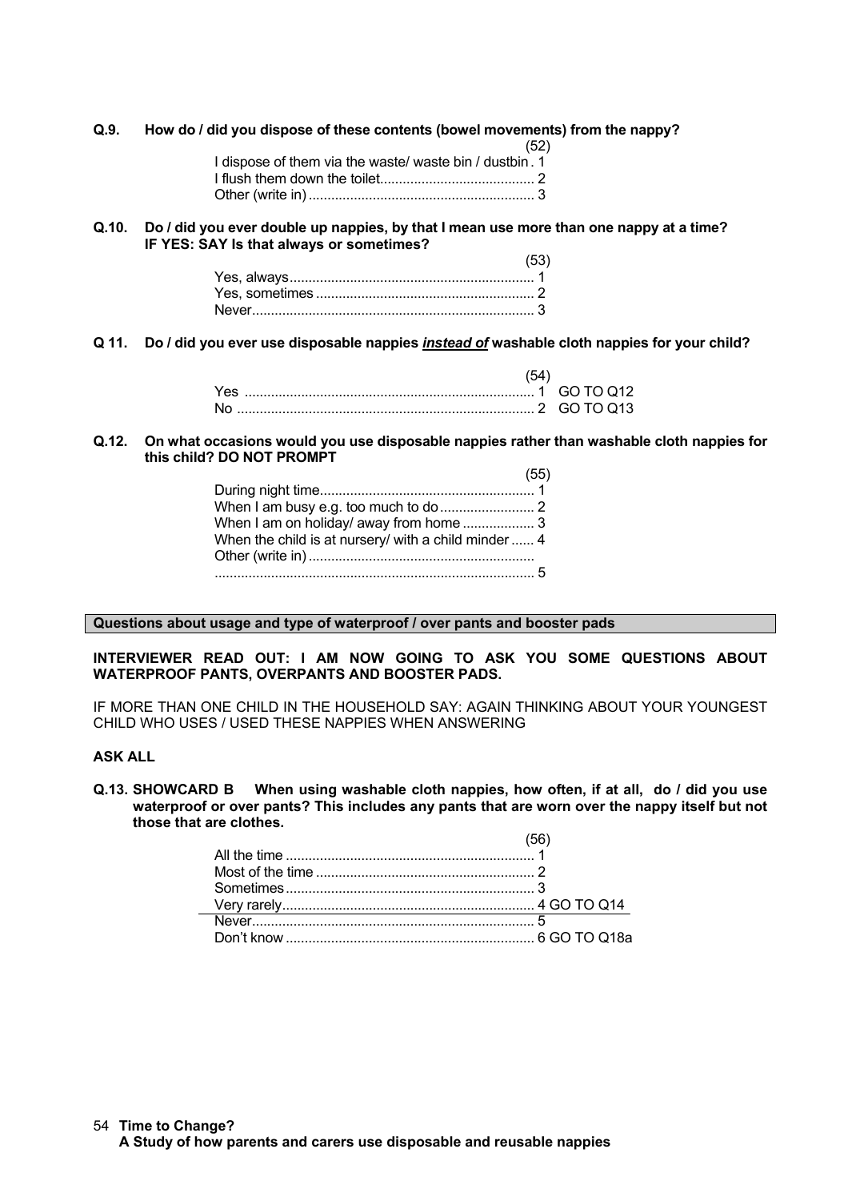**Q.9. How do / did you dispose of these contents (bowel movements) from the nappy?**

(52)

I dispose of them via the waste/ waste bin / dustbin . 1
I flush them down the toilet......................................... 2
Other (write in) ........................................................... 3

**Q.10. Do / did you ever double up nappies, by that I mean use more than one nappy at a time? IF YES: SAY Is that always or sometimes?**

(53)

Yes, always................................................................ 1
Yes, sometimes ......................................................... 2
Never.......................................................................... 3

**Q 11. Do / did you ever use disposable nappies *instead of* washable cloth nappies for your child?**

(54)

Yes ............................................................................ 1 GO TO Q12
No .............................................................................. 2 GO TO Q13

**Q.12. On what occasions would you use disposable nappies rather than washable cloth nappies for this child? DO NOT PROMPT**

(55)

During night time......................................................... 1
When I am busy e.g. too much to do......................... 2
When I am on holiday/ away from home ................... 3
When the child is at nursery/ with a child minder ...... 4
Other (write in) ...........................................................
.................................................................................... 5

**Questions about usage and type of waterproof / over pants and booster pads**

**INTERVIEWER READ OUT: I AM NOW GOING TO ASK YOU SOME QUESTIONS ABOUT WATERPROOF PANTS, OVERPANTS AND BOOSTER PADS.**

IF MORE THAN ONE CHILD IN THE HOUSEHOLD SAY: AGAIN THINKING ABOUT YOUR YOUNGEST CHILD WHO USES / USED THESE NAPPIES WHEN ANSWERING

**ASK ALL**

**Q.13. SHOWCARD B When using washable cloth nappies, how often, if at all, do / did you use waterproof or over pants? This includes any pants that are worn over the nappy itself but not those that are clothes.**

(56)

All the time ................................................................. 1
Most of the time .......................................................... 2
Sometimes.................................................................. 3
Very rarely.................................................................. 4 GO TO Q14
Never.......................................................................... 5
Don't know ................................................................. 6 GO TO Q18a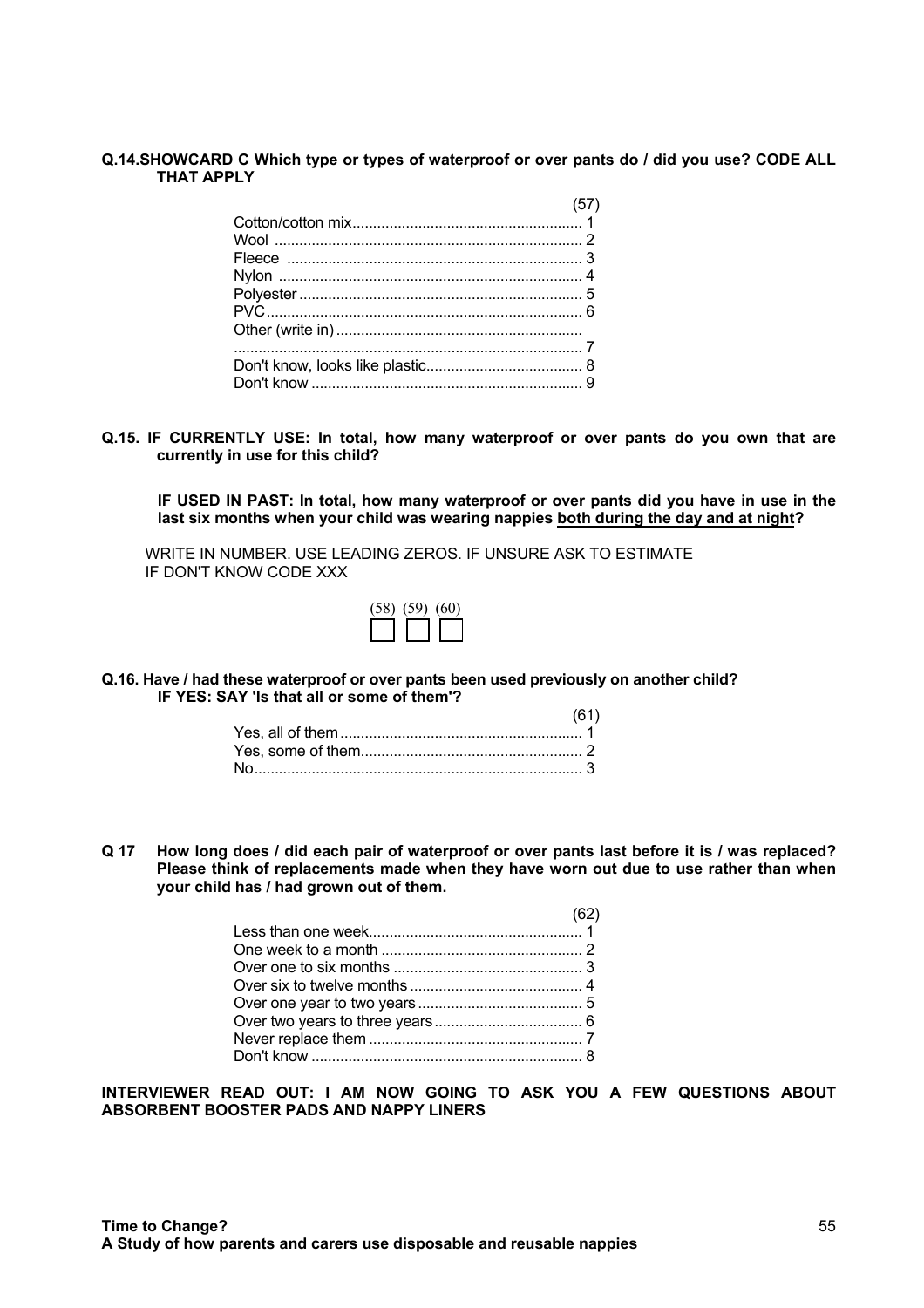**Q.14.SHOWCARD C Which type or types of waterproof or over pants do / did you use? CODE ALL THAT APPLY**

| | (57) |
|---|---|
| Cotton/cotton mix | 1 |
| Wool | 2 |
| Fleece | 3 |
| Nylon | 4 |
| Polyester | 5 |
| PVC | 6 |
| Other (write in) ........................................................... | 7 |
| Don't know, looks like plastic | 8 |
| Don't know | 9 |

**Q.15. IF CURRENTLY USE: In total, how many waterproof or over pants do you own that are currently in use for this child?**

**IF USED IN PAST: In total, how many waterproof or over pants did you have in use in the last six months when your child was wearing nappies <u>both during the day and at night</u>?**

WRITE IN NUMBER. USE LEADING ZEROS. IF UNSURE ASK TO ESTIMATE
IF DON'T KNOW CODE XXX

| (58) | (59) | (60) |
|---|---|---|
| | | |

**Q.16. Have / had these waterproof or over pants been used previously on another child?**
**IF YES: SAY 'Is that all or some of them'?**

| | (61) |
|---|---|
| Yes, all of them | 1 |
| Yes, some of them | 2 |
| No | 3 |

**Q 17 How long does / did each pair of waterproof or over pants last before it is / was replaced? Please think of replacements made when they have worn out due to use rather than when your child has / had grown out of them.**

| | (62) |
|---|---|
| Less than one week | 1 |
| One week to a month | 2 |
| Over one to six months | 3 |
| Over six to twelve months | 4 |
| Over one year to two years | 5 |
| Over two years to three years | 6 |
| Never replace them | 7 |
| Don't know | 8 |

**INTERVIEWER READ OUT: I AM NOW GOING TO ASK YOU A FEW QUESTIONS ABOUT ABSORBENT BOOSTER PADS AND NAPPY LINERS**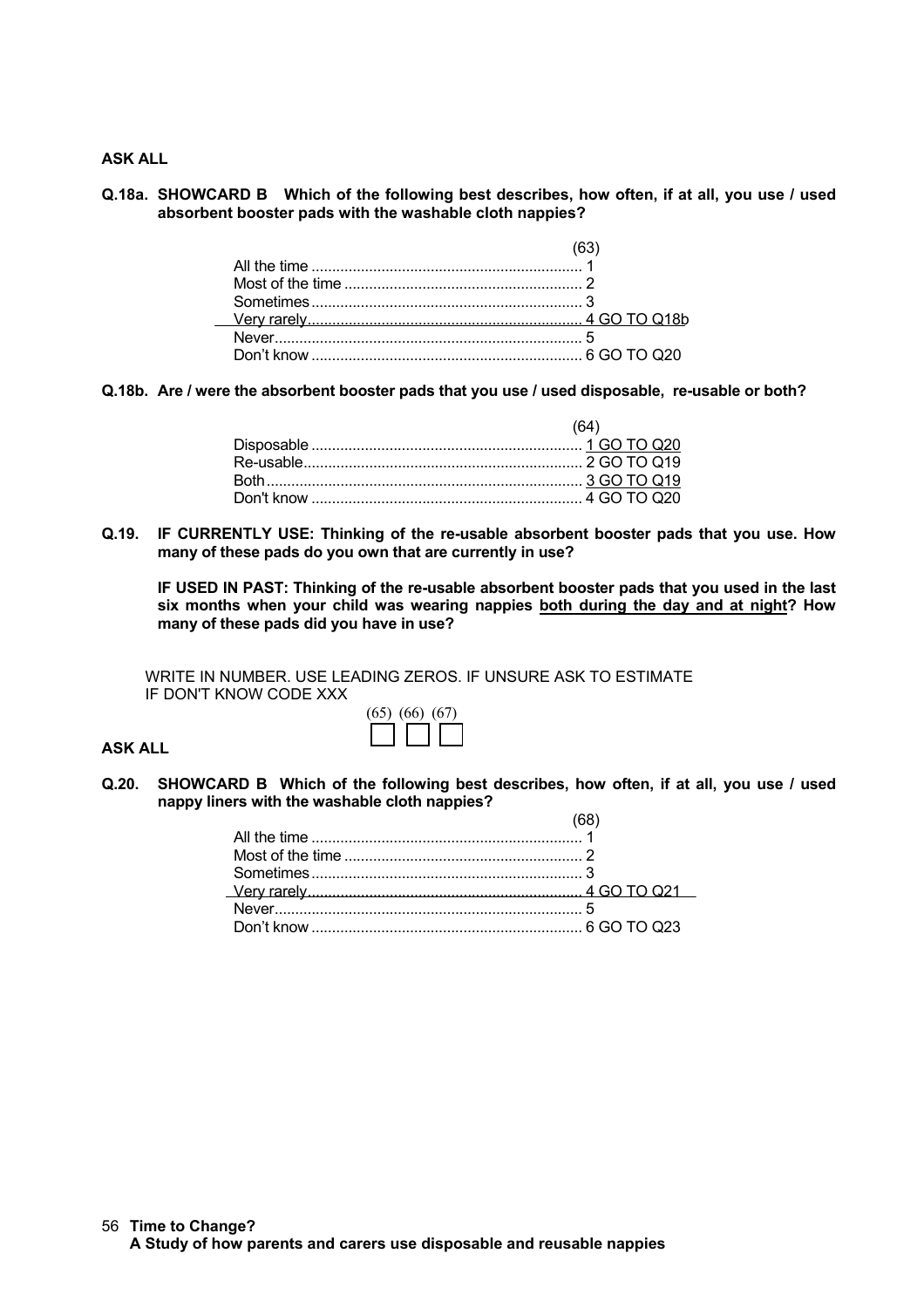**ASK ALL**

**Q.18a. SHOWCARD B Which of the following best describes, how often, if at all, you use / used absorbent booster pads with the washable cloth nappies?**

| | (63) |
|---|---|
| All the time | 1 |
| Most of the time | 2 |
| Sometimes | 3 |
| Very rarely | 4 GO TO Q18b |
| Never | 5 |
| Don't know | 6 GO TO Q20 |

**Q.18b. Are / were the absorbent booster pads that you use / used disposable, re-usable or both?**

| | (64) |
|---|---|
| Disposable | 1 GO TO Q20 |
| Re-usable | 2 GO TO Q19 |
| Both | 3 GO TO Q19 |
| Don't know | 4 GO TO Q20 |

**Q.19. IF CURRENTLY USE: Thinking of the re-usable absorbent booster pads that you use. How many of these pads do you own that are currently in use?**

**IF USED IN PAST: Thinking of the re-usable absorbent booster pads that you used in the last six months when your child was wearing nappies <u>both during the day and at night</u>? How many of these pads did you have in use?**

WRITE IN NUMBER. USE LEADING ZEROS. IF UNSURE ASK TO ESTIMATE
IF DON'T KNOW CODE XXX

(65) (66) (67)

**ASK ALL**

**Q.20. SHOWCARD B Which of the following best describes, how often, if at all, you use / used nappy liners with the washable cloth nappies?**

| | (68) |
|---|---|
| All the time | 1 |
| Most of the time | 2 |
| Sometimes | 3 |
| Very rarely | 4 GO TO Q21 |
| Never | 5 |
| Don't know | 6 GO TO Q23 |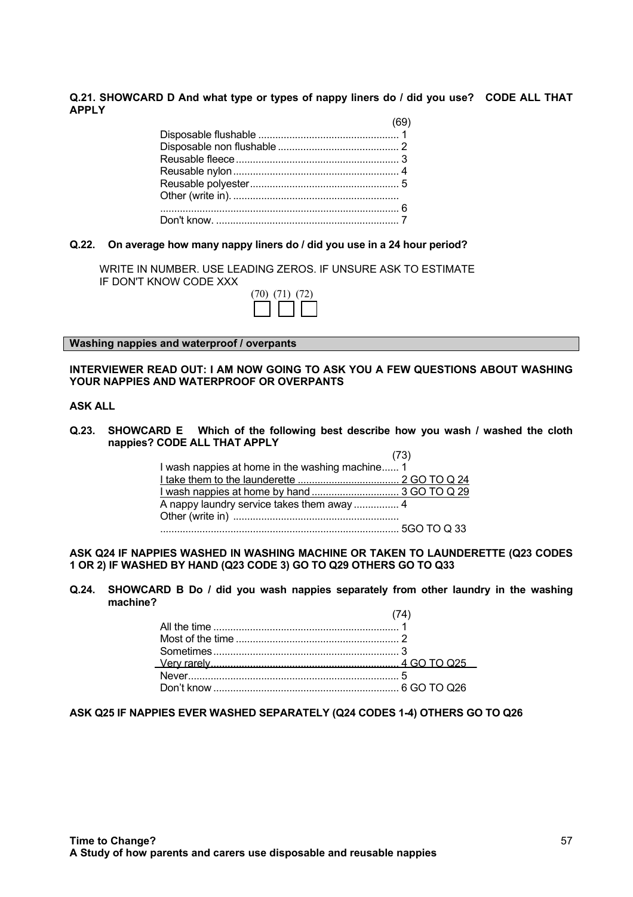**Q.21. SHOWCARD D And what type or types of nappy liners do / did you use? CODE ALL THAT APPLY**

(69)

Disposable flushable .................................................. 1
Disposable non flushable ........................................... 2
Reusable fleece .......................................................... 3
Reusable nylon ........................................................... 4
Reusable polyester ..................................................... 5
Other (write in). ...........................................................
................................................................................... 6
Don't know. ................................................................. 7

**Q.22. On average how many nappy liners do / did you use in a 24 hour period?**

WRITE IN NUMBER. USE LEADING ZEROS. IF UNSURE ASK TO ESTIMATE
IF DON'T KNOW CODE XXX

(70) (71) (72)

| | | |
|---|---|---|
| | | |

**Washing nappies and waterproof / overpants**

**INTERVIEWER READ OUT: I AM NOW GOING TO ASK YOU A FEW QUESTIONS ABOUT WASHING YOUR NAPPIES AND WATERPROOF OR OVERPANTS**

**ASK ALL**

**Q.23. SHOWCARD E Which of the following best describe how you wash / washed the cloth nappies? CODE ALL THAT APPLY**

(73)

I wash nappies at home in the washing machine...... 1
I take them to the launderette .................................... 2 GO TO Q 24
I wash nappies at home by hand ............................... 3 GO TO Q 29
A nappy laundry service takes them away ................ 4
Other (write in) ...........................................................
................................................................................... 5GO TO Q 33

**ASK Q24 IF NAPPIES WASHED IN WASHING MACHINE OR TAKEN TO LAUNDERETTE (Q23 CODES 1 OR 2) IF WASHED BY HAND (Q23 CODE 3) GO TO Q29 OTHERS GO TO Q33**

**Q.24. SHOWCARD B Do / did you wash nappies separately from other laundry in the washing machine?**

(74)

All the time ................................................................. 1
Most of the time .......................................................... 2
Sometimes .................................................................. 3
Very rarely .................................................................. 4 GO TO Q25
Never........................................................................... 5
Don't know .................................................................. 6 GO TO Q26

**ASK Q25 IF NAPPIES EVER WASHED SEPARATELY (Q24 CODES 1-4) OTHERS GO TO Q26**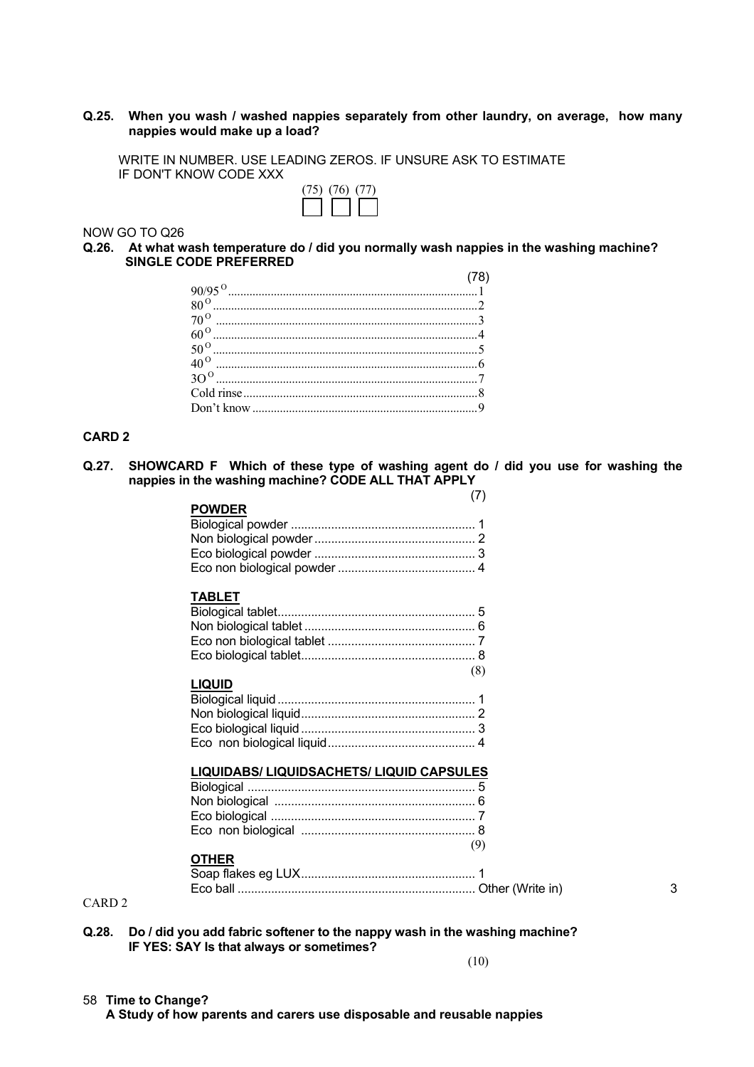**Q.25. When you wash / washed nappies separately from other laundry, on average, how many nappies would make up a load?**

WRITE IN NUMBER. USE LEADING ZEROS. IF UNSURE ASK TO ESTIMATE
IF DON'T KNOW CODE XXX

| (75) | (76) | (77) |
|---|---|---|
| | | |

NOW GO TO Q26

**Q.26. At what wash temperature do / did you normally wash nappies in the washing machine? SINGLE CODE PREFERRED**

(78)

| | |
|---|---|
| 90/95 $^{O}$ | 1 |
| 80 $^{O}$ | 2 |
| 70 $^{O}$ | 3 |
| 60 $^{O}$ | 4 |
| 50 $^{O}$ | 5 |
| 40 $^{O}$ | 6 |
| 3O $^{O}$ | 7 |
| Cold rinse | 8 |
| Don't know | 9 |

**CARD 2**

**Q.27. SHOWCARD F Which of these type of washing agent do / did you use for washing the nappies in the washing machine? CODE ALL THAT APPLY**

(7)

**POWDER**

| | |
|---|---|
| Biological powder | 1 |
| Non biological powder | 2 |
| Eco biological powder | 3 |
| Eco non biological powder | 4 |

**TABLET**

| | |
|---|---|
| Biological tablet | 5 |
| Non biological tablet | 6 |
| Eco non biological tablet | 7 |
| Eco biological tablet | 8 |

(8)

**LIQUID**

| | |
|---|---|
| Biological liquid | 1 |
| Non biological liquid | 2 |
| Eco biological liquid | 3 |
| Eco non biological liquid | 4 |

**LIQUIDABS/ LIQUIDSACHETS/ LIQUID CAPSULES**

| | |
|---|---|
| Biological | 5 |
| Non biological | 6 |
| Eco biological | 7 |
| Eco non biological | 8 |

(9)

**OTHER**

| | |
|---|---|
| Soap flakes eg LUX | 1 |
| Eco ball | Other (Write in) 3 |

CARD 2

**Q.28. Do / did you add fabric softener to the nappy wash in the washing machine? IF YES: SAY Is that always or sometimes?**

(10)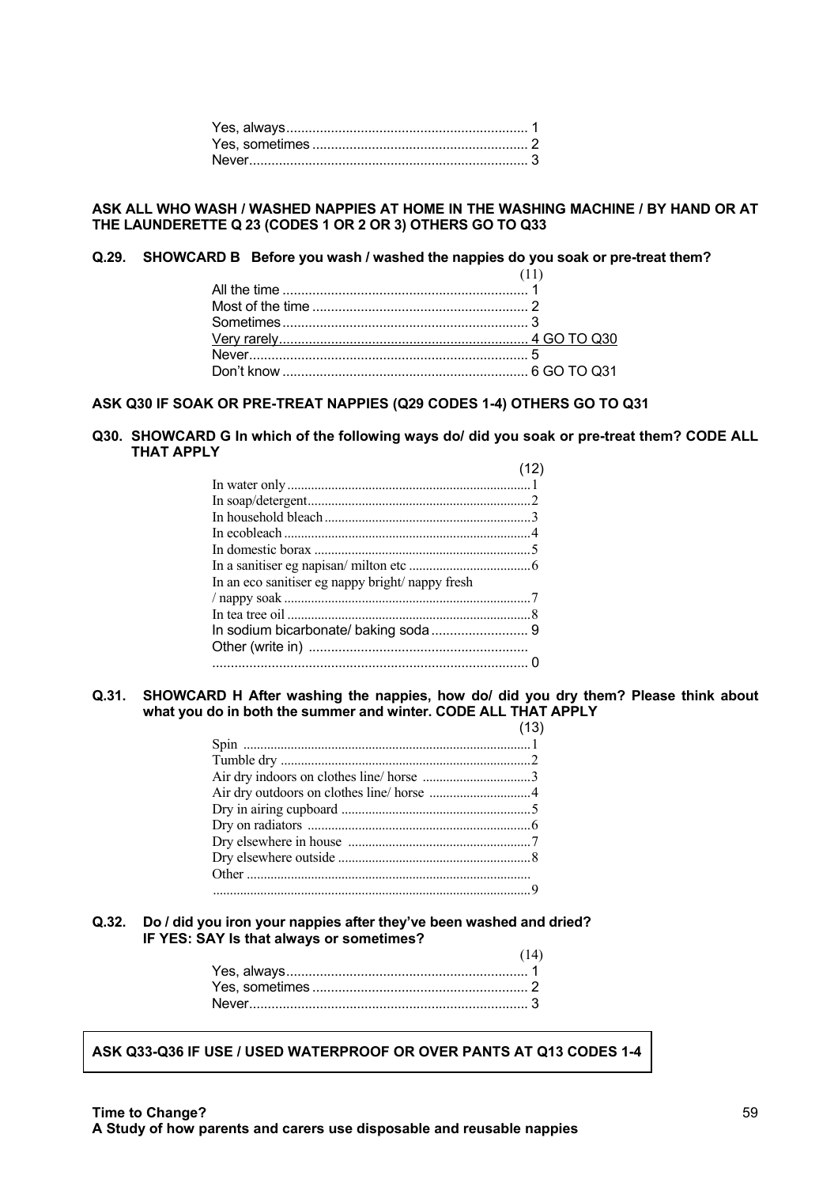Yes, always ................................................................ 1
Yes, sometimes ......................................................... 2
Never.......................................................................... 3

**ASK ALL WHO WASH / WASHED NAPPIES AT HOME IN THE WASHING MACHINE / BY HAND OR AT THE LAUNDERETTE Q 23 (CODES 1 OR 2 OR 3) OTHERS GO TO Q33**

**Q.29. SHOWCARD B Before you wash / washed the nappies do you soak or pre-treat them?**

(11)

All the time ................................................................. 1
Most of the time .......................................................... 2
Sometimes ................................................................. 3
Very rarely.................................................................. 4 GO TO Q30
Never.......................................................................... 5
Don't know ................................................................. 6 GO TO Q31

**ASK Q30 IF SOAK OR PRE-TREAT NAPPIES (Q29 CODES 1-4) OTHERS GO TO Q31**

**Q30. SHOWCARD G In which of the following ways do/ did you soak or pre-treat them? CODE ALL THAT APPLY**

(12)

In water only........................................................................1
In soap/detergent.................................................................2
In household bleach.............................................................3
In ecobleach ........................................................................4
In domestic borax ................................................................5
In a sanitiser eg napisan/ milton etc ....................................6
In an eco sanitiser eg nappy bright/ nappy fresh / nappy soak ........................................................................7
In tea tree oil ........................................................................8
In sodium bicarbonate/ baking soda .......................... 9
Other (write in) ...........................................................
.................................................................................... 0

**Q.31. SHOWCARD H After washing the nappies, how do/ did you dry them? Please think about what you do in both the summer and winter. CODE ALL THAT APPLY**

(13)

Spin .....................................................................................1
Tumble dry ..........................................................................2
Air dry indoors on clothes line/ horse ................................3
Air dry outdoors on clothes line/ horse ..............................4
Dry in airing cupboard .......................................................5
Dry on radiators .................................................................6
Dry elsewhere in house .....................................................7
Dry elsewhere outside ........................................................8
Other ...................................................................................
.............................................................................................9

**Q.32. Do / did you iron your nappies after they've been washed and dried? IF YES: SAY Is that always or sometimes?**

(14)

Yes, always ................................................................ 1
Yes, sometimes ......................................................... 2
Never.......................................................................... 3

**ASK Q33-Q36 IF USE / USED WATERPROOF OR OVER PANTS AT Q13 CODES 1-4**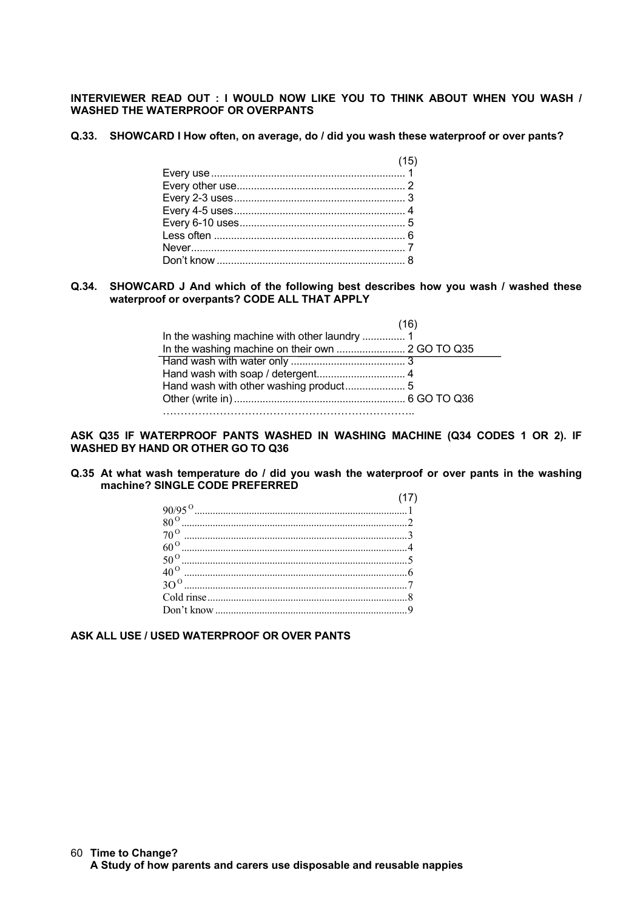**INTERVIEWER READ OUT : I WOULD NOW LIKE YOU TO THINK ABOUT WHEN YOU WASH / WASHED THE WATERPROOF OR OVERPANTS**

**Q.33. SHOWCARD I How often, on average, do / did you wash these waterproof or over pants?**

| | (15) |
|---|---|
| Every use | 1 |
| Every other use | 2 |
| Every 2-3 uses | 3 |
| Every 4-5 uses | 4 |
| Every 6-10 uses | 5 |
| Less often | 6 |
| Never | 7 |
| Don't know | 8 |

**Q.34. SHOWCARD J And which of the following best describes how you wash / washed these waterproof or overpants? CODE ALL THAT APPLY**

| | (16) | |
|---|---|---|
| In the washing machine with other laundry | 1 | |
| In the washing machine on their own | 2 | GO TO Q35 |
| Hand wash with water only | 3 | |
| Hand wash with soap / detergent | 4 | |
| Hand wash with other washing product | 5 | |
| Other (write in) | 6 | GO TO Q36 |

……………………………………………………………..

**ASK Q35 IF WATERPROOF PANTS WASHED IN WASHING MACHINE (Q34 CODES 1 OR 2). IF WASHED BY HAND OR OTHER GO TO Q36**

**Q.35 At what wash temperature do / did you wash the waterproof or over pants in the washing machine? SINGLE CODE PREFERRED**

| | (17) |
|---|---|
| $90/95^{O}$ | 1 |
| $80^{O}$ | 2 |
| $70^{O}$ | 3 |
| $60^{O}$ | 4 |
| $50^{O}$ | 5 |
| $40^{O}$ | 6 |
| $3O^{O}$ | 7 |
| Cold rinse | 8 |
| Don't know | 9 |

**ASK ALL USE / USED WATERPROOF OR OVER PANTS**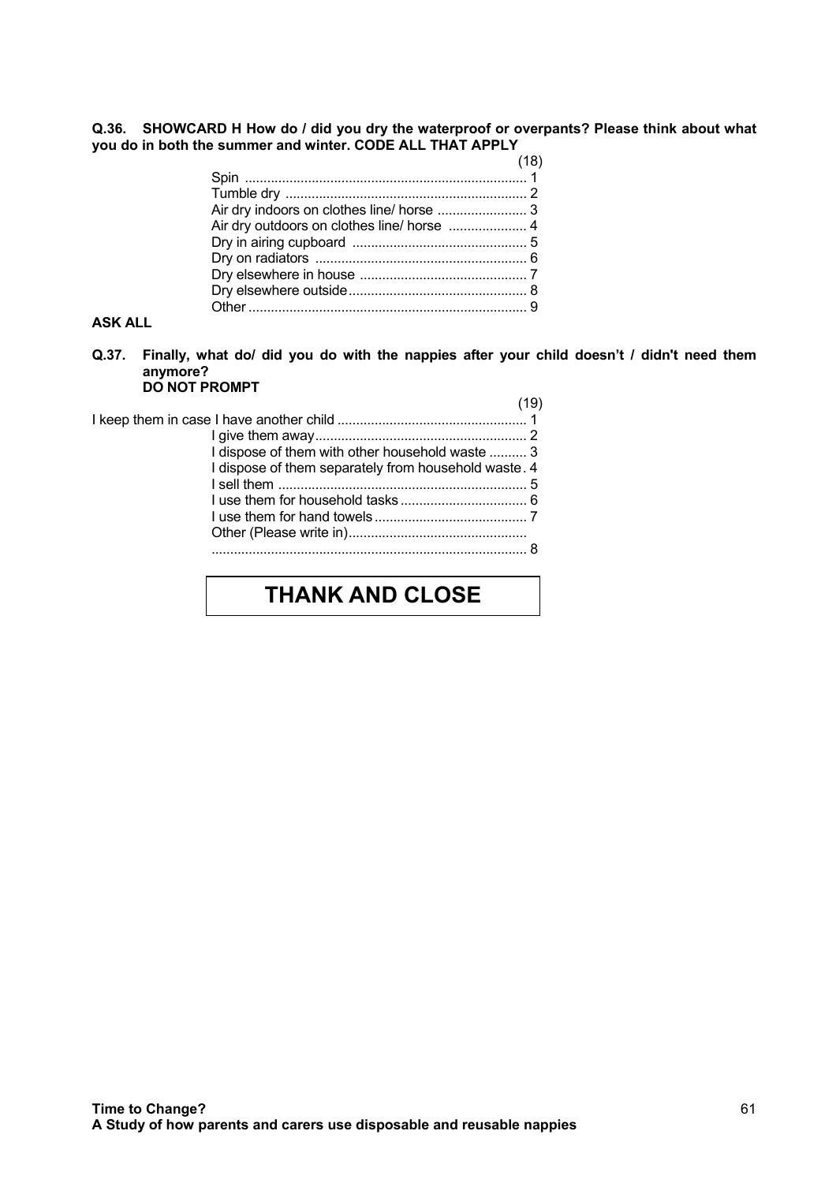**Q.36. SHOWCARD H How do / did you dry the waterproof or overpants? Please think about what you do in both the summer and winter. CODE ALL THAT APPLY**

(18)

Spin ........................................................................... 1
Tumble dry ................................................................ 2
Air dry indoors on clothes line/ horse ........................ 3
Air dry outdoors on clothes line/ horse ..................... 4
Dry in airing cupboard .............................................. 5
Dry on radiators ........................................................ 6
Dry elsewhere in house ............................................ 7
Dry elsewhere outside............................................... 8
Other .......................................................................... 9

**ASK ALL**

**Q.37. Finally, what do/ did you do with the nappies after your child doesn't / didn't need them anymore?**
**DO NOT PROMPT**

(19)

I keep them in case I have another child .................................................. 1
I give them away......................................................... 2
I dispose of them with other household waste .......... 3
I dispose of them separately from household waste. 4
I sell them .................................................................. 5
I use them for household tasks.................................. 6
I use them for hand towels......................................... 7
Other (Please write in)................................................
.................................................................................... 8

**THANK AND CLOSE**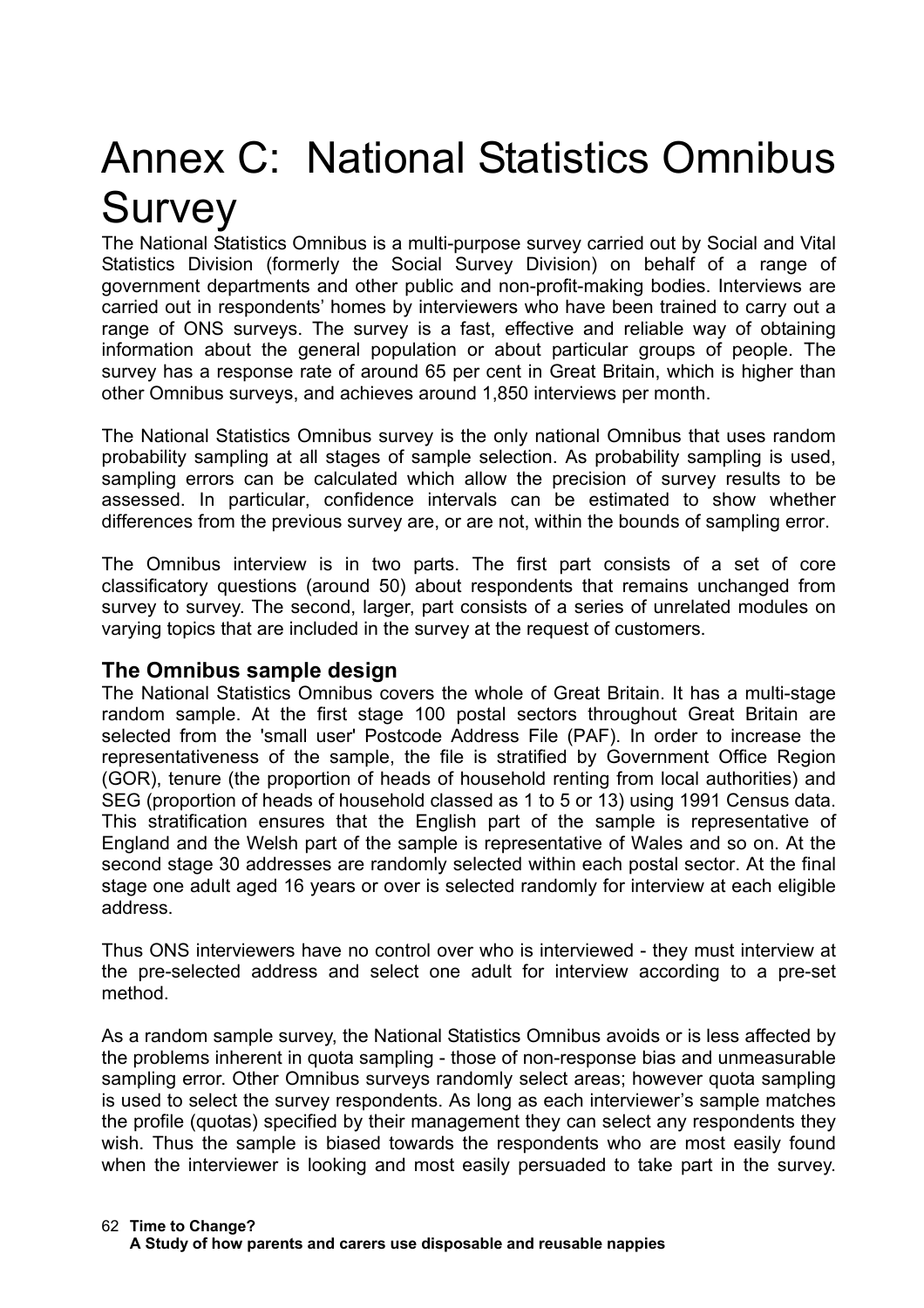# Annex C: National Statistics Omnibus Survey

The National Statistics Omnibus is a multi-purpose survey carried out by Social and Vital Statistics Division (formerly the Social Survey Division) on behalf of a range of government departments and other public and non-profit-making bodies. Interviews are carried out in respondents' homes by interviewers who have been trained to carry out a range of ONS surveys. The survey is a fast, effective and reliable way of obtaining information about the general population or about particular groups of people. The survey has a response rate of around 65 per cent in Great Britain, which is higher than other Omnibus surveys, and achieves around 1,850 interviews per month.

The National Statistics Omnibus survey is the only national Omnibus that uses random probability sampling at all stages of sample selection. As probability sampling is used, sampling errors can be calculated which allow the precision of survey results to be assessed. In particular, confidence intervals can be estimated to show whether differences from the previous survey are, or are not, within the bounds of sampling error.

The Omnibus interview is in two parts. The first part consists of a set of core classificatory questions (around 50) about respondents that remains unchanged from survey to survey. The second, larger, part consists of a series of unrelated modules on varying topics that are included in the survey at the request of customers.

## The Omnibus sample design

The National Statistics Omnibus covers the whole of Great Britain. It has a multi-stage random sample. At the first stage 100 postal sectors throughout Great Britain are selected from the 'small user' Postcode Address File (PAF). In order to increase the representativeness of the sample, the file is stratified by Government Office Region (GOR), tenure (the proportion of heads of household renting from local authorities) and SEG (proportion of heads of household classed as 1 to 5 or 13) using 1991 Census data. This stratification ensures that the English part of the sample is representative of England and the Welsh part of the sample is representative of Wales and so on. At the second stage 30 addresses are randomly selected within each postal sector. At the final stage one adult aged 16 years or over is selected randomly for interview at each eligible address.

Thus ONS interviewers have no control over who is interviewed - they must interview at the pre-selected address and select one adult for interview according to a pre-set method.

As a random sample survey, the National Statistics Omnibus avoids or is less affected by the problems inherent in quota sampling - those of non-response bias and unmeasurable sampling error. Other Omnibus surveys randomly select areas; however quota sampling is used to select the survey respondents. As long as each interviewer's sample matches the profile (quotas) specified by their management they can select any respondents they wish. Thus the sample is biased towards the respondents who are most easily found when the interviewer is looking and most easily persuaded to take part in the survey.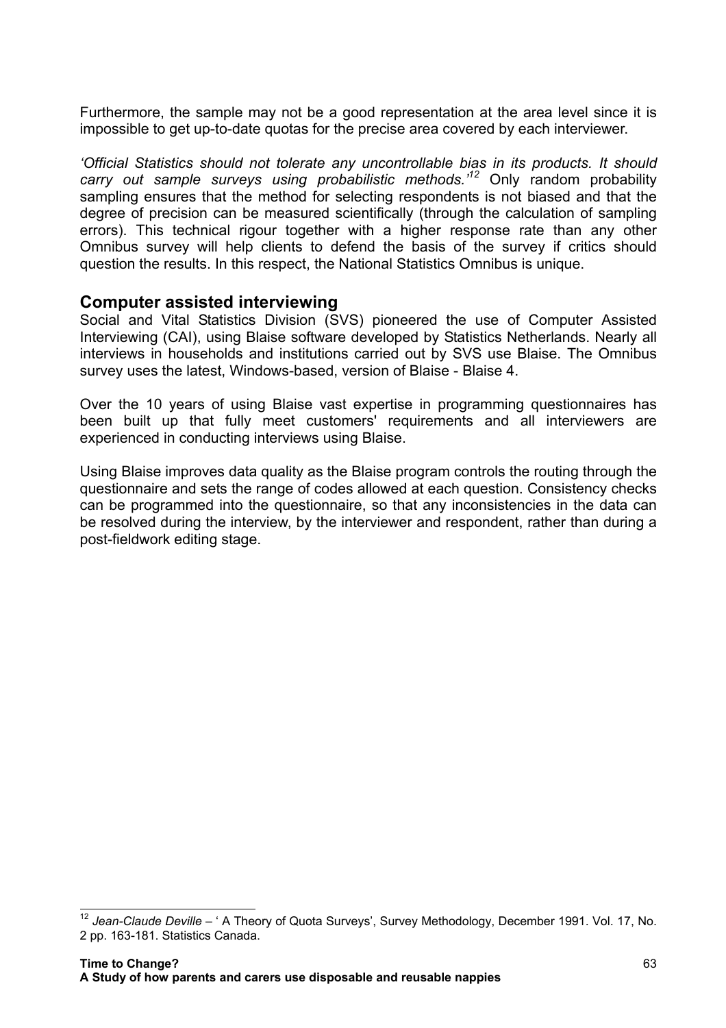Furthermore, the sample may not be a good representation at the area level since it is impossible to get up-to-date quotas for the precise area covered by each interviewer.

*'Official Statistics should not tolerate any uncontrollable bias in its products. It should carry out sample surveys using probabilistic methods.'*[12] Only random probability sampling ensures that the method for selecting respondents is not biased and that the degree of precision can be measured scientifically (through the calculation of sampling errors). This technical rigour together with a higher response rate than any other Omnibus survey will help clients to defend the basis of the survey if critics should question the results. In this respect, the National Statistics Omnibus is unique.

## Computer assisted interviewing

Social and Vital Statistics Division (SVS) pioneered the use of Computer Assisted Interviewing (CAI), using Blaise software developed by Statistics Netherlands. Nearly all interviews in households and institutions carried out by SVS use Blaise. The Omnibus survey uses the latest, Windows-based, version of Blaise - Blaise 4.

Over the 10 years of using Blaise vast expertise in programming questionnaires has been built up that fully meet customers' requirements and all interviewers are experienced in conducting interviews using Blaise.

Using Blaise improves data quality as the Blaise program controls the routing through the questionnaire and sets the range of codes allowed at each question. Consistency checks can be programmed into the questionnaire, so that any inconsistencies in the data can be resolved during the interview, by the interviewer and respondent, rather than during a post-fieldwork editing stage.

---

[12] *Jean-Claude Deville* – ' A Theory of Quota Surveys', Survey Methodology, December 1991. Vol. 17, No. 2 pp. 163-181. Statistics Canada.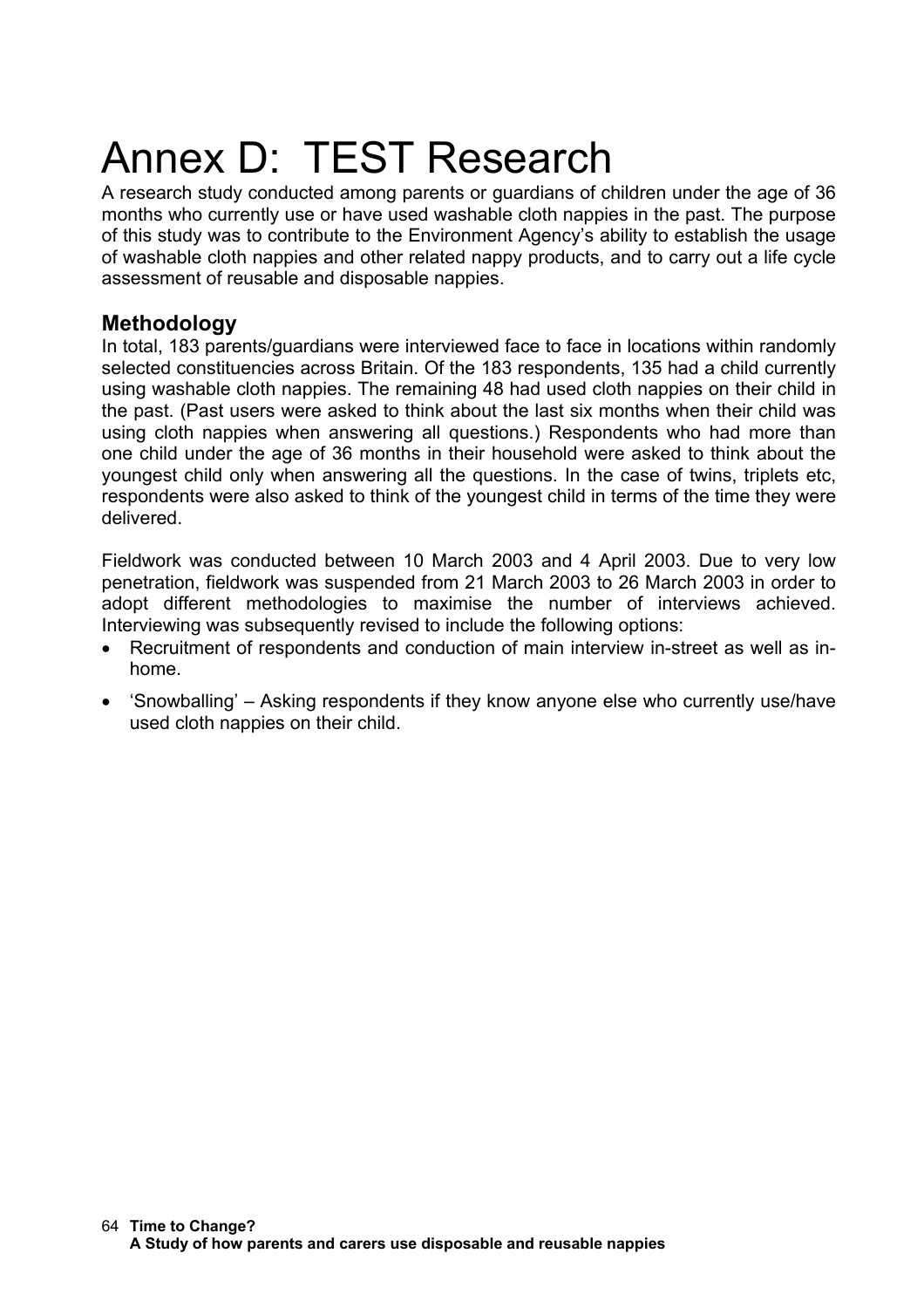# Annex D: TEST Research

A research study conducted among parents or guardians of children under the age of 36 months who currently use or have used washable cloth nappies in the past. The purpose of this study was to contribute to the Environment Agency's ability to establish the usage of washable cloth nappies and other related nappy products, and to carry out a life cycle assessment of reusable and disposable nappies.

## Methodology

In total, 183 parents/guardians were interviewed face to face in locations within randomly selected constituencies across Britain. Of the 183 respondents, 135 had a child currently using washable cloth nappies. The remaining 48 had used cloth nappies on their child in the past. (Past users were asked to think about the last six months when their child was using cloth nappies when answering all questions.) Respondents who had more than one child under the age of 36 months in their household were asked to think about the youngest child only when answering all the questions. In the case of twins, triplets etc, respondents were also asked to think of the youngest child in terms of the time they were delivered.

Fieldwork was conducted between 10 March 2003 and 4 April 2003. Due to very low penetration, fieldwork was suspended from 21 March 2003 to 26 March 2003 in order to adopt different methodologies to maximise the number of interviews achieved. Interviewing was subsequently revised to include the following options:

- Recruitment of respondents and conduction of main interview in-street as well as in-home.
- 'Snowballing' – Asking respondents if they know anyone else who currently use/have used cloth nappies on their child.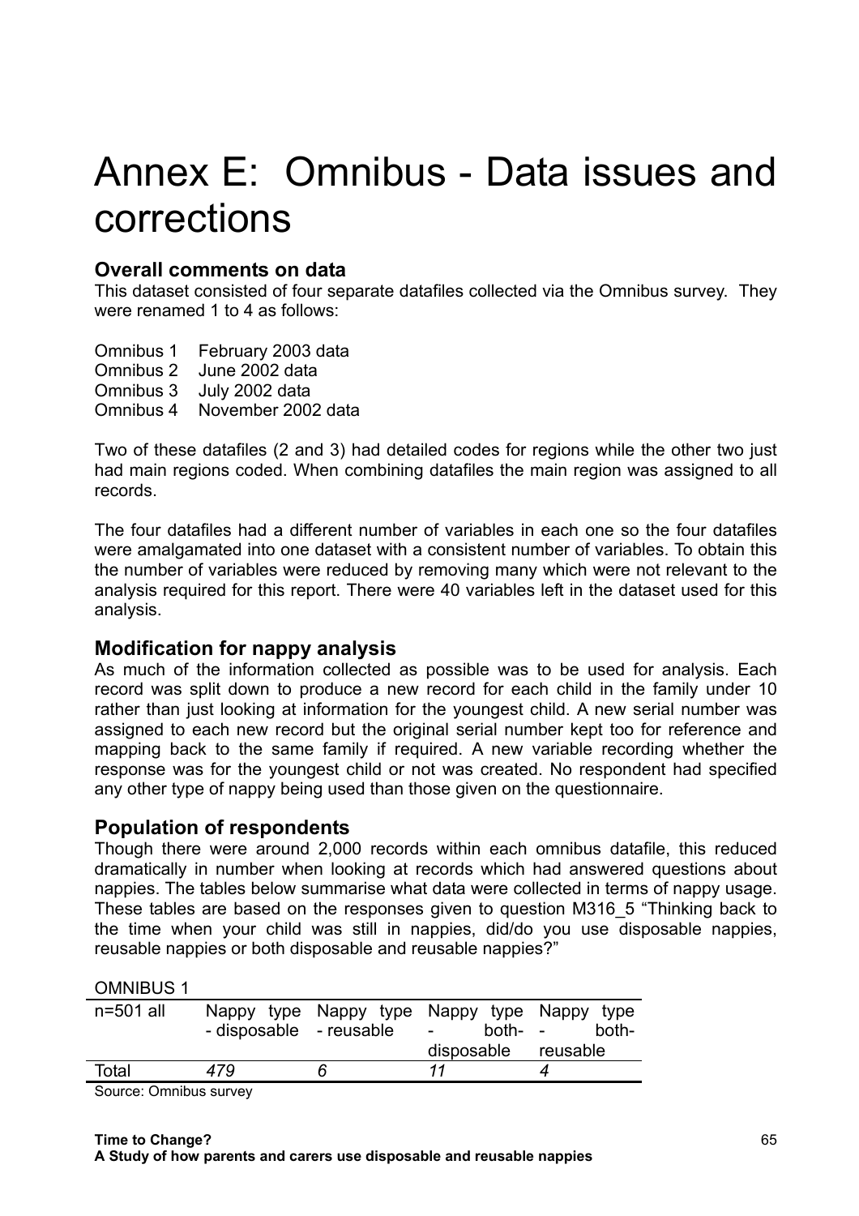# Annex E: Omnibus - Data issues and corrections

## Overall comments on data

This dataset consisted of four separate datafiles collected via the Omnibus survey. They were renamed 1 to 4 as follows:

Omnibus 1 February 2003 data
Omnibus 2 June 2002 data
Omnibus 3 July 2002 data
Omnibus 4 November 2002 data

Two of these datafiles (2 and 3) had detailed codes for regions while the other two just had main regions coded. When combining datafiles the main region was assigned to all records.

The four datafiles had a different number of variables in each one so the four datafiles were amalgamated into one dataset with a consistent number of variables. To obtain this the number of variables were reduced by removing many which were not relevant to the analysis required for this report. There were 40 variables left in the dataset used for this analysis.

## Modification for nappy analysis

As much of the information collected as possible was to be used for analysis. Each record was split down to produce a new record for each child in the family under 10 rather than just looking at information for the youngest child. A new serial number was assigned to each new record but the original serial number kept too for reference and mapping back to the same family if required. A new variable recording whether the response was for the youngest child or not was created. No respondent had specified any other type of nappy being used than those given on the questionnaire.

## Population of respondents

Though there were around 2,000 records within each omnibus datafile, this reduced dramatically in number when looking at records which had answered questions about nappies. The tables below summarise what data were collected in terms of nappy usage. These tables are based on the responses given to question M316_5 "Thinking back to the time when your child was still in nappies, did/do you use disposable nappies, reusable nappies or both disposable and reusable nappies?"

OMNIBUS 1

| n=501 all | Nappy type - disposable | Nappy type - reusable | Nappy type - both-disposable | Nappy type - both-reusable |
|---|---|---|---|---|
| Total | *479* | *6* | *11* | *4* |

Source: Omnibus survey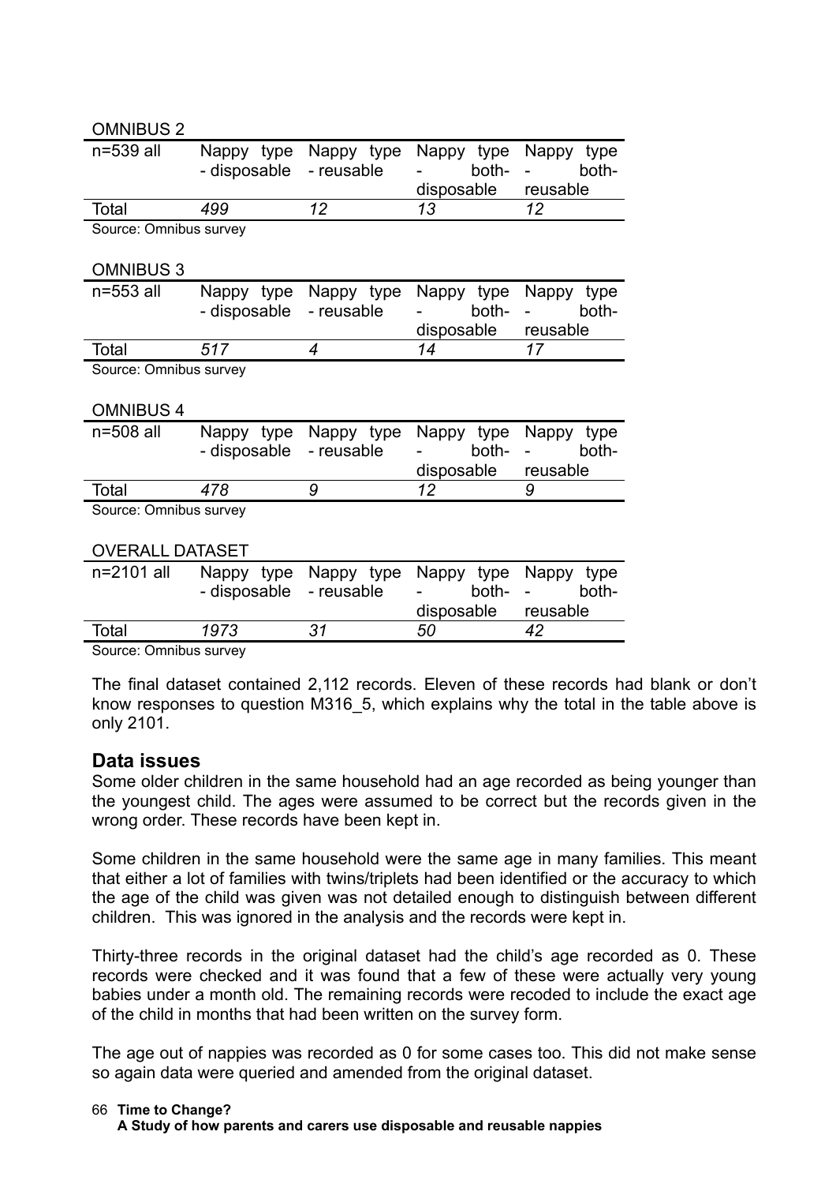OMNIBUS 2

| n=539 all | Nappy type - disposable | Nappy type - reusable | Nappy type - both-disposable | Nappy type - both-reusable |
|---|---|---|---|---|
| Total | *499* | *12* | *13* | *12* |

Source: Omnibus survey

OMNIBUS 3

| n=553 all | Nappy type - disposable | Nappy type - reusable | Nappy type - both-disposable | Nappy type - both-reusable |
|---|---|---|---|---|
| Total | *517* | *4* | *14* | *17* |

Source: Omnibus survey

OMNIBUS 4

| n=508 all | Nappy type - disposable | Nappy type - reusable | Nappy type - both-disposable | Nappy type - both-reusable |
|---|---|---|---|---|
| Total | *478* | *9* | *12* | *9* |

Source: Omnibus survey

OVERALL DATASET

| n=2101 all | Nappy type - disposable | Nappy type - reusable | Nappy type - both-disposable | Nappy type - both-reusable |
|---|---|---|---|---|
| Total | *1973* | *31* | *50* | *42* |

Source: Omnibus survey

The final dataset contained 2,112 records. Eleven of these records had blank or don't know responses to question M316_5, which explains why the total in the table above is only 2101.

## Data issues

Some older children in the same household had an age recorded as being younger than the youngest child. The ages were assumed to be correct but the records given in the wrong order. These records have been kept in.

Some children in the same household were the same age in many families. This meant that either a lot of families with twins/triplets had been identified or the accuracy to which the age of the child was given was not detailed enough to distinguish between different children. This was ignored in the analysis and the records were kept in.

Thirty-three records in the original dataset had the child's age recorded as 0. These records were checked and it was found that a few of these were actually very young babies under a month old. The remaining records were recoded to include the exact age of the child in months that had been written on the survey form.

The age out of nappies was recorded as 0 for some cases too. This did not make sense so again data were queried and amended from the original dataset.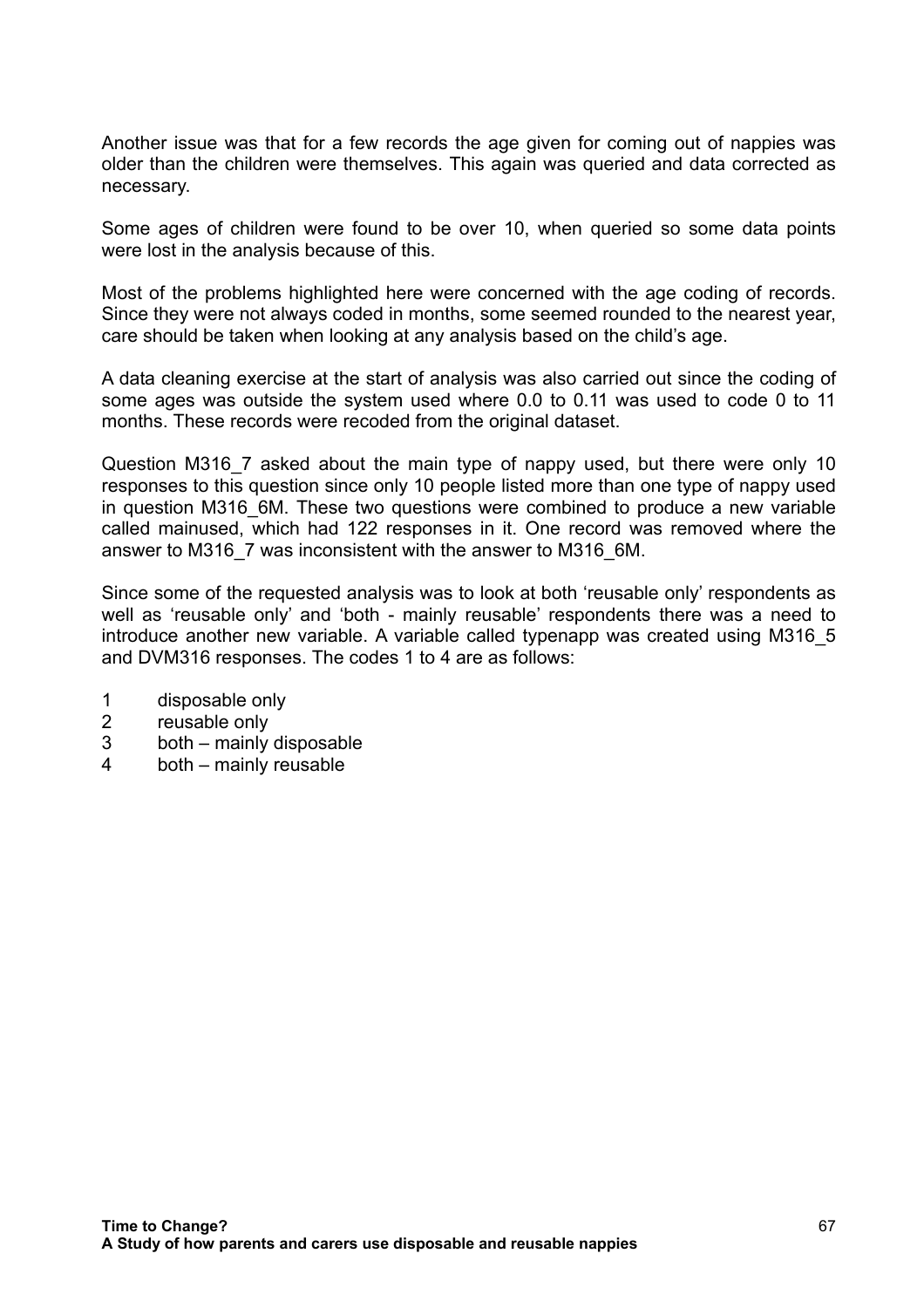Another issue was that for a few records the age given for coming out of nappies was older than the children were themselves. This again was queried and data corrected as necessary.

Some ages of children were found to be over 10, when queried so some data points were lost in the analysis because of this.

Most of the problems highlighted here were concerned with the age coding of records. Since they were not always coded in months, some seemed rounded to the nearest year, care should be taken when looking at any analysis based on the child's age.

A data cleaning exercise at the start of analysis was also carried out since the coding of some ages was outside the system used where 0.0 to 0.11 was used to code 0 to 11 months. These records were recoded from the original dataset.

Question M316_7 asked about the main type of nappy used, but there were only 10 responses to this question since only 10 people listed more than one type of nappy used in question M316_6M. These two questions were combined to produce a new variable called mainused, which had 122 responses in it. One record was removed where the answer to M316_7 was inconsistent with the answer to M316_6M.

Since some of the requested analysis was to look at both 'reusable only' respondents as well as 'reusable only' and 'both - mainly reusable' respondents there was a need to introduce another new variable. A variable called typenapp was created using M316_5 and DVM316 responses. The codes 1 to 4 are as follows:

1 disposable only
2 reusable only
3 both – mainly disposable
4 both – mainly reusable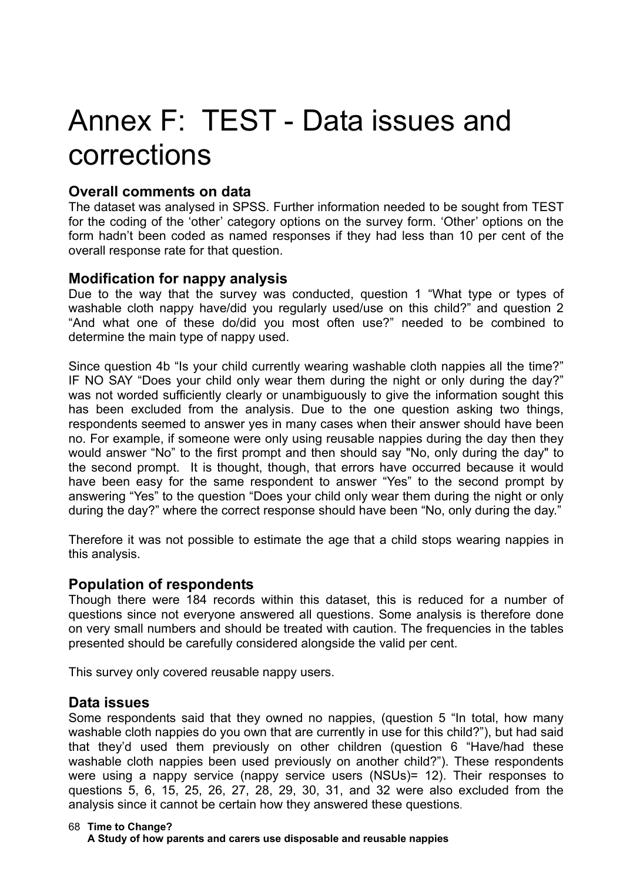# Annex F: TEST - Data issues and corrections

### Overall comments on data

The dataset was analysed in SPSS. Further information needed to be sought from TEST for the coding of the 'other' category options on the survey form. 'Other' options on the form hadn't been coded as named responses if they had less than 10 per cent of the overall response rate for that question.

### Modification for nappy analysis

Due to the way that the survey was conducted, question 1 "What type or types of washable cloth nappy have/did you regularly used/use on this child?" and question 2 "And what one of these do/did you most often use?" needed to be combined to determine the main type of nappy used.

Since question 4b "Is your child currently wearing washable cloth nappies all the time?" IF NO SAY "Does your child only wear them during the night or only during the day?" was not worded sufficiently clearly or unambiguously to give the information sought this has been excluded from the analysis. Due to the one question asking two things, respondents seemed to answer yes in many cases when their answer should have been no. For example, if someone were only using reusable nappies during the day then they would answer "No" to the first prompt and then should say "No, only during the day" to the second prompt. It is thought, though, that errors have occurred because it would have been easy for the same respondent to answer "Yes" to the second prompt by answering "Yes" to the question "Does your child only wear them during the night or only during the day?" where the correct response should have been "No, only during the day."

Therefore it was not possible to estimate the age that a child stops wearing nappies in this analysis.

### Population of respondents

Though there were 184 records within this dataset, this is reduced for a number of questions since not everyone answered all questions. Some analysis is therefore done on very small numbers and should be treated with caution. The frequencies in the tables presented should be carefully considered alongside the valid per cent.

This survey only covered reusable nappy users.

### Data issues

Some respondents said that they owned no nappies, (question 5 "In total, how many washable cloth nappies do you own that are currently in use for this child?"), but had said that they'd used them previously on other children (question 6 "Have/had these washable cloth nappies been used previously on another child?"). These respondents were using a nappy service (nappy service users (NSUs)= 12). Their responses to questions 5, 6, 15, 25, 26, 27, 28, 29, 30, 31, and 32 were also excluded from the analysis since it cannot be certain how they answered these questions.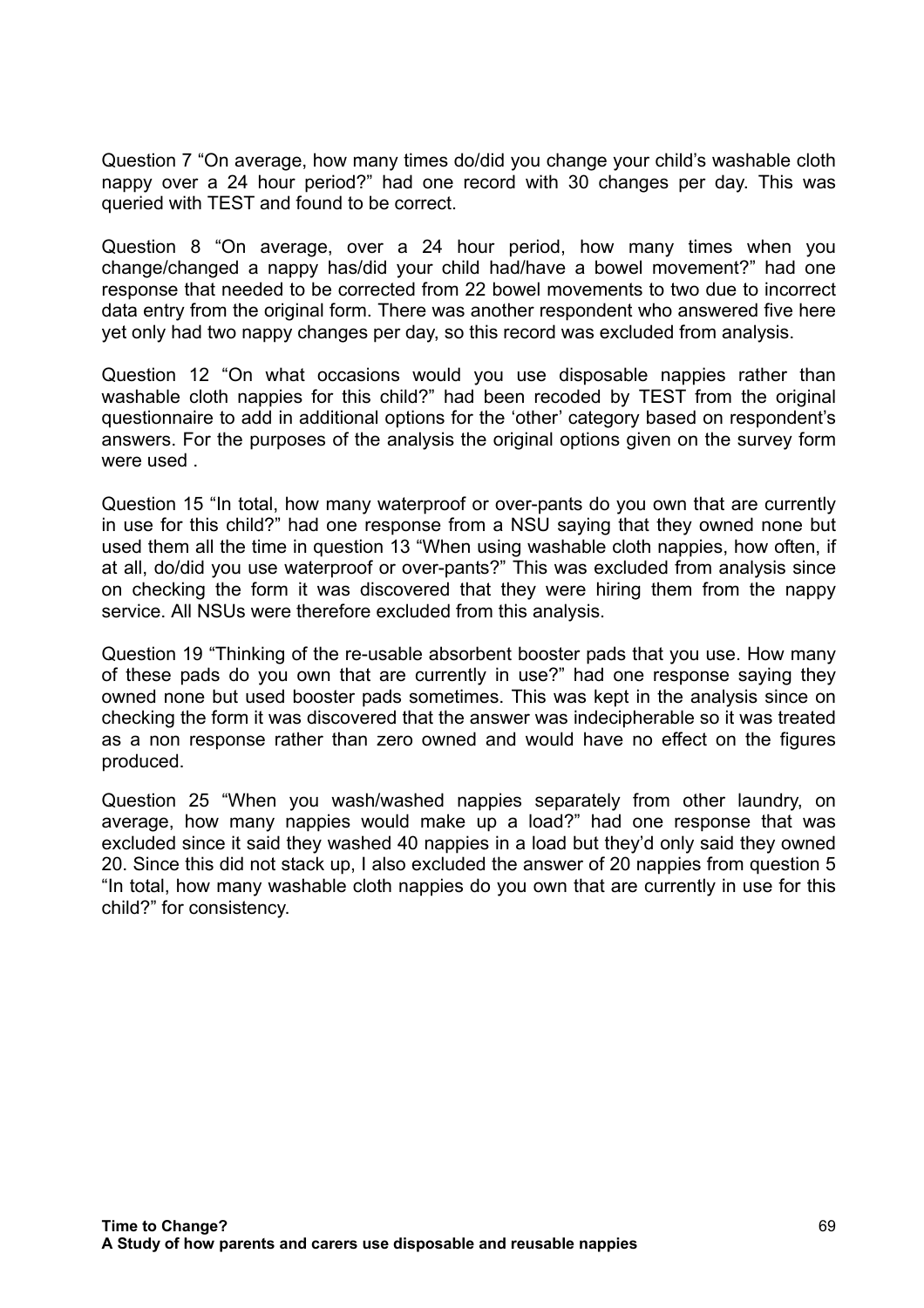Question 7 “On average, how many times do/did you change your child’s washable cloth nappy over a 24 hour period?” had one record with 30 changes per day. This was queried with TEST and found to be correct.

Question 8 “On average, over a 24 hour period, how many times when you change/changed a nappy has/did your child had/have a bowel movement?” had one response that needed to be corrected from 22 bowel movements to two due to incorrect data entry from the original form. There was another respondent who answered five here yet only had two nappy changes per day, so this record was excluded from analysis.

Question 12 “On what occasions would you use disposable nappies rather than washable cloth nappies for this child?” had been recoded by TEST from the original questionnaire to add in additional options for the ‘other’ category based on respondent’s answers. For the purposes of the analysis the original options given on the survey form were used .

Question 15 “In total, how many waterproof or over-pants do you own that are currently in use for this child?” had one response from a NSU saying that they owned none but used them all the time in question 13 “When using washable cloth nappies, how often, if at all, do/did you use waterproof or over-pants?” This was excluded from analysis since on checking the form it was discovered that they were hiring them from the nappy service. All NSUs were therefore excluded from this analysis.

Question 19 “Thinking of the re-usable absorbent booster pads that you use. How many of these pads do you own that are currently in use?” had one response saying they owned none but used booster pads sometimes. This was kept in the analysis since on checking the form it was discovered that the answer was indecipherable so it was treated as a non response rather than zero owned and would have no effect on the figures produced.

Question 25 “When you wash/washed nappies separately from other laundry, on average, how many nappies would make up a load?” had one response that was excluded since it said they washed 40 nappies in a load but they’d only said they owned 20. Since this did not stack up, I also excluded the answer of 20 nappies from question 5 “In total, how many washable cloth nappies do you own that are currently in use for this child?” for consistency.